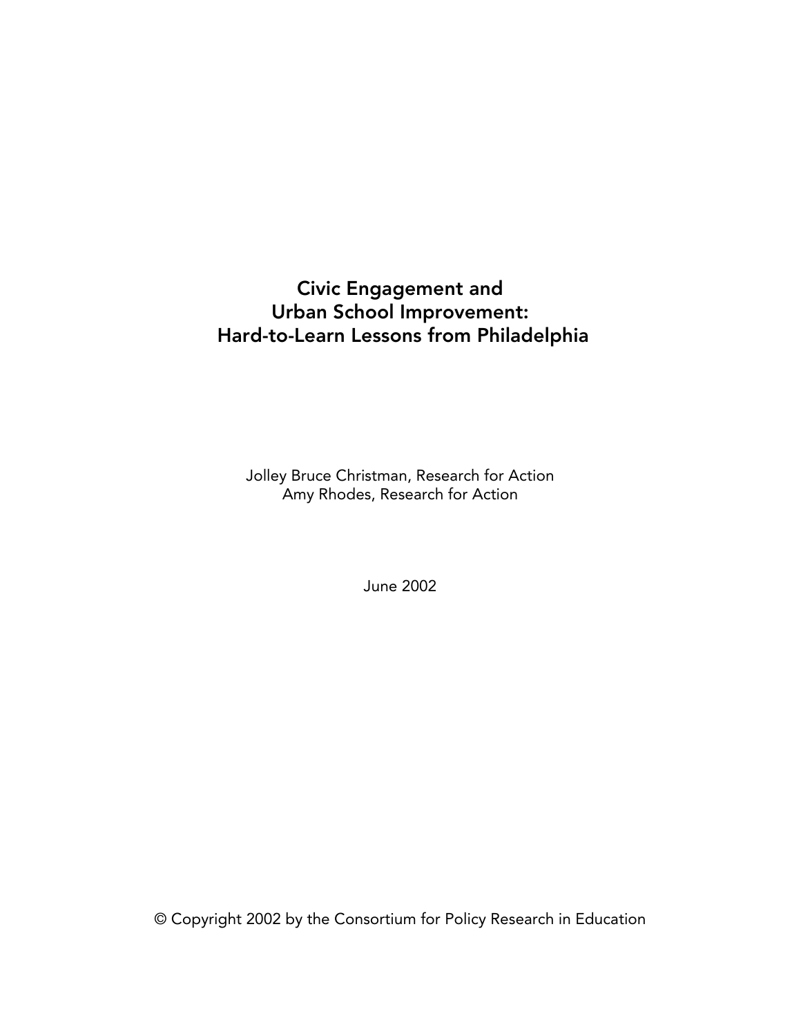# Civic Engagement and Urban School Improvement: Hard-to-Learn Lessons from Philadelphia

Jolley Bruce Christman, Research for Action
Amy Rhodes, Research for Action

June 2002

© Copyright 2002 by the Consortium for Policy Research in Education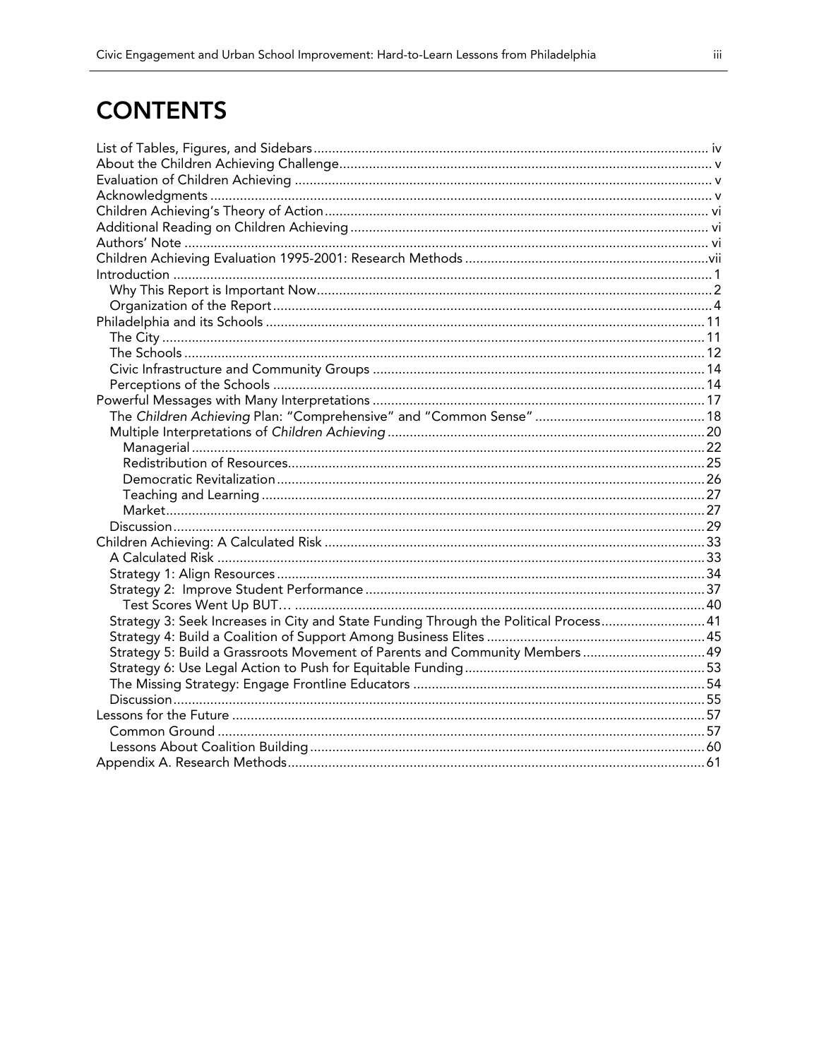# CONTENTS

| | |
|---|---|
| List of Tables, Figures, and Sidebars | iv |
| About the Children Achieving Challenge | v |
| Evaluation of Children Achieving | v |
| Acknowledgments | v |
| Children Achieving's Theory of Action | vi |
| Additional Reading on Children Achieving | vi |
| Authors' Note | vi |
| Children Achieving Evaluation 1995-2001: Research Methods | vii |
| Introduction | 1 |
| Why This Report is Important Now | 2 |
| Organization of the Report | 4 |
| Philadelphia and its Schools | 11 |
| The City | 11 |
| The Schools | 12 |
| Civic Infrastructure and Community Groups | 14 |
| Perceptions of the Schools | 14 |
| Powerful Messages with Many Interpretations | 17 |
| The *Children Achieving* Plan: "Comprehensive" and "Common Sense" | 18 |
| Multiple Interpretations of *Children Achieving* | 20 |
| Managerial | 22 |
| Redistribution of Resources | 25 |
| Democratic Revitalization | 26 |
| Teaching and Learning | 27 |
| Market | 27 |
| Discussion | 29 |
| Children Achieving: A Calculated Risk | 33 |
| A Calculated Risk | 33 |
| Strategy 1: Align Resources | 34 |
| Strategy 2: Improve Student Performance | 37 |
| Test Scores Went Up BUT… | 40 |
| Strategy 3: Seek Increases in City and State Funding Through the Political Process | 41 |
| Strategy 4: Build a Coalition of Support Among Business Elites | 45 |
| Strategy 5: Build a Grassroots Movement of Parents and Community Members | 49 |
| Strategy 6: Use Legal Action to Push for Equitable Funding | 53 |
| The Missing Strategy: Engage Frontline Educators | 54 |
| Discussion | 55 |
| Lessons for the Future | 57 |
| Common Ground | 57 |
| Lessons About Coalition Building | 60 |
| Appendix A. Research Methods | 61 |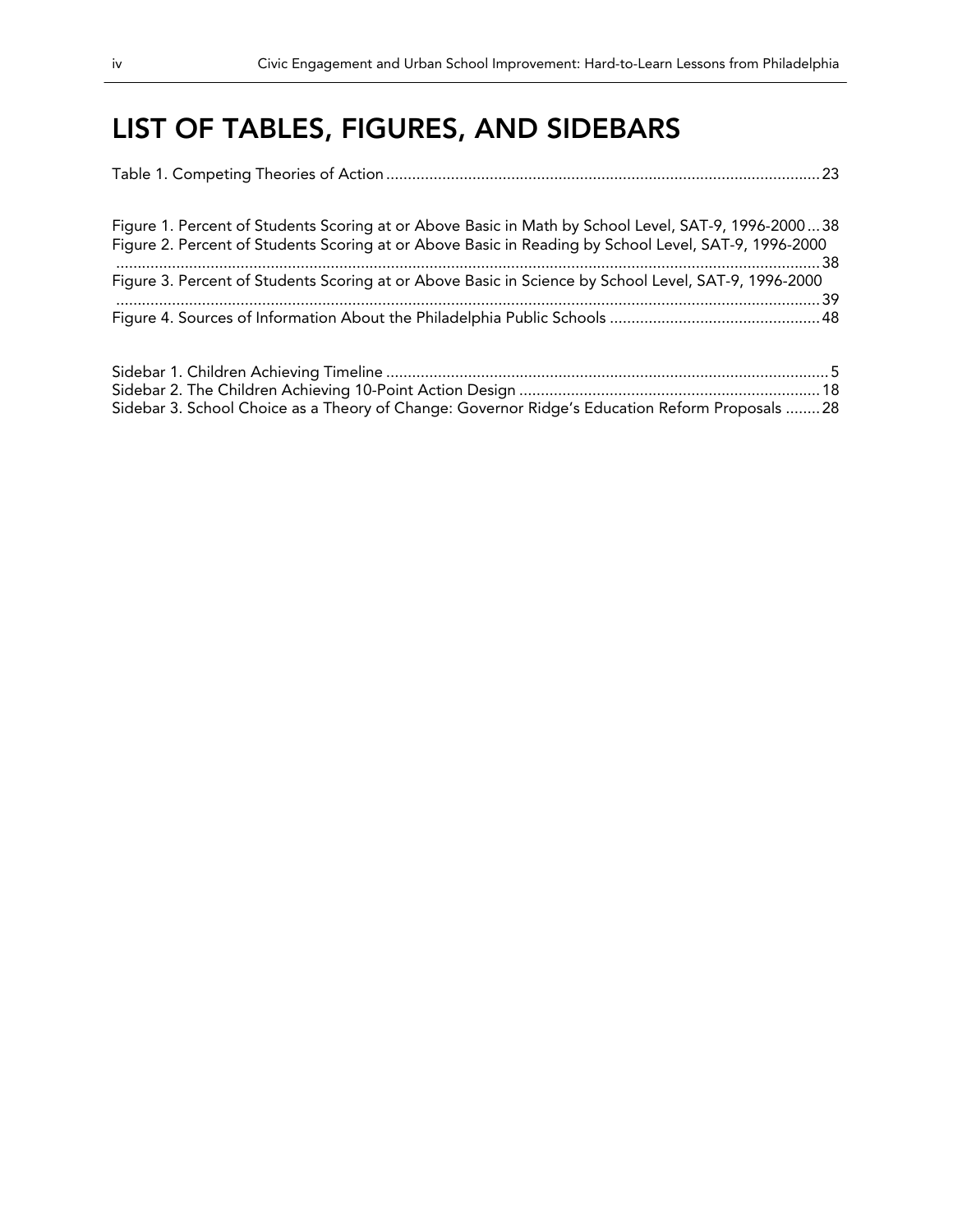# LIST OF TABLES, FIGURES, AND SIDEBARS

Table 1. Competing Theories of Action .......... 23

Figure 1. Percent of Students Scoring at or Above Basic in Math by School Level, SAT-9, 1996-2000 .......... 38
Figure 2. Percent of Students Scoring at or Above Basic in Reading by School Level, SAT-9, 1996-2000 .......... 38
Figure 3. Percent of Students Scoring at or Above Basic in Science by School Level, SAT-9, 1996-2000 .......... 39
Figure 4. Sources of Information About the Philadelphia Public Schools .......... 48

Sidebar 1. Children Achieving Timeline .......... 5
Sidebar 2. The Children Achieving 10-Point Action Design .......... 18
Sidebar 3. School Choice as a Theory of Change: Governor Ridge's Education Reform Proposals .......... 28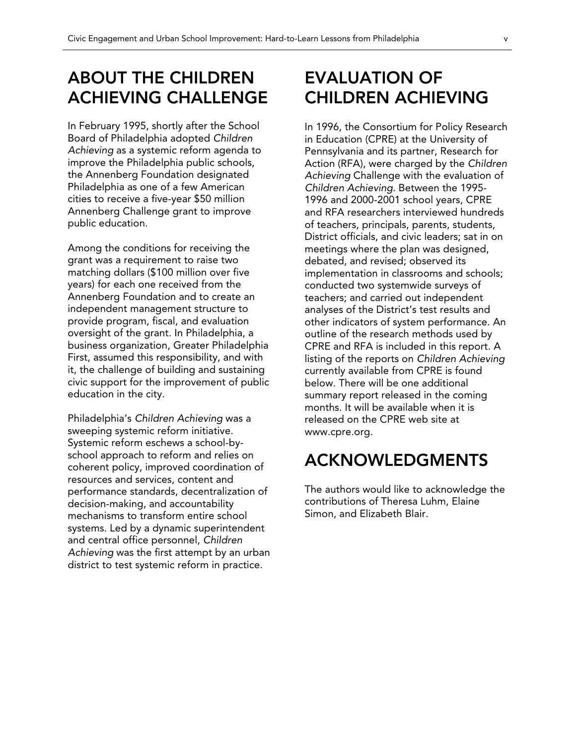## ABOUT THE CHILDREN ACHIEVING CHALLENGE

In February 1995, shortly after the School Board of Philadelphia adopted *Children Achieving* as a systemic reform agenda to improve the Philadelphia public schools, the Annenberg Foundation designated Philadelphia as one of a few American cities to receive a five-year $50 million Annenberg Challenge grant to improve public education.

Among the conditions for receiving the grant was a requirement to raise two matching dollars ($100 million over five years) for each one received from the Annenberg Foundation and to create an independent management structure to provide program, fiscal, and evaluation oversight of the grant. In Philadelphia, a business organization, Greater Philadelphia First, assumed this responsibility, and with it, the challenge of building and sustaining civic support for the improvement of public education in the city.

Philadelphia's *Children Achieving* was a sweeping systemic reform initiative. Systemic reform eschews a school-by-school approach to reform and relies on coherent policy, improved coordination of resources and services, content and performance standards, decentralization of decision-making, and accountability mechanisms to transform entire school systems. Led by a dynamic superintendent and central office personnel, *Children Achieving* was the first attempt by an urban district to test systemic reform in practice.

## EVALUATION OF CHILDREN ACHIEVING

In 1996, the Consortium for Policy Research in Education (CPRE) at the University of Pennsylvania and its partner, Research for Action (RFA), were charged by the *Children Achieving* Challenge with the evaluation of *Children Achieving*. Between the 1995-1996 and 2000-2001 school years, CPRE and RFA researchers interviewed hundreds of teachers, principals, parents, students, District officials, and civic leaders; sat in on meetings where the plan was designed, debated, and revised; observed its implementation in classrooms and schools; conducted two systemwide surveys of teachers; and carried out independent analyses of the District's test results and other indicators of system performance. An outline of the research methods used by CPRE and RFA is included in this report. A listing of the reports on *Children Achieving* currently available from CPRE is found below. There will be one additional summary report released in the coming months. It will be available when it is released on the CPRE web site at www.cpre.org.

## ACKNOWLEDGMENTS

The authors would like to acknowledge the contributions of Theresa Luhm, Elaine Simon, and Elizabeth Blair.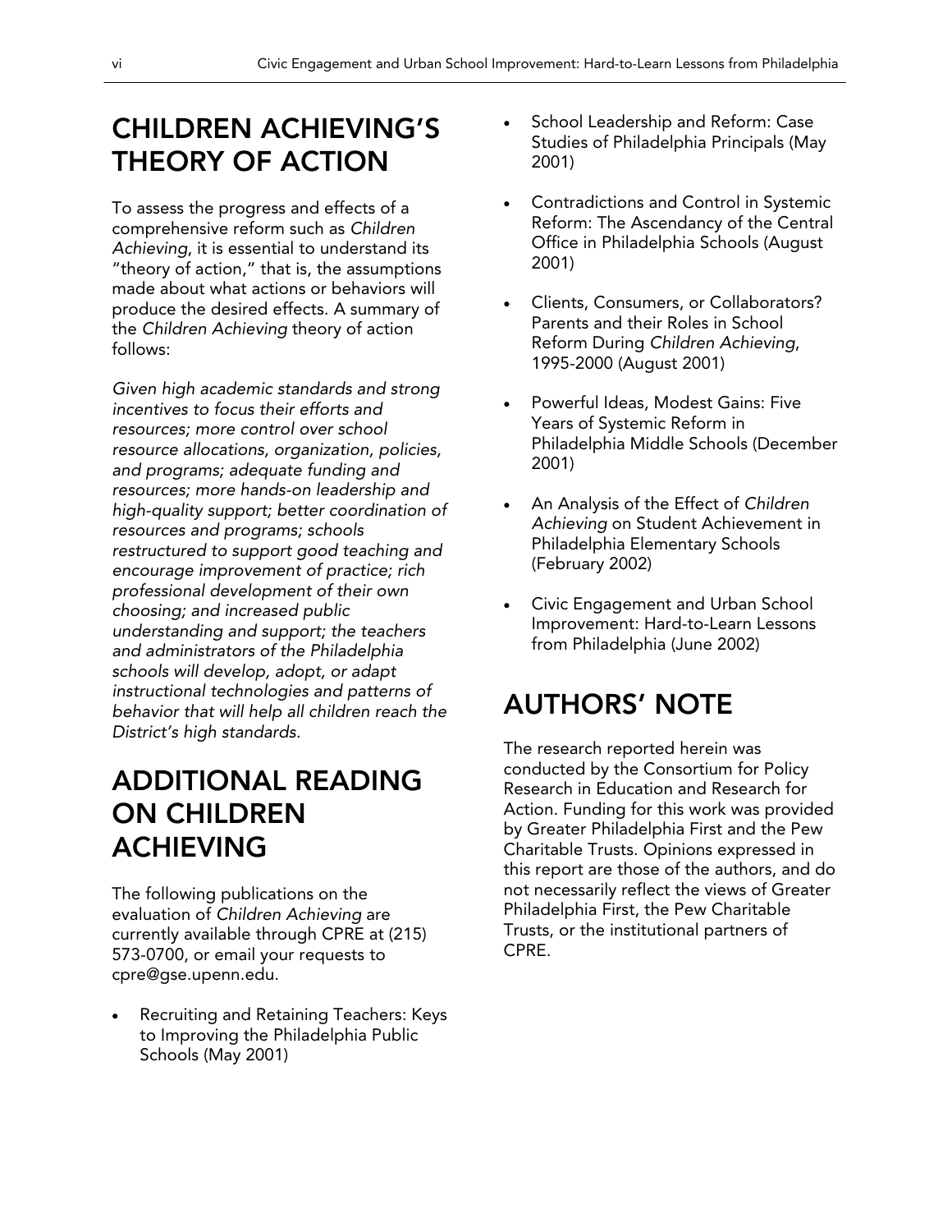## CHILDREN ACHIEVING'S THEORY OF ACTION

To assess the progress and effects of a comprehensive reform such as *Children Achieving*, it is essential to understand its "theory of action," that is, the assumptions made about what actions or behaviors will produce the desired effects. A summary of the *Children Achieving* theory of action follows:

*Given high academic standards and strong incentives to focus their efforts and resources; more control over school resource allocations, organization, policies, and programs; adequate funding and resources; more hands-on leadership and high-quality support; better coordination of resources and programs; schools restructured to support good teaching and encourage improvement of practice; rich professional development of their own choosing; and increased public understanding and support; the teachers and administrators of the Philadelphia schools will develop, adopt, or adapt instructional technologies and patterns of behavior that will help all children reach the District's high standards.*

## ADDITIONAL READING ON CHILDREN ACHIEVING

The following publications on the evaluation of *Children Achieving* are currently available through CPRE at (215) 573-0700, or email your requests to cpre@gse.upenn.edu.

- Recruiting and Retaining Teachers: Keys to Improving the Philadelphia Public Schools (May 2001)
- School Leadership and Reform: Case Studies of Philadelphia Principals (May 2001)
- Contradictions and Control in Systemic Reform: The Ascendancy of the Central Office in Philadelphia Schools (August 2001)
- Clients, Consumers, or Collaborators? Parents and their Roles in School Reform During *Children Achieving*, 1995-2000 (August 2001)
- Powerful Ideas, Modest Gains: Five Years of Systemic Reform in Philadelphia Middle Schools (December 2001)
- An Analysis of the Effect of *Children Achieving* on Student Achievement in Philadelphia Elementary Schools (February 2002)
- Civic Engagement and Urban School Improvement: Hard-to-Learn Lessons from Philadelphia (June 2002)

## AUTHORS' NOTE

The research reported herein was conducted by the Consortium for Policy Research in Education and Research for Action. Funding for this work was provided by Greater Philadelphia First and the Pew Charitable Trusts. Opinions expressed in this report are those of the authors, and do not necessarily reflect the views of Greater Philadelphia First, the Pew Charitable Trusts, or the institutional partners of CPRE.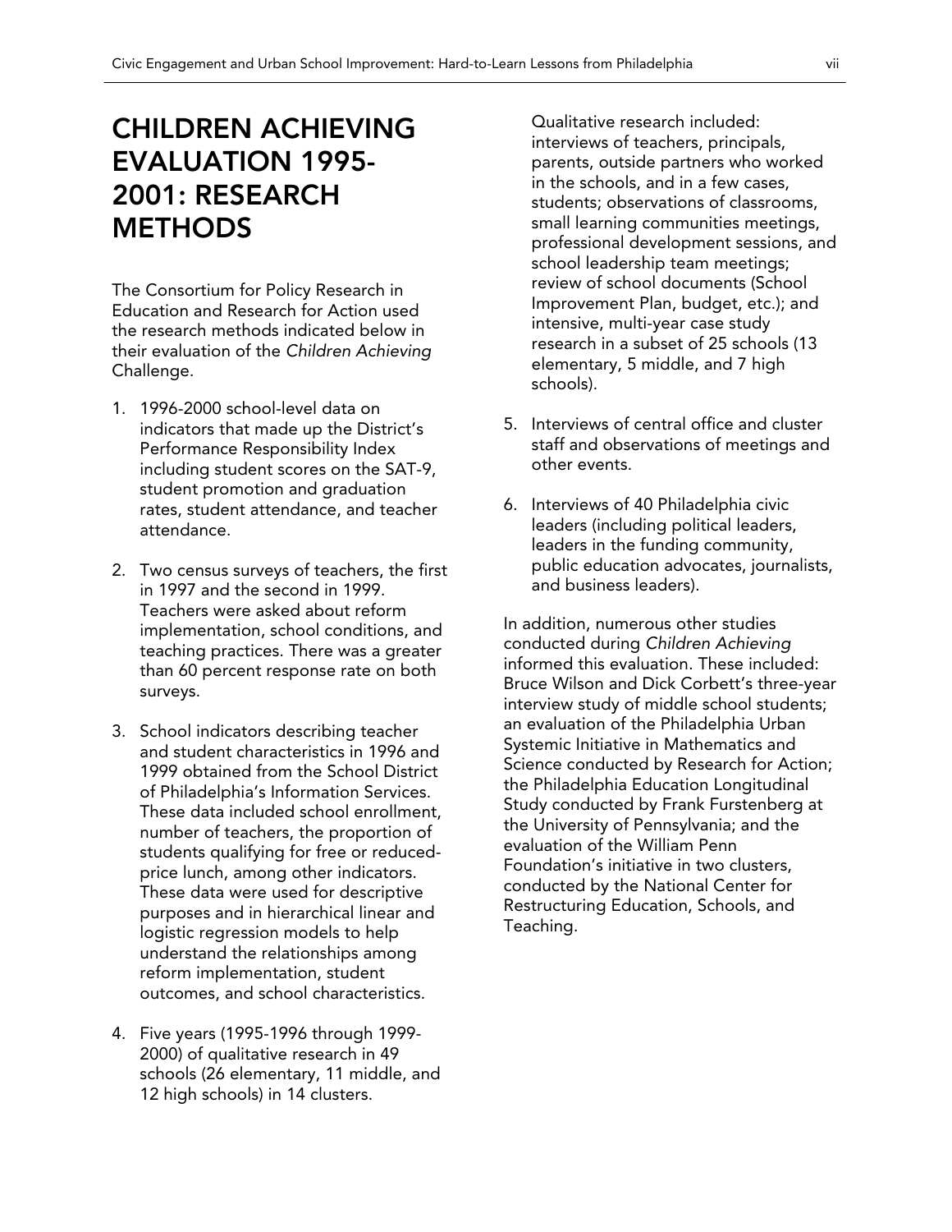# CHILDREN ACHIEVING EVALUATION 1995-2001: RESEARCH METHODS

The Consortium for Policy Research in Education and Research for Action used the research methods indicated below in their evaluation of the *Children Achieving* Challenge.

1. 1996-2000 school-level data on indicators that made up the District's Performance Responsibility Index including student scores on the SAT-9, student promotion and graduation rates, student attendance, and teacher attendance.

2. Two census surveys of teachers, the first in 1997 and the second in 1999. Teachers were asked about reform implementation, school conditions, and teaching practices. There was a greater than 60 percent response rate on both surveys.

3. School indicators describing teacher and student characteristics in 1996 and 1999 obtained from the School District of Philadelphia's Information Services. These data included school enrollment, number of teachers, the proportion of students qualifying for free or reduced-price lunch, among other indicators. These data were used for descriptive purposes and in hierarchical linear and logistic regression models to help understand the relationships among reform implementation, student outcomes, and school characteristics.

4. Five years (1995-1996 through 1999-2000) of qualitative research in 49 schools (26 elementary, 11 middle, and 12 high schools) in 14 clusters.

   Qualitative research included: interviews of teachers, principals, parents, outside partners who worked in the schools, and in a few cases, students; observations of classrooms, small learning communities meetings, professional development sessions, and school leadership team meetings; review of school documents (School Improvement Plan, budget, etc.); and intensive, multi-year case study research in a subset of 25 schools (13 elementary, 5 middle, and 7 high schools).

5. Interviews of central office and cluster staff and observations of meetings and other events.

6. Interviews of 40 Philadelphia civic leaders (including political leaders, leaders in the funding community, public education advocates, journalists, and business leaders).

In addition, numerous other studies conducted during *Children Achieving* informed this evaluation. These included: Bruce Wilson and Dick Corbett's three-year interview study of middle school students; an evaluation of the Philadelphia Urban Systemic Initiative in Mathematics and Science conducted by Research for Action; the Philadelphia Education Longitudinal Study conducted by Frank Furstenberg at the University of Pennsylvania; and the evaluation of the William Penn Foundation's initiative in two clusters, conducted by the National Center for Restructuring Education, Schools, and Teaching.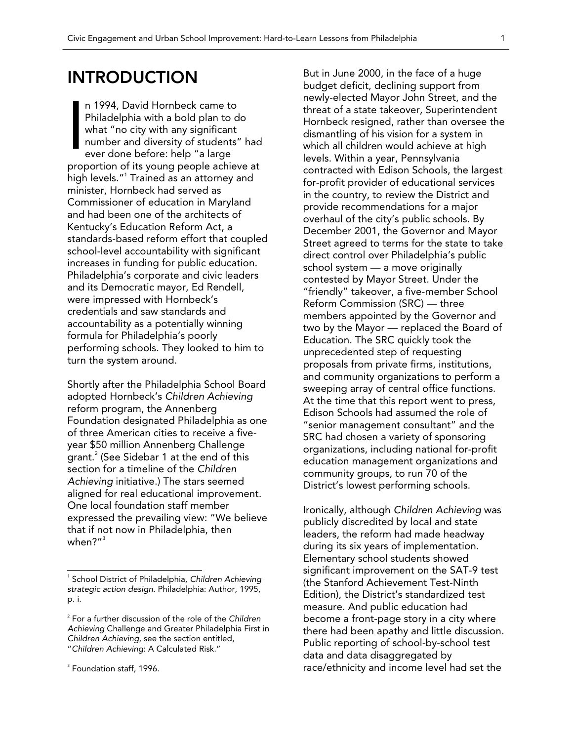# INTRODUCTION

In 1994, David Hornbeck came to Philadelphia with a bold plan to do what "no city with any significant number and diversity of students" had ever done before: help "a large proportion of its young people achieve at high levels."[1] Trained as an attorney and minister, Hornbeck had served as Commissioner of education in Maryland and had been one of the architects of Kentucky's Education Reform Act, a standards-based reform effort that coupled school-level accountability with significant increases in funding for public education. Philadelphia's corporate and civic leaders and its Democratic mayor, Ed Rendell, were impressed with Hornbeck's credentials and saw standards and accountability as a potentially winning formula for Philadelphia's poorly performing schools. They looked to him to turn the system around.

Shortly after the Philadelphia School Board adopted Hornbeck's *Children Achieving* reform program, the Annenberg Foundation designated Philadelphia as one of three American cities to receive a five-year $50 million Annenberg Challenge grant.[2] (See Sidebar 1 at the end of this section for a timeline of the *Children Achieving* initiative.) The stars seemed aligned for real educational improvement. One local foundation staff member expressed the prevailing view: "We believe that if not now in Philadelphia, then when?"[3]

But in June 2000, in the face of a huge budget deficit, declining support from newly-elected Mayor John Street, and the threat of a state takeover, Superintendent Hornbeck resigned, rather than oversee the dismantling of his vision for a system in which all children would achieve at high levels. Within a year, Pennsylvania contracted with Edison Schools, the largest for-profit provider of educational services in the country, to review the District and provide recommendations for a major overhaul of the city's public schools. By December 2001, the Governor and Mayor Street agreed to terms for the state to take direct control over Philadelphia's public school system — a move originally contested by Mayor Street. Under the "friendly" takeover, a five-member School Reform Commission (SRC) — three members appointed by the Governor and two by the Mayor — replaced the Board of Education. The SRC quickly took the unprecedented step of requesting proposals from private firms, institutions, and community organizations to perform a sweeping array of central office functions. At the time that this report went to press, Edison Schools had assumed the role of "senior management consultant" and the SRC had chosen a variety of sponsoring organizations, including national for-profit education management organizations and community groups, to run 70 of the District's lowest performing schools.

Ironically, although *Children Achieving* was publicly discredited by local and state leaders, the reform had made headway during its six years of implementation. Elementary school students showed significant improvement on the SAT-9 test (the Stanford Achievement Test-Ninth Edition), the District's standardized test measure. And public education had become a front-page story in a city where there had been apathy and little discussion. Public reporting of school-by-school test data and data disaggregated by race/ethnicity and income level had set the

---

[1] School District of Philadelphia, *Children Achieving strategic action design*. Philadelphia: Author, 1995, p. i.

[2] For a further discussion of the role of the *Children Achieving* Challenge and Greater Philadelphia First in *Children Achieving*, see the section entitled, "*Children Achieving*: A Calculated Risk."

[3] Foundation staff, 1996.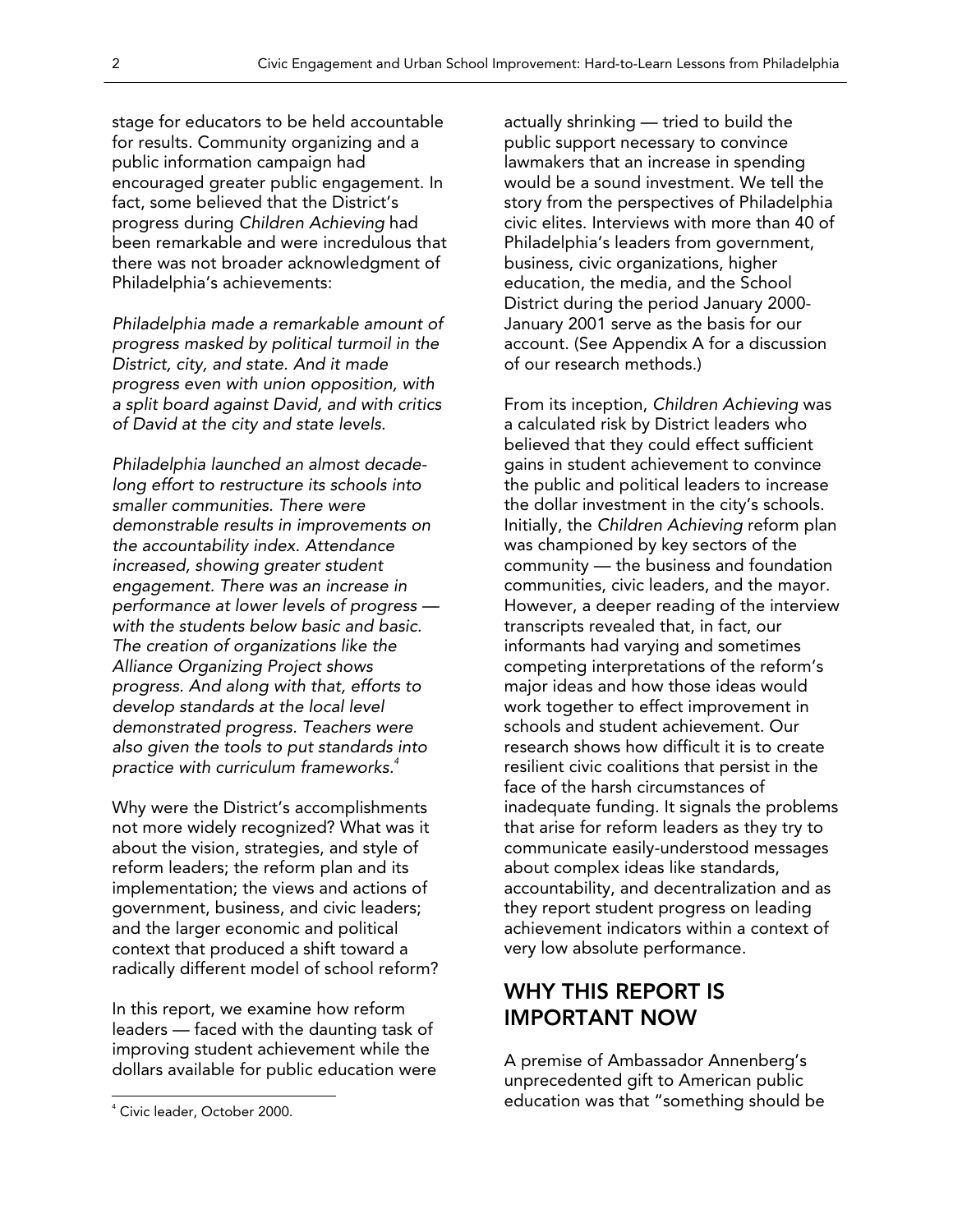stage for educators to be held accountable for results. Community organizing and a public information campaign had encouraged greater public engagement. In fact, some believed that the District's progress during *Children Achieving* had been remarkable and were incredulous that there was not broader acknowledgment of Philadelphia's achievements:

*Philadelphia made a remarkable amount of progress masked by political turmoil in the District, city, and state. And it made progress even with union opposition, with a split board against David, and with critics of David at the city and state levels.*

*Philadelphia launched an almost decade-long effort to restructure its schools into smaller communities. There were demonstrable results in improvements on the accountability index. Attendance increased, showing greater student engagement. There was an increase in performance at lower levels of progress — with the students below basic and basic. The creation of organizations like the Alliance Organizing Project shows progress. And along with that, efforts to develop standards at the local level demonstrated progress. Teachers were also given the tools to put standards into practice with curriculum frameworks.*[4]

Why were the District's accomplishments not more widely recognized? What was it about the vision, strategies, and style of reform leaders; the reform plan and its implementation; the views and actions of government, business, and civic leaders; and the larger economic and political context that produced a shift toward a radically different model of school reform?

In this report, we examine how reform leaders — faced with the daunting task of improving student achievement while the dollars available for public education were actually shrinking — tried to build the public support necessary to convince lawmakers that an increase in spending would be a sound investment. We tell the story from the perspectives of Philadelphia civic elites. Interviews with more than 40 of Philadelphia's leaders from government, business, civic organizations, higher education, the media, and the School District during the period January 2000-January 2001 serve as the basis for our account. (See Appendix A for a discussion of our research methods.)

From its inception, *Children Achieving* was a calculated risk by District leaders who believed that they could effect sufficient gains in student achievement to convince the public and political leaders to increase the dollar investment in the city's schools. Initially, the *Children Achieving* reform plan was championed by key sectors of the community — the business and foundation communities, civic leaders, and the mayor. However, a deeper reading of the interview transcripts revealed that, in fact, our informants had varying and sometimes competing interpretations of the reform's major ideas and how those ideas would work together to effect improvement in schools and student achievement. Our research shows how difficult it is to create resilient civic coalitions that persist in the face of the harsh circumstances of inadequate funding. It signals the problems that arise for reform leaders as they try to communicate easily-understood messages about complex ideas like standards, accountability, and decentralization and as they report student progress on leading achievement indicators within a context of very low absolute performance.

## WHY THIS REPORT IS IMPORTANT NOW

A premise of Ambassador Annenberg's unprecedented gift to American public education was that "something should be

[4] Civic leader, October 2000.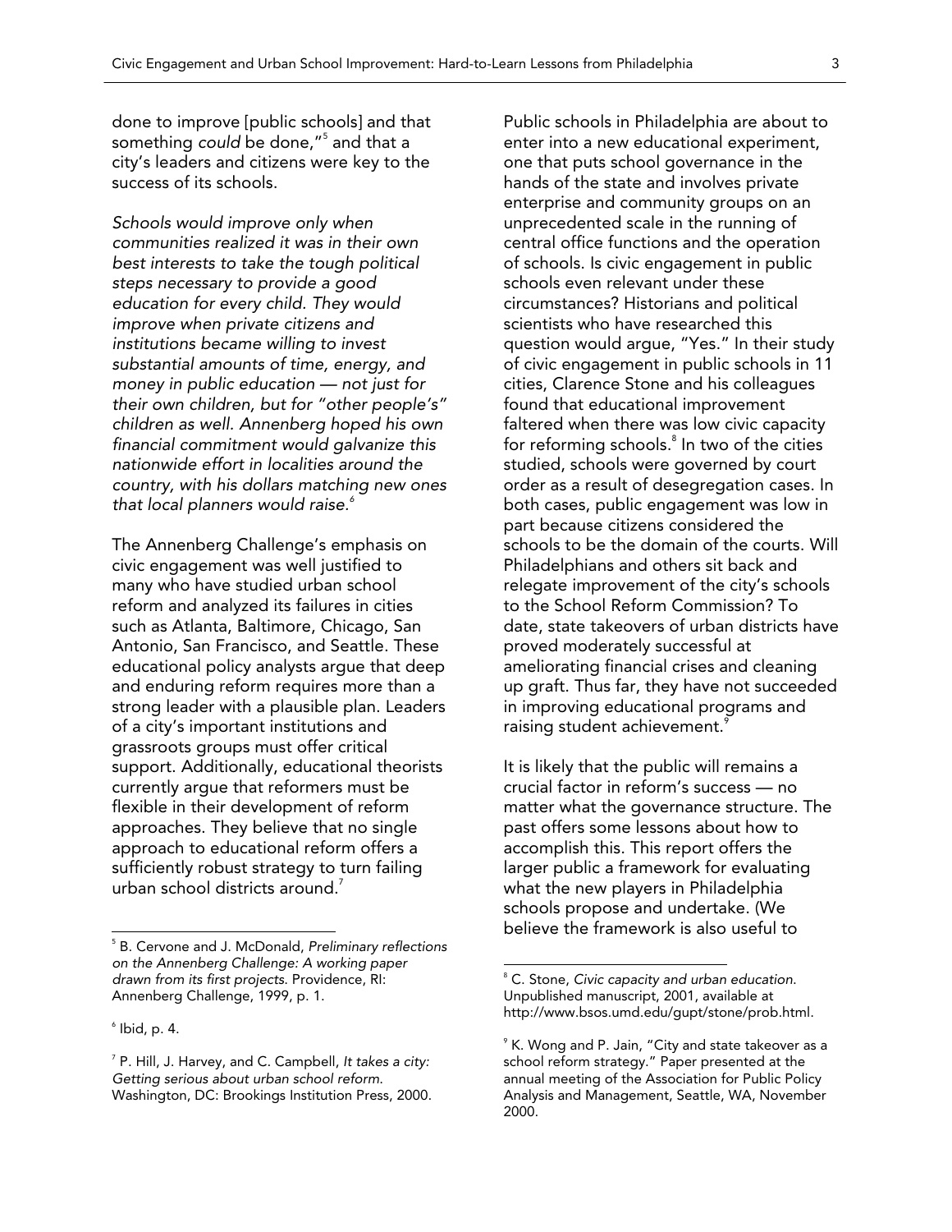done to improve [public schools] and that something *could* be done,"[5] and that a city's leaders and citizens were key to the success of its schools.

*Schools would improve only when communities realized it was in their own best interests to take the tough political steps necessary to provide a good education for every child. They would improve when private citizens and institutions became willing to invest substantial amounts of time, energy, and money in public education — not just for their own children, but for "other people's" children as well. Annenberg hoped his own financial commitment would galvanize this nationwide effort in localities around the country, with his dollars matching new ones that local planners would raise.*[6]

The Annenberg Challenge's emphasis on civic engagement was well justified to many who have studied urban school reform and analyzed its failures in cities such as Atlanta, Baltimore, Chicago, San Antonio, San Francisco, and Seattle. These educational policy analysts argue that deep and enduring reform requires more than a strong leader with a plausible plan. Leaders of a city's important institutions and grassroots groups must offer critical support. Additionally, educational theorists currently argue that reformers must be flexible in their development of reform approaches. They believe that no single approach to educational reform offers a sufficiently robust strategy to turn failing urban school districts around.[7]

Public schools in Philadelphia are about to enter into a new educational experiment, one that puts school governance in the hands of the state and involves private enterprise and community groups on an unprecedented scale in the running of central office functions and the operation of schools. Is civic engagement in public schools even relevant under these circumstances? Historians and political scientists who have researched this question would argue, "Yes." In their study of civic engagement in public schools in 11 cities, Clarence Stone and his colleagues found that educational improvement faltered when there was low civic capacity for reforming schools.[8] In two of the cities studied, schools were governed by court order as a result of desegregation cases. In both cases, public engagement was low in part because citizens considered the schools to be the domain of the courts. Will Philadelphians and others sit back and relegate improvement of the city's schools to the School Reform Commission? To date, state takeovers of urban districts have proved moderately successful at ameliorating financial crises and cleaning up graft. Thus far, they have not succeeded in improving educational programs and raising student achievement.[9]

It is likely that the public will remains a crucial factor in reform's success — no matter what the governance structure. The past offers some lessons about how to accomplish this. This report offers the larger public a framework for evaluating what the new players in Philadelphia schools propose and undertake. (We believe the framework is also useful to

---

[5] B. Cervone and J. McDonald, *Preliminary reflections on the Annenberg Challenge: A working paper drawn from its first projects.* Providence, RI: Annenberg Challenge, 1999, p. 1.

[6] Ibid, p. 4.

[7] P. Hill, J. Harvey, and C. Campbell, *It takes a city: Getting serious about urban school reform.* Washington, DC: Brookings Institution Press, 2000.

[8] C. Stone, *Civic capacity and urban education.* Unpublished manuscript, 2001, available at http://www.bsos.umd.edu/gupt/stone/prob.html.

[9] K. Wong and P. Jain, "City and state takeover as a school reform strategy." Paper presented at the annual meeting of the Association for Public Policy Analysis and Management, Seattle, WA, November 2000.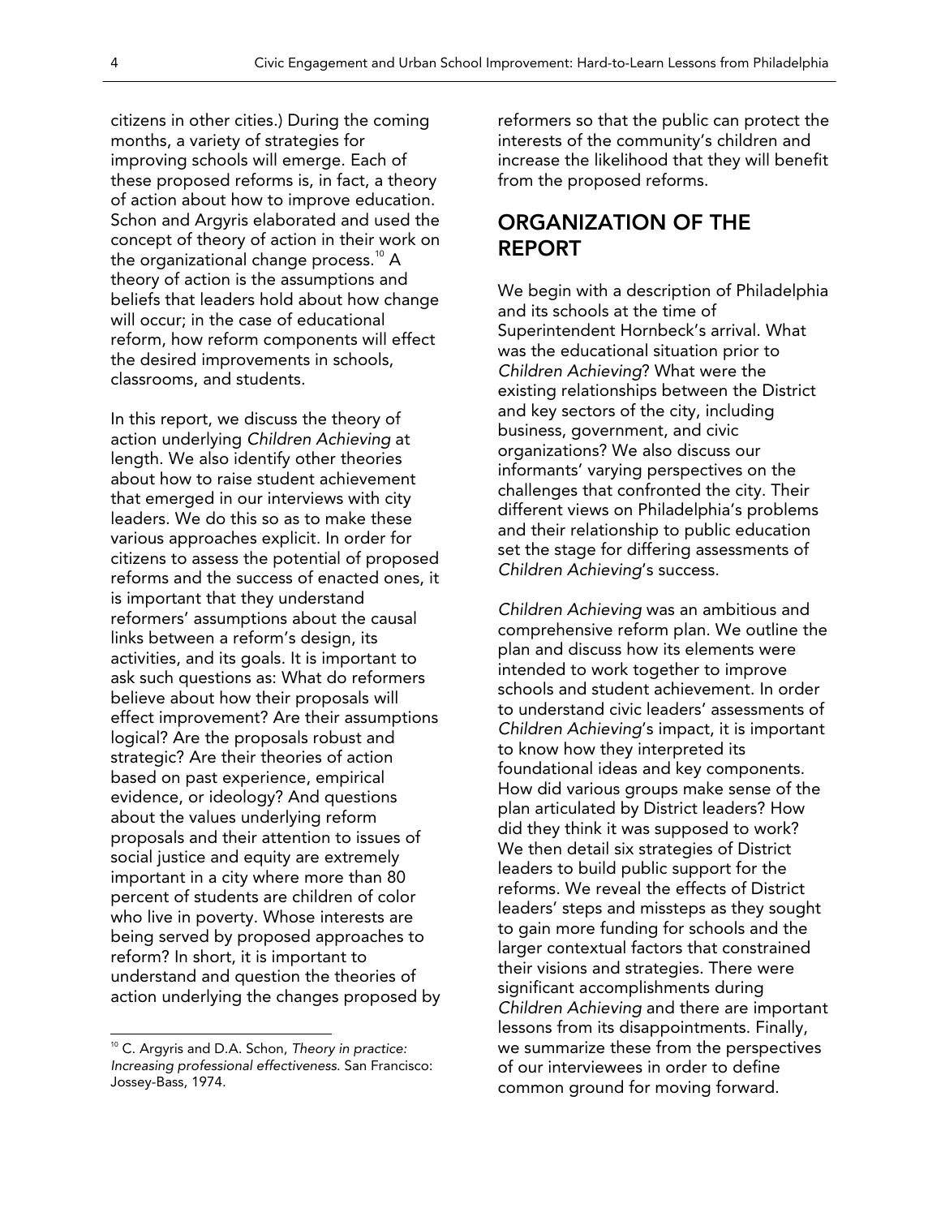citizens in other cities.) During the coming months, a variety of strategies for improving schools will emerge. Each of these proposed reforms is, in fact, a theory of action about how to improve education. Schon and Argyris elaborated and used the concept of theory of action in their work on the organizational change process.[10] A theory of action is the assumptions and beliefs that leaders hold about how change will occur; in the case of educational reform, how reform components will effect the desired improvements in schools, classrooms, and students.

In this report, we discuss the theory of action underlying *Children Achieving* at length. We also identify other theories about how to raise student achievement that emerged in our interviews with city leaders. We do this so as to make these various approaches explicit. In order for citizens to assess the potential of proposed reforms and the success of enacted ones, it is important that they understand reformers' assumptions about the causal links between a reform's design, its activities, and its goals. It is important to ask such questions as: What do reformers believe about how their proposals will effect improvement? Are their assumptions logical? Are the proposals robust and strategic? Are their theories of action based on past experience, empirical evidence, or ideology? And questions about the values underlying reform proposals and their attention to issues of social justice and equity are extremely important in a city where more than 80 percent of students are children of color who live in poverty. Whose interests are being served by proposed approaches to reform? In short, it is important to understand and question the theories of action underlying the changes proposed by reformers so that the public can protect the interests of the community's children and increase the likelihood that they will benefit from the proposed reforms.

## ORGANIZATION OF THE REPORT

We begin with a description of Philadelphia and its schools at the time of Superintendent Hornbeck's arrival. What was the educational situation prior to *Children Achieving*? What were the existing relationships between the District and key sectors of the city, including business, government, and civic organizations? We also discuss our informants' varying perspectives on the challenges that confronted the city. Their different views on Philadelphia's problems and their relationship to public education set the stage for differing assessments of *Children Achieving*'s success.

*Children Achieving* was an ambitious and comprehensive reform plan. We outline the plan and discuss how its elements were intended to work together to improve schools and student achievement. In order to understand civic leaders' assessments of *Children Achieving*'s impact, it is important to know how they interpreted its foundational ideas and key components. How did various groups make sense of the plan articulated by District leaders? How did they think it was supposed to work? We then detail six strategies of District leaders to build public support for the reforms. We reveal the effects of District leaders' steps and missteps as they sought to gain more funding for schools and the larger contextual factors that constrained their visions and strategies. There were significant accomplishments during *Children Achieving* and there are important lessons from its disappointments. Finally, we summarize these from the perspectives of our interviewees in order to define common ground for moving forward.

[10] C. Argyris and D.A. Schon, *Theory in practice: Increasing professional effectiveness*. San Francisco: Jossey-Bass, 1974.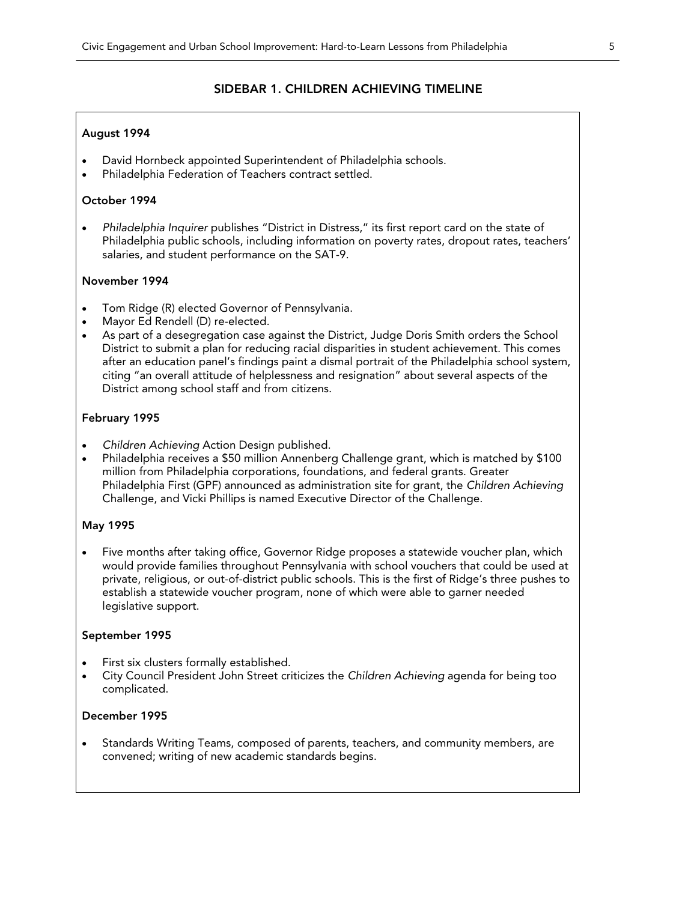## SIDEBAR 1. CHILDREN ACHIEVING TIMELINE

**August 1994**

- David Hornbeck appointed Superintendent of Philadelphia schools.
- Philadelphia Federation of Teachers contract settled.

**October 1994**

- *Philadelphia Inquirer* publishes "District in Distress," its first report card on the state of Philadelphia public schools, including information on poverty rates, dropout rates, teachers' salaries, and student performance on the SAT-9.

**November 1994**

- Tom Ridge (R) elected Governor of Pennsylvania.
- Mayor Ed Rendell (D) re-elected.
- As part of a desegregation case against the District, Judge Doris Smith orders the School District to submit a plan for reducing racial disparities in student achievement. This comes after an education panel's findings paint a dismal portrait of the Philadelphia school system, citing "an overall attitude of helplessness and resignation" about several aspects of the District among school staff and from citizens.

**February 1995**

- *Children Achieving* Action Design published.
- Philadelphia receives a $50 million Annenberg Challenge grant, which is matched by $100 million from Philadelphia corporations, foundations, and federal grants. Greater Philadelphia First (GPF) announced as administration site for grant, the *Children Achieving* Challenge, and Vicki Phillips is named Executive Director of the Challenge.

**May 1995**

- Five months after taking office, Governor Ridge proposes a statewide voucher plan, which would provide families throughout Pennsylvania with school vouchers that could be used at private, religious, or out-of-district public schools. This is the first of Ridge's three pushes to establish a statewide voucher program, none of which were able to garner needed legislative support.

**September 1995**

- First six clusters formally established.
- City Council President John Street criticizes the *Children Achieving* agenda for being too complicated.

**December 1995**

- Standards Writing Teams, composed of parents, teachers, and community members, are convened; writing of new academic standards begins.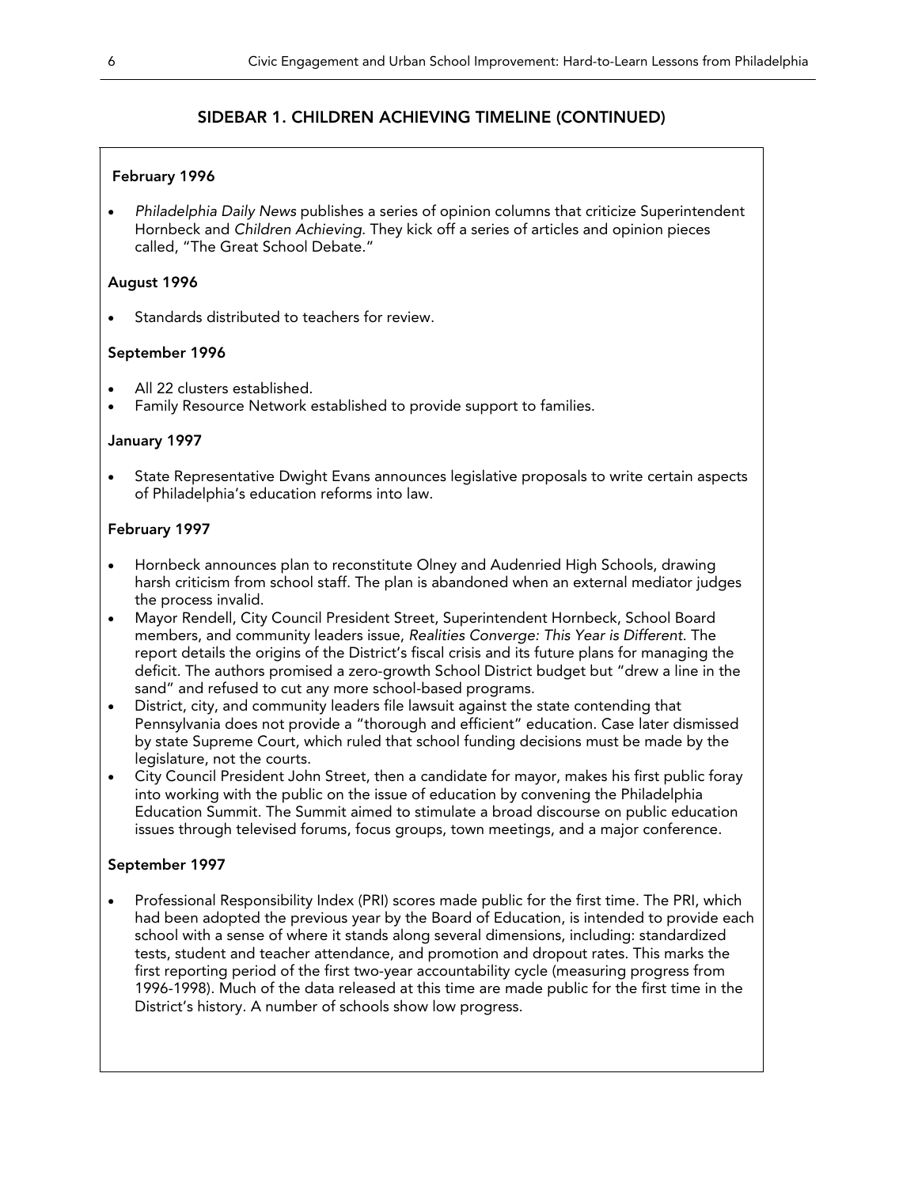## SIDEBAR 1. CHILDREN ACHIEVING TIMELINE (CONTINUED)

**February 1996**

- *Philadelphia Daily News* publishes a series of opinion columns that criticize Superintendent Hornbeck and *Children Achieving.* They kick off a series of articles and opinion pieces called, "The Great School Debate."

**August 1996**

- Standards distributed to teachers for review.

**September 1996**

- All 22 clusters established.
- Family Resource Network established to provide support to families.

**January 1997**

- State Representative Dwight Evans announces legislative proposals to write certain aspects of Philadelphia's education reforms into law.

**February 1997**

- Hornbeck announces plan to reconstitute Olney and Audenried High Schools, drawing harsh criticism from school staff. The plan is abandoned when an external mediator judges the process invalid.
- Mayor Rendell, City Council President Street, Superintendent Hornbeck, School Board members, and community leaders issue, *Realities Converge: This Year is Different*. The report details the origins of the District's fiscal crisis and its future plans for managing the deficit. The authors promised a zero-growth School District budget but "drew a line in the sand" and refused to cut any more school-based programs.
- District, city, and community leaders file lawsuit against the state contending that Pennsylvania does not provide a "thorough and efficient" education. Case later dismissed by state Supreme Court, which ruled that school funding decisions must be made by the legislature, not the courts.
- City Council President John Street, then a candidate for mayor, makes his first public foray into working with the public on the issue of education by convening the Philadelphia Education Summit. The Summit aimed to stimulate a broad discourse on public education issues through televised forums, focus groups, town meetings, and a major conference.

**September 1997**

- Professional Responsibility Index (PRI) scores made public for the first time. The PRI, which had been adopted the previous year by the Board of Education, is intended to provide each school with a sense of where it stands along several dimensions, including: standardized tests, student and teacher attendance, and promotion and dropout rates. This marks the first reporting period of the first two-year accountability cycle (measuring progress from 1996-1998). Much of the data released at this time are made public for the first time in the District's history. A number of schools show low progress.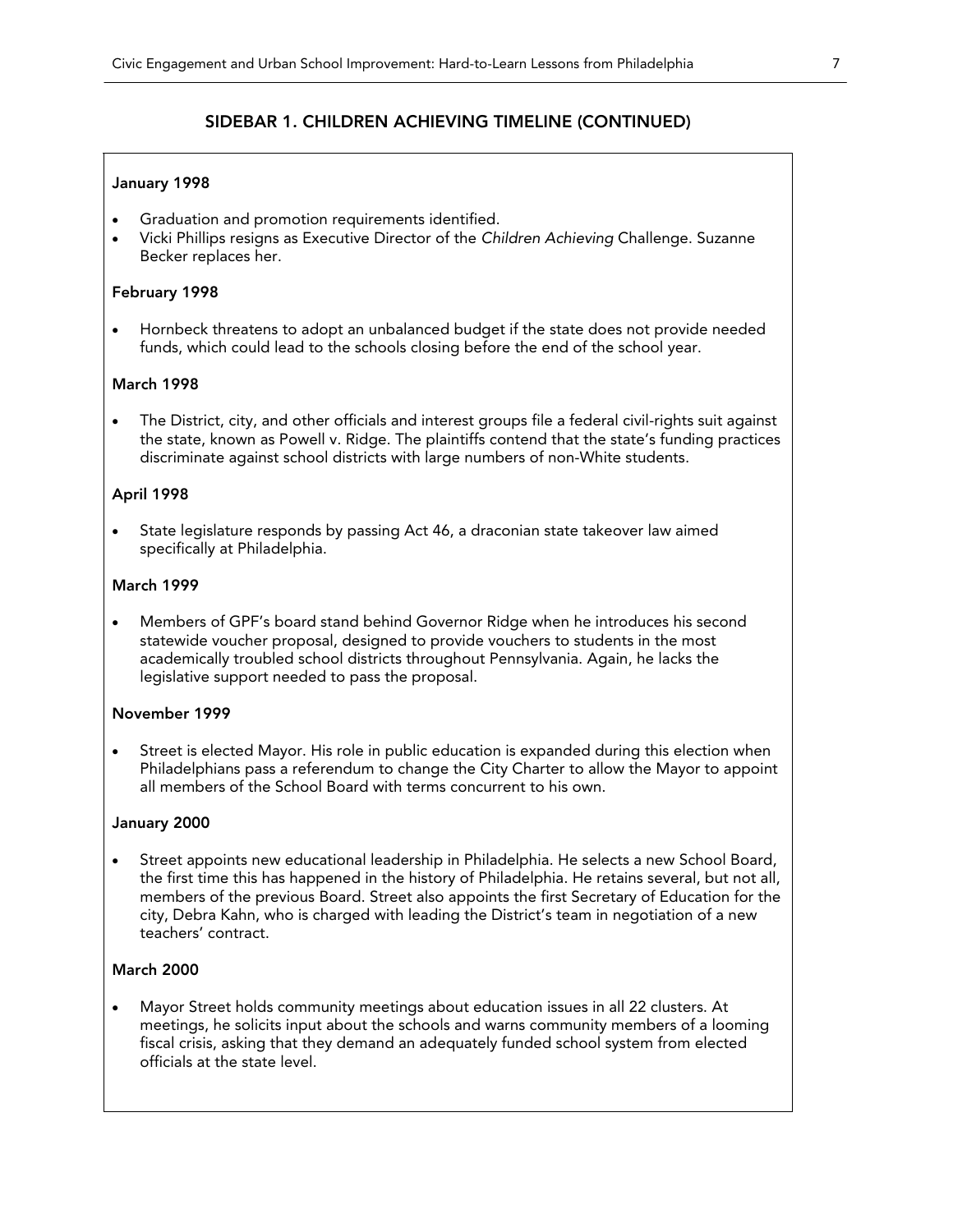## SIDEBAR 1. CHILDREN ACHIEVING TIMELINE (CONTINUED)

**January 1998**

- Graduation and promotion requirements identified.
- Vicki Phillips resigns as Executive Director of the *Children Achieving* Challenge. Suzanne Becker replaces her.

**February 1998**

- Hornbeck threatens to adopt an unbalanced budget if the state does not provide needed funds, which could lead to the schools closing before the end of the school year.

**March 1998**

- The District, city, and other officials and interest groups file a federal civil-rights suit against the state, known as Powell v. Ridge. The plaintiffs contend that the state's funding practices discriminate against school districts with large numbers of non-White students.

**April 1998**

- State legislature responds by passing Act 46, a draconian state takeover law aimed specifically at Philadelphia.

**March 1999**

- Members of GPF's board stand behind Governor Ridge when he introduces his second statewide voucher proposal, designed to provide vouchers to students in the most academically troubled school districts throughout Pennsylvania. Again, he lacks the legislative support needed to pass the proposal.

**November 1999**

- Street is elected Mayor. His role in public education is expanded during this election when Philadelphians pass a referendum to change the City Charter to allow the Mayor to appoint all members of the School Board with terms concurrent to his own.

**January 2000**

- Street appoints new educational leadership in Philadelphia. He selects a new School Board, the first time this has happened in the history of Philadelphia. He retains several, but not all, members of the previous Board. Street also appoints the first Secretary of Education for the city, Debra Kahn, who is charged with leading the District's team in negotiation of a new teachers' contract.

**March 2000**

- Mayor Street holds community meetings about education issues in all 22 clusters. At meetings, he solicits input about the schools and warns community members of a looming fiscal crisis, asking that they demand an adequately funded school system from elected officials at the state level.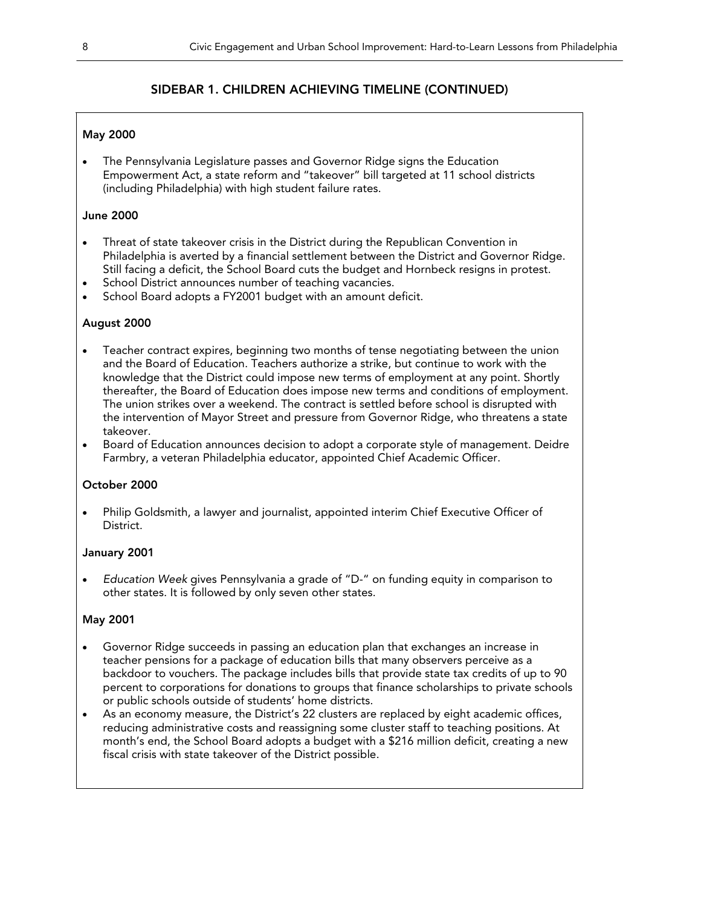## SIDEBAR 1. CHILDREN ACHIEVING TIMELINE (CONTINUED)

**May 2000**

- The Pennsylvania Legislature passes and Governor Ridge signs the Education Empowerment Act, a state reform and "takeover" bill targeted at 11 school districts (including Philadelphia) with high student failure rates.

**June 2000**

- Threat of state takeover crisis in the District during the Republican Convention in Philadelphia is averted by a financial settlement between the District and Governor Ridge. Still facing a deficit, the School Board cuts the budget and Hornbeck resigns in protest.
- School District announces number of teaching vacancies.
- School Board adopts a FY2001 budget with an amount deficit.

**August 2000**

- Teacher contract expires, beginning two months of tense negotiating between the union and the Board of Education. Teachers authorize a strike, but continue to work with the knowledge that the District could impose new terms of employment at any point. Shortly thereafter, the Board of Education does impose new terms and conditions of employment. The union strikes over a weekend. The contract is settled before school is disrupted with the intervention of Mayor Street and pressure from Governor Ridge, who threatens a state takeover.
- Board of Education announces decision to adopt a corporate style of management. Deidre Farmbry, a veteran Philadelphia educator, appointed Chief Academic Officer.

**October 2000**

- Philip Goldsmith, a lawyer and journalist, appointed interim Chief Executive Officer of District.

**January 2001**

- *Education Week* gives Pennsylvania a grade of "D-" on funding equity in comparison to other states. It is followed by only seven other states.

**May 2001**

- Governor Ridge succeeds in passing an education plan that exchanges an increase in teacher pensions for a package of education bills that many observers perceive as a backdoor to vouchers. The package includes bills that provide state tax credits of up to 90 percent to corporations for donations to groups that finance scholarships to private schools or public schools outside of students' home districts.
- As an economy measure, the District's 22 clusters are replaced by eight academic offices, reducing administrative costs and reassigning some cluster staff to teaching positions. At month's end, the School Board adopts a budget with a $216 million deficit, creating a new fiscal crisis with state takeover of the District possible.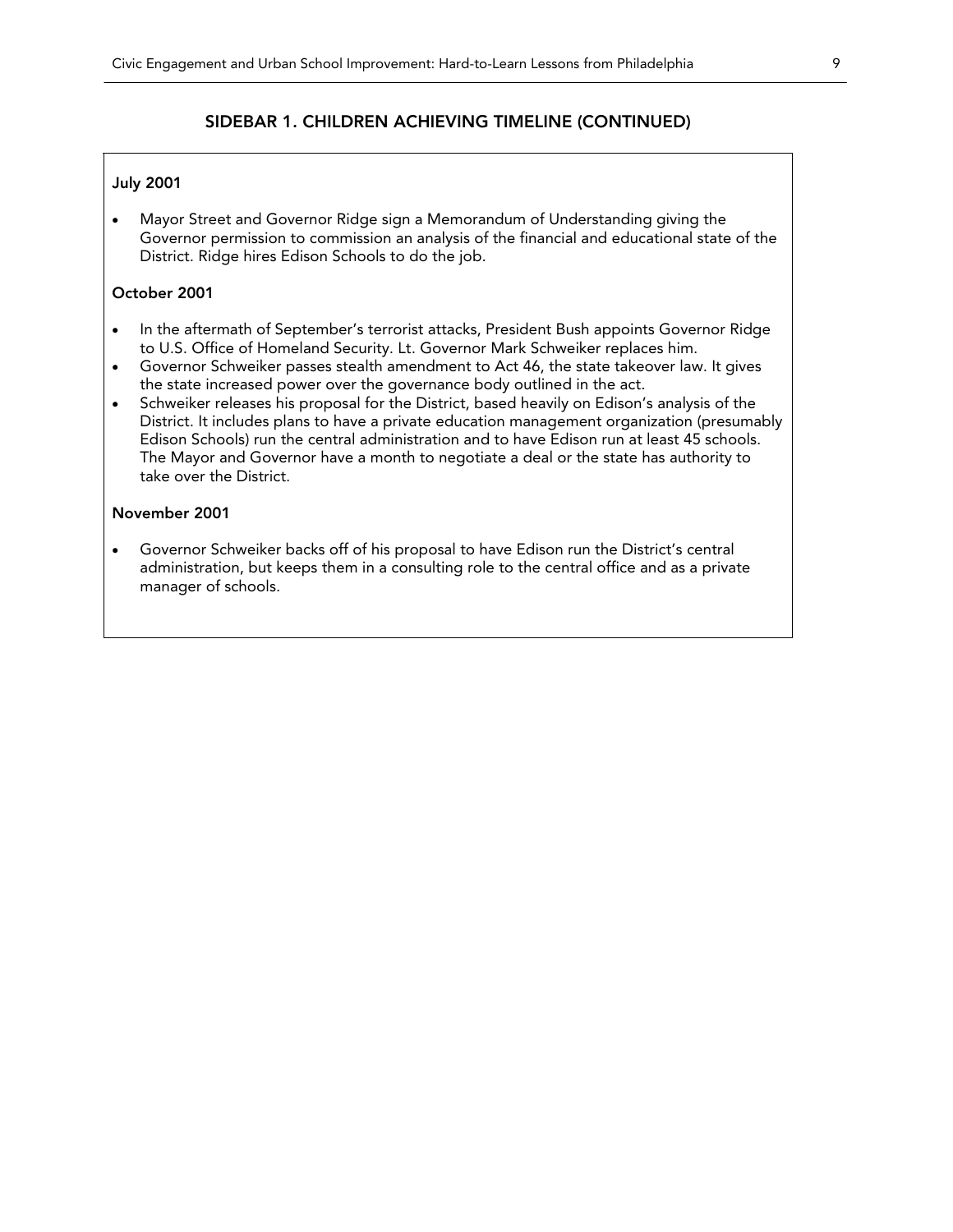## SIDEBAR 1. CHILDREN ACHIEVING TIMELINE (CONTINUED)

**July 2001**

- Mayor Street and Governor Ridge sign a Memorandum of Understanding giving the Governor permission to commission an analysis of the financial and educational state of the District. Ridge hires Edison Schools to do the job.

**October 2001**

- In the aftermath of September's terrorist attacks, President Bush appoints Governor Ridge to U.S. Office of Homeland Security. Lt. Governor Mark Schweiker replaces him.
- Governor Schweiker passes stealth amendment to Act 46, the state takeover law. It gives the state increased power over the governance body outlined in the act.
- Schweiker releases his proposal for the District, based heavily on Edison's analysis of the District. It includes plans to have a private education management organization (presumably Edison Schools) run the central administration and to have Edison run at least 45 schools. The Mayor and Governor have a month to negotiate a deal or the state has authority to take over the District.

**November 2001**

- Governor Schweiker backs off of his proposal to have Edison run the District's central administration, but keeps them in a consulting role to the central office and as a private manager of schools.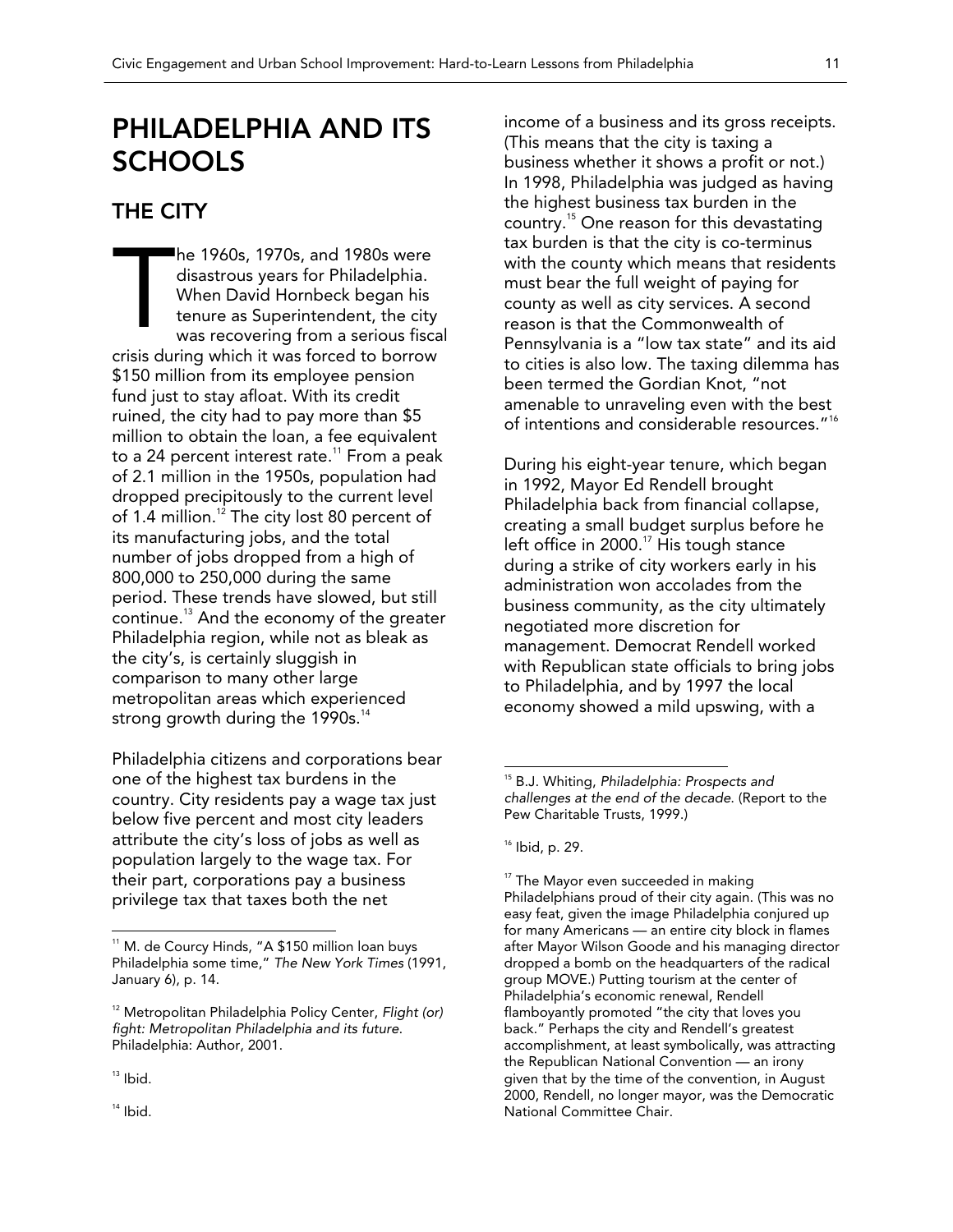# PHILADELPHIA AND ITS SCHOOLS

## THE CITY

The 1960s, 1970s, and 1980s were disastrous years for Philadelphia. When David Hornbeck began his tenure as Superintendent, the city was recovering from a serious fiscal crisis during which it was forced to borrow $150 million from its employee pension fund just to stay afloat. With its credit ruined, the city had to pay more than $5 million to obtain the loan, a fee equivalent to a 24 percent interest rate.[11] From a peak of 2.1 million in the 1950s, population had dropped precipitously to the current level of 1.4 million.[12] The city lost 80 percent of its manufacturing jobs, and the total number of jobs dropped from a high of 800,000 to 250,000 during the same period. These trends have slowed, but still continue.[13] And the economy of the greater Philadelphia region, while not as bleak as the city's, is certainly sluggish in comparison to many other large metropolitan areas which experienced strong growth during the 1990s.[14]

Philadelphia citizens and corporations bear one of the highest tax burdens in the country. City residents pay a wage tax just below five percent and most city leaders attribute the city's loss of jobs as well as population largely to the wage tax. For their part, corporations pay a business privilege tax that taxes both the net income of a business and its gross receipts. (This means that the city is taxing a business whether it shows a profit or not.) In 1998, Philadelphia was judged as having the highest business tax burden in the country.[15] One reason for this devastating tax burden is that the city is co-terminus with the county which means that residents must bear the full weight of paying for county as well as city services. A second reason is that the Commonwealth of Pennsylvania is a "low tax state" and its aid to cities is also low. The taxing dilemma has been termed the Gordian Knot, "not amenable to unraveling even with the best of intentions and considerable resources."[16]

During his eight-year tenure, which began in 1992, Mayor Ed Rendell brought Philadelphia back from financial collapse, creating a small budget surplus before he left office in 2000.[17] His tough stance during a strike of city workers early in his administration won accolades from the business community, as the city ultimately negotiated more discretion for management. Democrat Rendell worked with Republican state officials to bring jobs to Philadelphia, and by 1997 the local economy showed a mild upswing, with a

---

[11] M. de Courcy Hinds, "A $150 million loan buys Philadelphia some time," *The New York Times* (1991, January 6), p. 14.

[12] Metropolitan Philadelphia Policy Center, *Flight (or) fight: Metropolitan Philadelphia and its future.* Philadelphia: Author, 2001.

[13] Ibid.

[14] Ibid.

[15] B.J. Whiting, *Philadelphia: Prospects and challenges at the end of the decade.* (Report to the Pew Charitable Trusts, 1999.)

[16] Ibid, p. 29.

[17] The Mayor even succeeded in making Philadelphians proud of their city again. (This was no easy feat, given the image Philadelphia conjured up for many Americans — an entire city block in flames after Mayor Wilson Goode and his managing director dropped a bomb on the headquarters of the radical group MOVE.) Putting tourism at the center of Philadelphia's economic renewal, Rendell flamboyantly promoted "the city that loves you back." Perhaps the city and Rendell's greatest accomplishment, at least symbolically, was attracting the Republican National Convention — an irony given that by the time of the convention, in August 2000, Rendell, no longer mayor, was the Democratic National Committee Chair.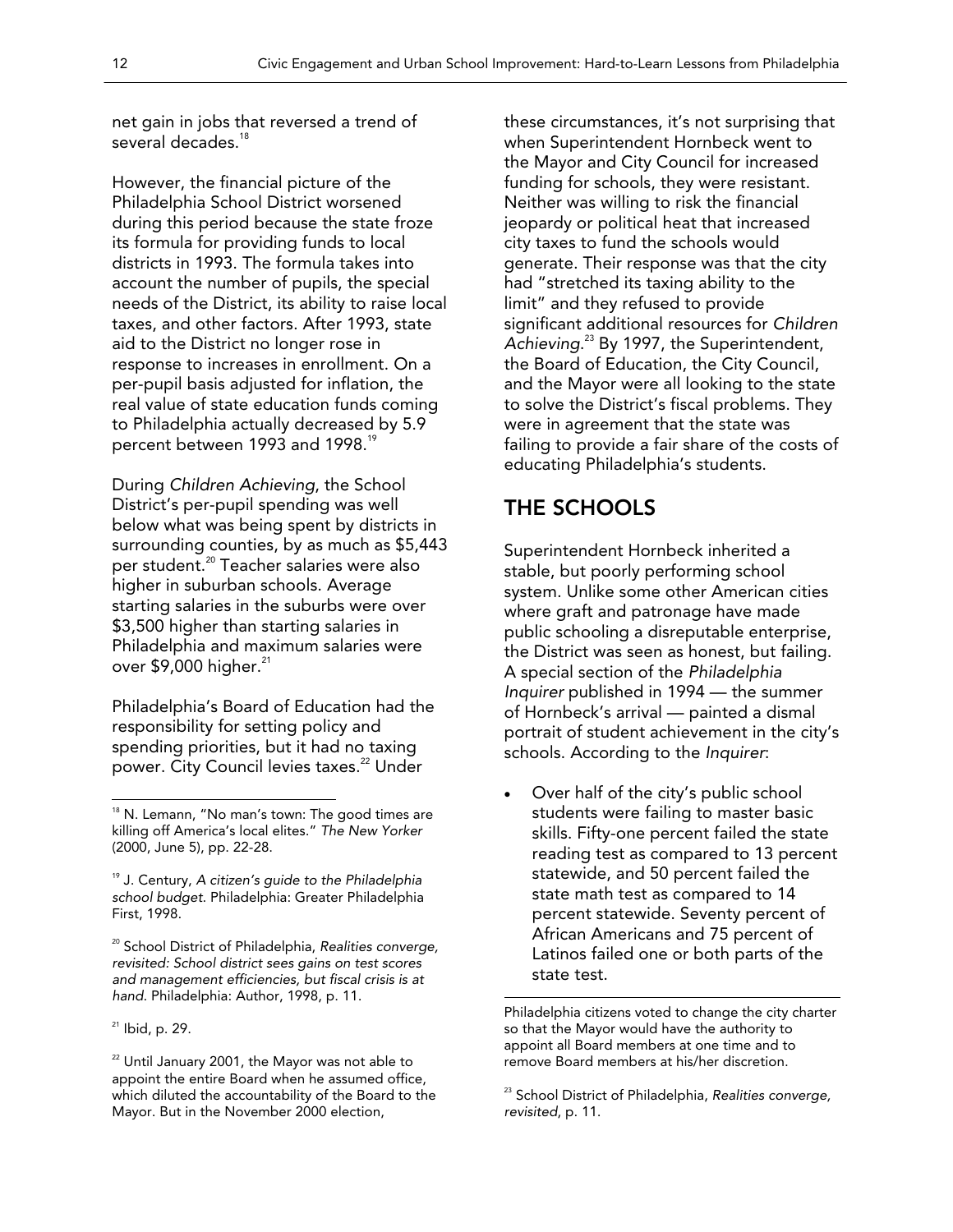net gain in jobs that reversed a trend of several decades.[18]

However, the financial picture of the Philadelphia School District worsened during this period because the state froze its formula for providing funds to local districts in 1993. The formula takes into account the number of pupils, the special needs of the District, its ability to raise local taxes, and other factors. After 1993, state aid to the District no longer rose in response to increases in enrollment. On a per-pupil basis adjusted for inflation, the real value of state education funds coming to Philadelphia actually decreased by 5.9 percent between 1993 and 1998.[19]

During *Children Achieving*, the School District's per-pupil spending was well below what was being spent by districts in surrounding counties, by as much as $5,443 per student.[20] Teacher salaries were also higher in suburban schools. Average starting salaries in the suburbs were over $3,500 higher than starting salaries in Philadelphia and maximum salaries were over $9,000 higher.[21]

Philadelphia's Board of Education had the responsibility for setting policy and spending priorities, but it had no taxing power. City Council levies taxes.[22] Under these circumstances, it's not surprising that when Superintendent Hornbeck went to the Mayor and City Council for increased funding for schools, they were resistant. Neither was willing to risk the financial jeopardy or political heat that increased city taxes to fund the schools would generate. Their response was that the city had "stretched its taxing ability to the limit" and they refused to provide significant additional resources for *Children Achieving*.[23] By 1997, the Superintendent, the Board of Education, the City Council, and the Mayor were all looking to the state to solve the District's fiscal problems. They were in agreement that the state was failing to provide a fair share of the costs of educating Philadelphia's students.

## THE SCHOOLS

Superintendent Hornbeck inherited a stable, but poorly performing school system. Unlike some other American cities where graft and patronage have made public schooling a disreputable enterprise, the District was seen as honest, but failing. A special section of the *Philadelphia Inquirer* published in 1994 — the summer of Hornbeck's arrival — painted a dismal portrait of student achievement in the city's schools. According to the *Inquirer*:

- Over half of the city's public school students were failing to master basic skills. Fifty-one percent failed the state reading test as compared to 13 percent statewide, and 50 percent failed the state math test as compared to 14 percent statewide. Seventy percent of African Americans and 75 percent of Latinos failed one or both parts of the state test.

---

[18] N. Lemann, "No man's town: The good times are killing off America's local elites." *The New Yorker* (2000, June 5), pp. 22-28.

[19] J. Century, *A citizen's guide to the Philadelphia school budget*. Philadelphia: Greater Philadelphia First, 1998.

[20] School District of Philadelphia, *Realities converge, revisited: School district sees gains on test scores and management efficiencies, but fiscal crisis is at hand*. Philadelphia: Author, 1998, p. 11.

[21] Ibid, p. 29.

[22] Until January 2001, the Mayor was not able to appoint the entire Board when he assumed office, which diluted the accountability of the Board to the Mayor. But in the November 2000 election, Philadelphia citizens voted to change the city charter so that the Mayor would have the authority to appoint all Board members at one time and to remove Board members at his/her discretion.

[23] School District of Philadelphia, *Realities converge, revisited*, p. 11.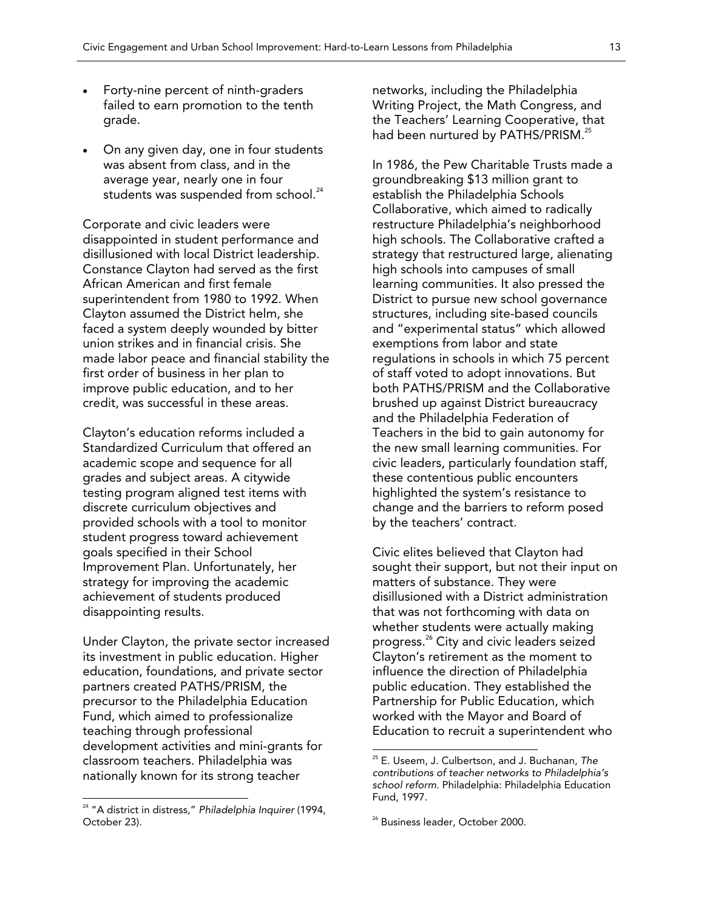- Forty-nine percent of ninth-graders failed to earn promotion to the tenth grade.
- On any given day, one in four students was absent from class, and in the average year, nearly one in four students was suspended from school.[24]

Corporate and civic leaders were disappointed in student performance and disillusioned with local District leadership. Constance Clayton had served as the first African American and first female superintendent from 1980 to 1992. When Clayton assumed the District helm, she faced a system deeply wounded by bitter union strikes and in financial crisis. She made labor peace and financial stability the first order of business in her plan to improve public education, and to her credit, was successful in these areas.

Clayton's education reforms included a Standardized Curriculum that offered an academic scope and sequence for all grades and subject areas. A citywide testing program aligned test items with discrete curriculum objectives and provided schools with a tool to monitor student progress toward achievement goals specified in their School Improvement Plan. Unfortunately, her strategy for improving the academic achievement of students produced disappointing results.

Under Clayton, the private sector increased its investment in public education. Higher education, foundations, and private sector partners created PATHS/PRISM, the precursor to the Philadelphia Education Fund, which aimed to professionalize teaching through professional development activities and mini-grants for classroom teachers. Philadelphia was nationally known for its strong teacher networks, including the Philadelphia Writing Project, the Math Congress, and the Teachers' Learning Cooperative, that had been nurtured by PATHS/PRISM.[25]

In 1986, the Pew Charitable Trusts made a groundbreaking $13 million grant to establish the Philadelphia Schools Collaborative, which aimed to radically restructure Philadelphia's neighborhood high schools. The Collaborative crafted a strategy that restructured large, alienating high schools into campuses of small learning communities. It also pressed the District to pursue new school governance structures, including site-based councils and "experimental status" which allowed exemptions from labor and state regulations in schools in which 75 percent of staff voted to adopt innovations. But both PATHS/PRISM and the Collaborative brushed up against District bureaucracy and the Philadelphia Federation of Teachers in the bid to gain autonomy for the new small learning communities. For civic leaders, particularly foundation staff, these contentious public encounters highlighted the system's resistance to change and the barriers to reform posed by the teachers' contract.

Civic elites believed that Clayton had sought their support, but not their input on matters of substance. They were disillusioned with a District administration that was not forthcoming with data on whether students were actually making progress.[26] City and civic leaders seized Clayton's retirement as the moment to influence the direction of Philadelphia public education. They established the Partnership for Public Education, which worked with the Mayor and Board of Education to recruit a superintendent who

---

[24] "A district in distress," *Philadelphia Inquirer* (1994, October 23).

[25] E. Useem, J. Culbertson, and J. Buchanan, *The contributions of teacher networks to Philadelphia's school reform.* Philadelphia: Philadelphia Education Fund, 1997.

[26] Business leader, October 2000.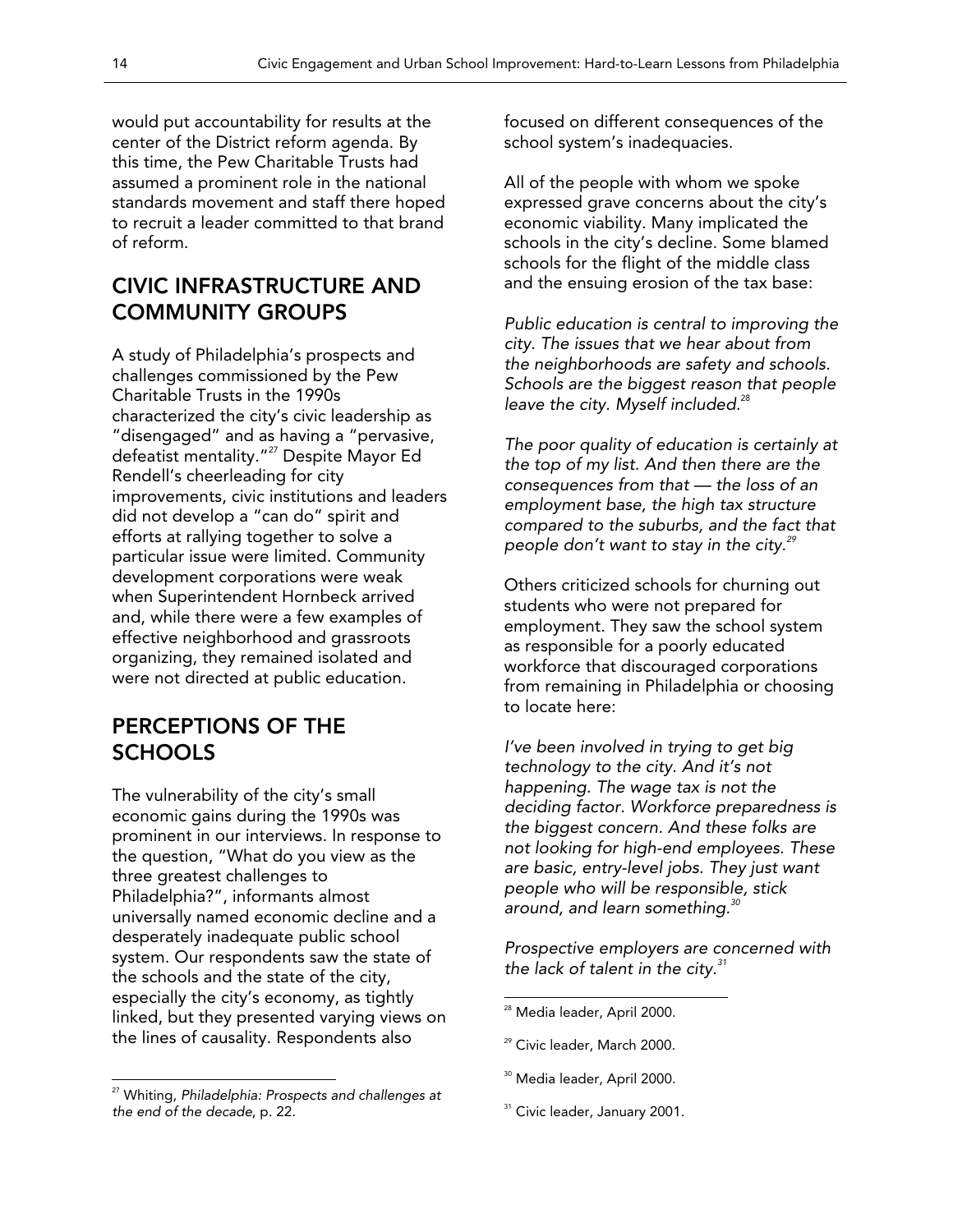would put accountability for results at the center of the District reform agenda. By this time, the Pew Charitable Trusts had assumed a prominent role in the national standards movement and staff there hoped to recruit a leader committed to that brand of reform.

## CIVIC INFRASTRUCTURE AND COMMUNITY GROUPS

A study of Philadelphia's prospects and challenges commissioned by the Pew Charitable Trusts in the 1990s characterized the city's civic leadership as "disengaged" and as having a "pervasive, defeatist mentality."[27] Despite Mayor Ed Rendell's cheerleading for city improvements, civic institutions and leaders did not develop a "can do" spirit and efforts at rallying together to solve a particular issue were limited. Community development corporations were weak when Superintendent Hornbeck arrived and, while there were a few examples of effective neighborhood and grassroots organizing, they remained isolated and were not directed at public education.

## PERCEPTIONS OF THE SCHOOLS

The vulnerability of the city's small economic gains during the 1990s was prominent in our interviews. In response to the question, "What do you view as the three greatest challenges to Philadelphia?", informants almost universally named economic decline and a desperately inadequate public school system. Our respondents saw the state of the schools and the state of the city, especially the city's economy, as tightly linked, but they presented varying views on the lines of causality. Respondents also focused on different consequences of the school system's inadequacies.

All of the people with whom we spoke expressed grave concerns about the city's economic viability. Many implicated the schools in the city's decline. Some blamed schools for the flight of the middle class and the ensuing erosion of the tax base:

*Public education is central to improving the city. The issues that we hear about from the neighborhoods are safety and schools. Schools are the biggest reason that people leave the city. Myself included.*[28]

*The poor quality of education is certainly at the top of my list. And then there are the consequences from that — the loss of an employment base, the high tax structure compared to the suburbs, and the fact that people don't want to stay in the city.*[29]

Others criticized schools for churning out students who were not prepared for employment. They saw the school system as responsible for a poorly educated workforce that discouraged corporations from remaining in Philadelphia or choosing to locate here:

*I've been involved in trying to get big technology to the city. And it's not happening. The wage tax is not the deciding factor. Workforce preparedness is the biggest concern. And these folks are not looking for high-end employees. These are basic, entry-level jobs. They just want people who will be responsible, stick around, and learn something.*[30]

*Prospective employers are concerned with the lack of talent in the city.*[31]

---

[27] Whiting, *Philadelphia: Prospects and challenges at the end of the decade*, p. 22.

[28] Media leader, April 2000.

[29] Civic leader, March 2000.

[30] Media leader, April 2000.

[31] Civic leader, January 2001.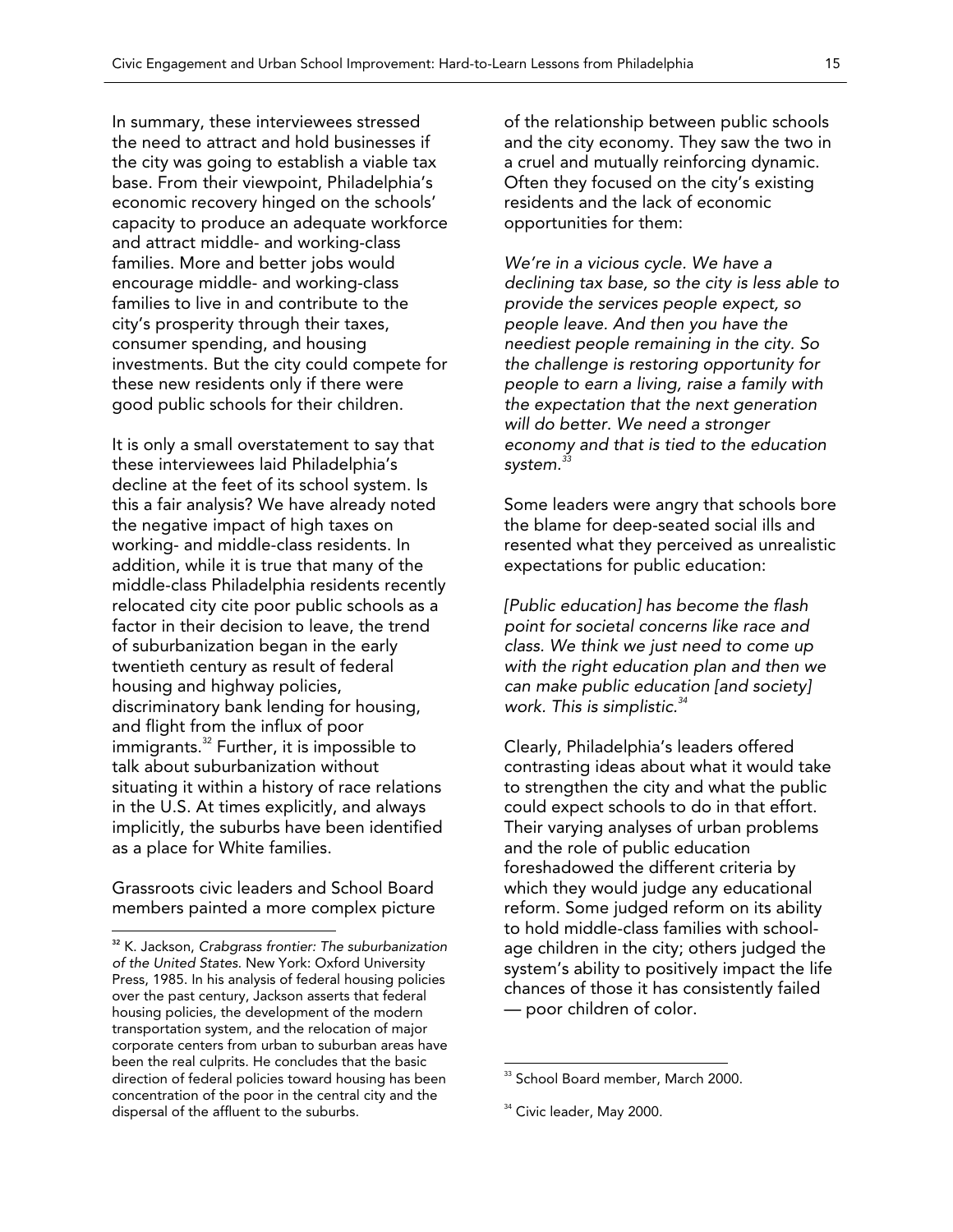In summary, these interviewees stressed the need to attract and hold businesses if the city was going to establish a viable tax base. From their viewpoint, Philadelphia's economic recovery hinged on the schools' capacity to produce an adequate workforce and attract middle- and working-class families. More and better jobs would encourage middle- and working-class families to live in and contribute to the city's prosperity through their taxes, consumer spending, and housing investments. But the city could compete for these new residents only if there were good public schools for their children.

It is only a small overstatement to say that these interviewees laid Philadelphia's decline at the feet of its school system. Is this a fair analysis? We have already noted the negative impact of high taxes on working- and middle-class residents. In addition, while it is true that many of the middle-class Philadelphia residents recently relocated city cite poor public schools as a factor in their decision to leave, the trend of suburbanization began in the early twentieth century as result of federal housing and highway policies, discriminatory bank lending for housing, and flight from the influx of poor immigrants.[32] Further, it is impossible to talk about suburbanization without situating it within a history of race relations in the U.S. At times explicitly, and always implicitly, the suburbs have been identified as a place for White families.

Grassroots civic leaders and School Board members painted a more complex picture of the relationship between public schools and the city economy. They saw the two in a cruel and mutually reinforcing dynamic. Often they focused on the city's existing residents and the lack of economic opportunities for them:

*We're in a vicious cycle. We have a declining tax base, so the city is less able to provide the services people expect, so people leave. And then you have the neediest people remaining in the city. So the challenge is restoring opportunity for people to earn a living, raise a family with the expectation that the next generation will do better. We need a stronger economy and that is tied to the education system.*[33]

Some leaders were angry that schools bore the blame for deep-seated social ills and resented what they perceived as unrealistic expectations for public education:

*[Public education] has become the flash point for societal concerns like race and class. We think we just need to come up with the right education plan and then we can make public education [and society] work. This is simplistic.*[34]

Clearly, Philadelphia's leaders offered contrasting ideas about what it would take to strengthen the city and what the public could expect schools to do in that effort. Their varying analyses of urban problems and the role of public education foreshadowed the different criteria by which they would judge any educational reform. Some judged reform on its ability to hold middle-class families with school-age children in the city; others judged the system's ability to positively impact the life chances of those it has consistently failed — poor children of color.

---

[32] K. Jackson, *Crabgrass frontier: The suburbanization of the United States.* New York: Oxford University Press, 1985. In his analysis of federal housing policies over the past century, Jackson asserts that federal housing policies, the development of the modern transportation system, and the relocation of major corporate centers from urban to suburban areas have been the real culprits. He concludes that the basic direction of federal policies toward housing has been concentration of the poor in the central city and the dispersal of the affluent to the suburbs.

[33] School Board member, March 2000.

[34] Civic leader, May 2000.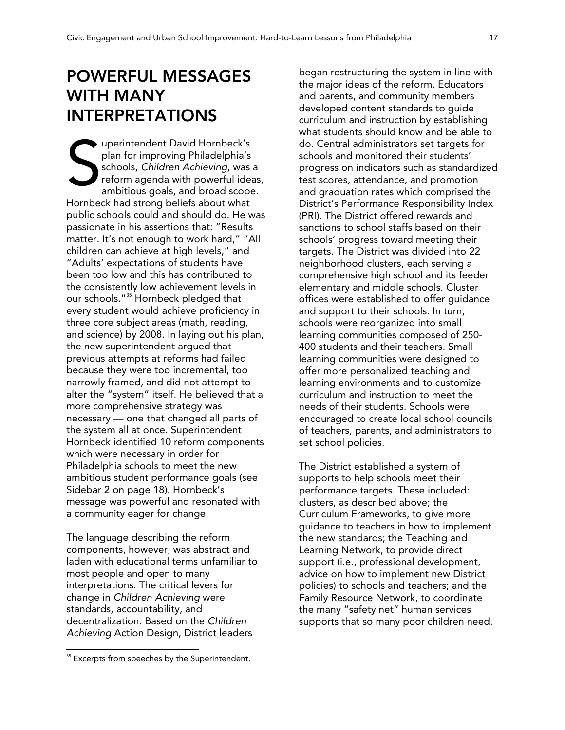# POWERFUL MESSAGES WITH MANY INTERPRETATIONS

Superintendent David Hornbeck's plan for improving Philadelphia's schools, *Children Achieving*, was a reform agenda with powerful ideas, ambitious goals, and broad scope. Hornbeck had strong beliefs about what public schools could and should do. He was passionate in his assertions that: "Results matter. It's not enough to work hard," "All children can achieve at high levels," and "Adults' expectations of students have been too low and this has contributed to the consistently low achievement levels in our schools."[35] Hornbeck pledged that every student would achieve proficiency in three core subject areas (math, reading, and science) by 2008. In laying out his plan, the new superintendent argued that previous attempts at reforms had failed because they were too incremental, too narrowly framed, and did not attempt to alter the "system" itself. He believed that a more comprehensive strategy was necessary — one that changed all parts of the system all at once. Superintendent Hornbeck identified 10 reform components which were necessary in order for Philadelphia schools to meet the new ambitious student performance goals (see Sidebar 2 on page 18). Hornbeck's message was powerful and resonated with a community eager for change.

The language describing the reform components, however, was abstract and laden with educational terms unfamiliar to most people and open to many interpretations. The critical levers for change in *Children Achieving* were standards, accountability, and decentralization. Based on the *Children Achieving* Action Design, District leaders began restructuring the system in line with the major ideas of the reform. Educators and parents, and community members developed content standards to guide curriculum and instruction by establishing what students should know and be able to do. Central administrators set targets for schools and monitored their students' progress on indicators such as standardized test scores, attendance, and promotion and graduation rates which comprised the District's Performance Responsibility Index (PRI). The District offered rewards and sanctions to school staffs based on their schools' progress toward meeting their targets. The District was divided into 22 neighborhood clusters, each serving a comprehensive high school and its feeder elementary and middle schools. Cluster offices were established to offer guidance and support to their schools. In turn, schools were reorganized into small learning communities composed of 250-400 students and their teachers. Small learning communities were designed to offer more personalized teaching and learning environments and to customize curriculum and instruction to meet the needs of their students. Schools were encouraged to create local school councils of teachers, parents, and administrators to set school policies.

The District established a system of supports to help schools meet their performance targets. These included: clusters, as described above; the Curriculum Frameworks, to give more guidance to teachers in how to implement the new standards; the Teaching and Learning Network, to provide direct support (i.e., professional development, advice on how to implement new District policies) to schools and teachers; and the Family Resource Network, to coordinate the many "safety net" human services supports that so many poor children need.

---

[35] Excerpts from speeches by the Superintendent.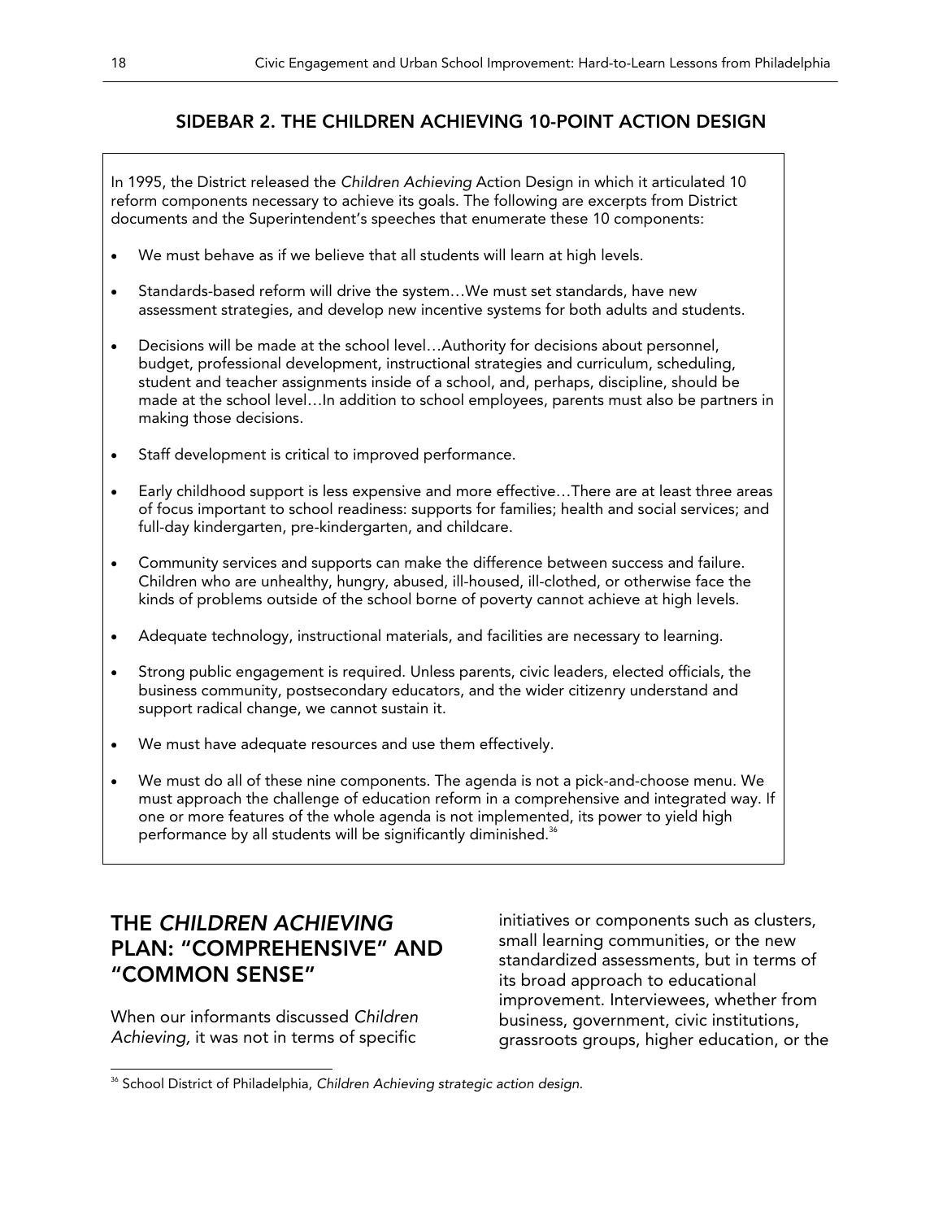## SIDEBAR 2. THE CHILDREN ACHIEVING 10-POINT ACTION DESIGN

In 1995, the District released the *Children Achieving* Action Design in which it articulated 10 reform components necessary to achieve its goals. The following are excerpts from District documents and the Superintendent's speeches that enumerate these 10 components:

- We must behave as if we believe that all students will learn at high levels.
- Standards-based reform will drive the system…We must set standards, have new assessment strategies, and develop new incentive systems for both adults and students.
- Decisions will be made at the school level…Authority for decisions about personnel, budget, professional development, instructional strategies and curriculum, scheduling, student and teacher assignments inside of a school, and, perhaps, discipline, should be made at the school level…In addition to school employees, parents must also be partners in making those decisions.
- Staff development is critical to improved performance.
- Early childhood support is less expensive and more effective…There are at least three areas of focus important to school readiness: supports for families; health and social services; and full-day kindergarten, pre-kindergarten, and childcare.
- Community services and supports can make the difference between success and failure. Children who are unhealthy, hungry, abused, ill-housed, ill-clothed, or otherwise face the kinds of problems outside of the school borne of poverty cannot achieve at high levels.
- Adequate technology, instructional materials, and facilities are necessary to learning.
- Strong public engagement is required. Unless parents, civic leaders, elected officials, the business community, postsecondary educators, and the wider citizenry understand and support radical change, we cannot sustain it.
- We must have adequate resources and use them effectively.
- We must do all of these nine components. The agenda is not a pick-and-choose menu. We must approach the challenge of education reform in a comprehensive and integrated way. If one or more features of the whole agenda is not implemented, its power to yield high performance by all students will be significantly diminished.[36]

## THE *CHILDREN ACHIEVING* PLAN: "COMPREHENSIVE" AND "COMMON SENSE"

When our informants discussed *Children Achieving,* it was not in terms of specific initiatives or components such as clusters, small learning communities, or the new standardized assessments, but in terms of its broad approach to educational improvement. Interviewees, whether from business, government, civic institutions, grassroots groups, higher education, or the

[36] School District of Philadelphia, *Children Achieving strategic action design.*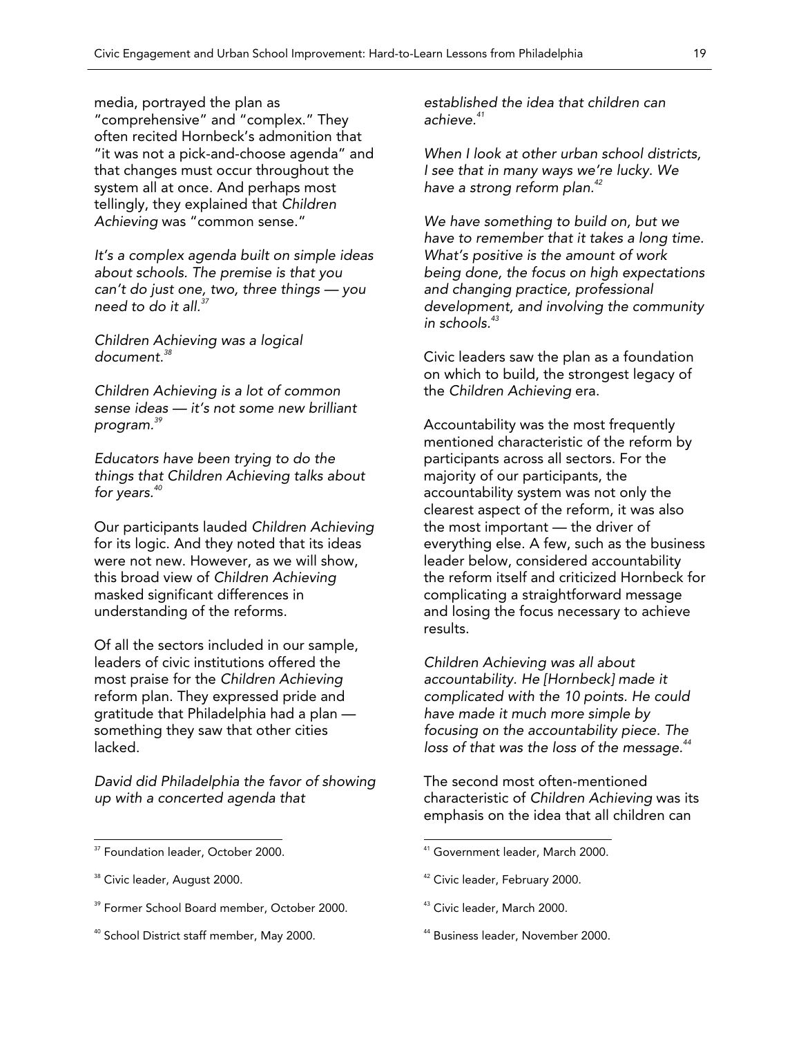media, portrayed the plan as "comprehensive" and "complex." They often recited Hornbeck's admonition that "it was not a pick-and-choose agenda" and that changes must occur throughout the system all at once. And perhaps most tellingly, they explained that *Children Achieving* was "common sense."

*It's a complex agenda built on simple ideas about schools. The premise is that you can't do just one, two, three things — you need to do it all.*[37]

*Children Achieving was a logical document.*[38]

*Children Achieving is a lot of common sense ideas — it's not some new brilliant program.*[39]

*Educators have been trying to do the things that Children Achieving talks about for years.*[40]

Our participants lauded *Children Achieving* for its logic. And they noted that its ideas were not new. However, as we will show, this broad view of *Children Achieving* masked significant differences in understanding of the reforms.

Of all the sectors included in our sample, leaders of civic institutions offered the most praise for the *Children Achieving* reform plan. They expressed pride and gratitude that Philadelphia had a plan — something they saw that other cities lacked.

*David did Philadelphia the favor of showing up with a concerted agenda that established the idea that children can achieve.*[41]

*When I look at other urban school districts, I see that in many ways we're lucky. We have a strong reform plan.*[42]

*We have something to build on, but we have to remember that it takes a long time. What's positive is the amount of work being done, the focus on high expectations and changing practice, professional development, and involving the community in schools.*[43]

Civic leaders saw the plan as a foundation on which to build, the strongest legacy of the *Children Achieving* era.

Accountability was the most frequently mentioned characteristic of the reform by participants across all sectors. For the majority of our participants, the accountability system was not only the clearest aspect of the reform, it was also the most important — the driver of everything else. A few, such as the business leader below, considered accountability the reform itself and criticized Hornbeck for complicating a straightforward message and losing the focus necessary to achieve results.

*Children Achieving was all about accountability. He [Hornbeck] made it complicated with the 10 points. He could have made it much more simple by focusing on the accountability piece. The loss of that was the loss of the message.*[44]

The second most often-mentioned characteristic of *Children Achieving* was its emphasis on the idea that all children can

---

[37] Foundation leader, October 2000.

[38] Civic leader, August 2000.

[39] Former School Board member, October 2000.

[40] School District staff member, May 2000.

[41] Government leader, March 2000.

[42] Civic leader, February 2000.

[43] Civic leader, March 2000.

[44] Business leader, November 2000.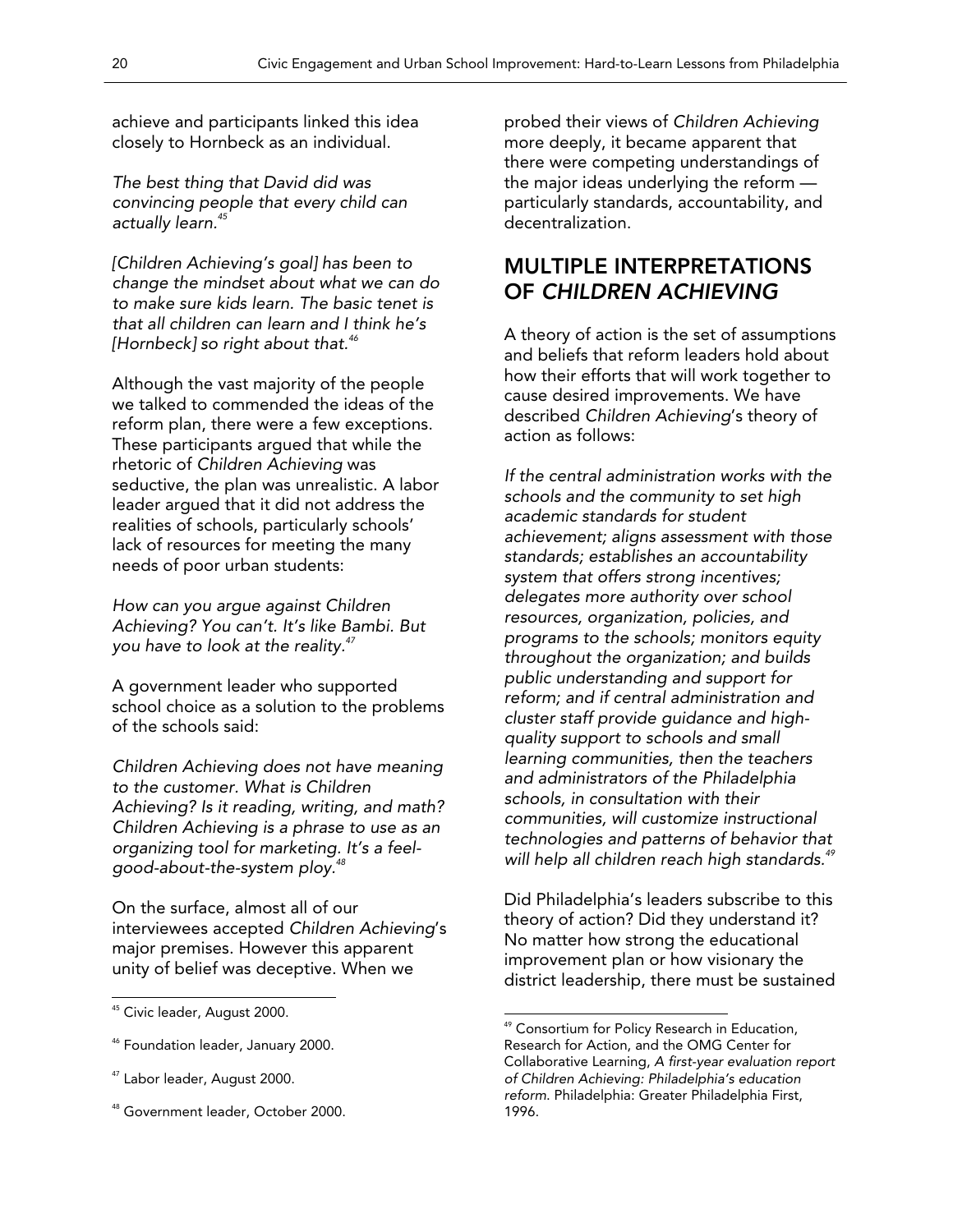achieve and participants linked this idea closely to Hornbeck as an individual.

*The best thing that David did was convincing people that every child can actually learn.*[45]

*[Children Achieving's goal] has been to change the mindset about what we can do to make sure kids learn. The basic tenet is that all children can learn and I think he's [Hornbeck] so right about that.*[46]

Although the vast majority of the people we talked to commended the ideas of the reform plan, there were a few exceptions. These participants argued that while the rhetoric of *Children Achieving* was seductive, the plan was unrealistic. A labor leader argued that it did not address the realities of schools, particularly schools' lack of resources for meeting the many needs of poor urban students:

*How can you argue against Children Achieving? You can't. It's like Bambi. But you have to look at the reality.*[47]

A government leader who supported school choice as a solution to the problems of the schools said:

*Children Achieving does not have meaning to the customer. What is Children Achieving? Is it reading, writing, and math? Children Achieving is a phrase to use as an organizing tool for marketing. It's a feel-good-about-the-system ploy.*[48]

On the surface, almost all of our interviewees accepted *Children Achieving*'s major premises. However this apparent unity of belief was deceptive. When we probed their views of *Children Achieving* more deeply, it became apparent that there were competing understandings of the major ideas underlying the reform — particularly standards, accountability, and decentralization.

## MULTIPLE INTERPRETATIONS OF *CHILDREN ACHIEVING*

A theory of action is the set of assumptions and beliefs that reform leaders hold about how their efforts that will work together to cause desired improvements. We have described *Children Achieving*'s theory of action as follows:

*If the central administration works with the schools and the community to set high academic standards for student achievement; aligns assessment with those standards; establishes an accountability system that offers strong incentives; delegates more authority over school resources, organization, policies, and programs to the schools; monitors equity throughout the organization; and builds public understanding and support for reform; and if central administration and cluster staff provide guidance and high-quality support to schools and small learning communities, then the teachers and administrators of the Philadelphia schools, in consultation with their communities, will customize instructional technologies and patterns of behavior that will help all children reach high standards.*[49]

Did Philadelphia's leaders subscribe to this theory of action? Did they understand it? No matter how strong the educational improvement plan or how visionary the district leadership, there must be sustained

---

[45] Civic leader, August 2000.

[46] Foundation leader, January 2000.

[47] Labor leader, August 2000.

[48] Government leader, October 2000.

[49] Consortium for Policy Research in Education, Research for Action, and the OMG Center for Collaborative Learning, *A first-year evaluation report of Children Achieving: Philadelphia's education reform*. Philadelphia: Greater Philadelphia First, 1996.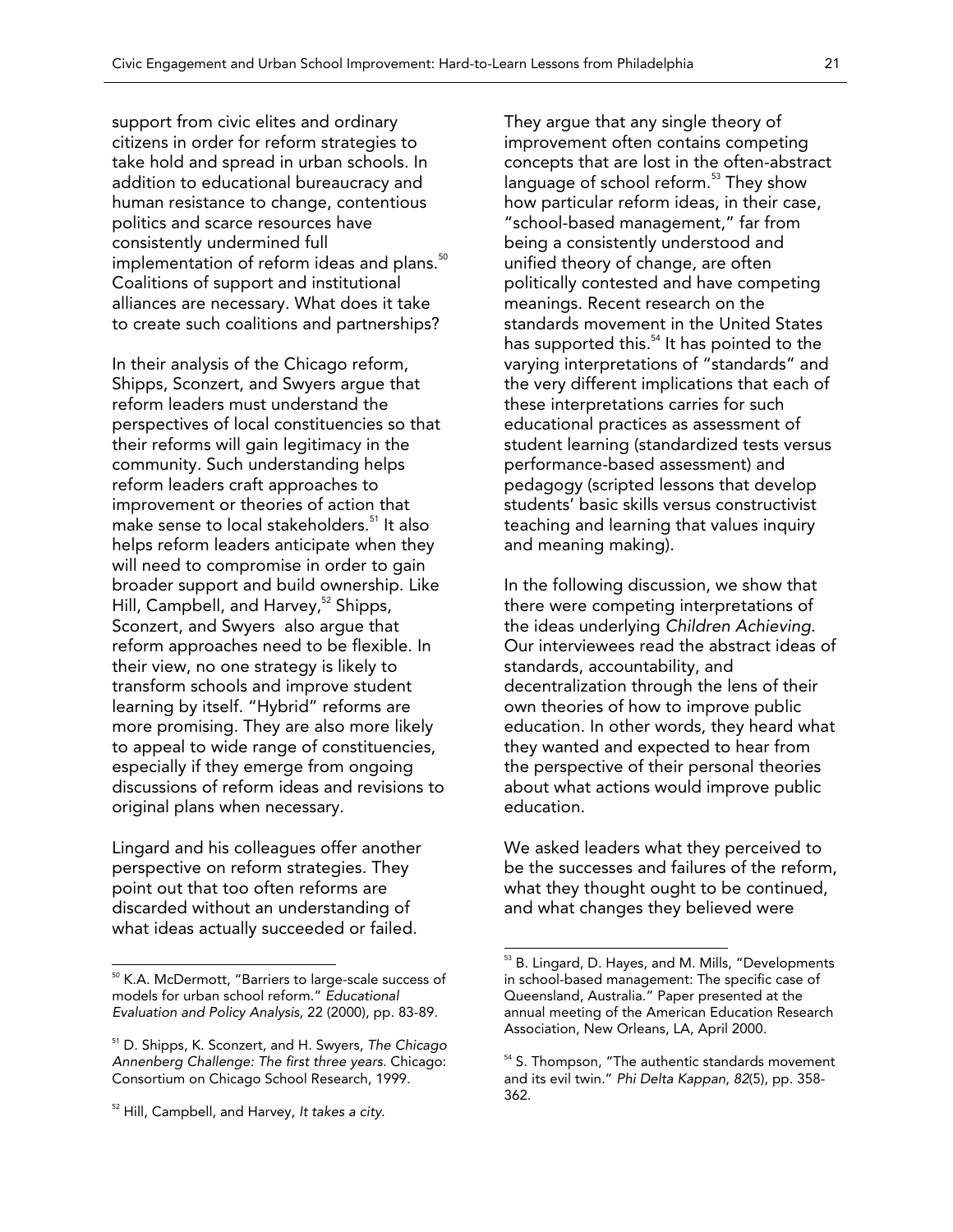support from civic elites and ordinary citizens in order for reform strategies to take hold and spread in urban schools. In addition to educational bureaucracy and human resistance to change, contentious politics and scarce resources have consistently undermined full implementation of reform ideas and plans.[50] Coalitions of support and institutional alliances are necessary. What does it take to create such coalitions and partnerships?

In their analysis of the Chicago reform, Shipps, Sconzert, and Swyers argue that reform leaders must understand the perspectives of local constituencies so that their reforms will gain legitimacy in the community. Such understanding helps reform leaders craft approaches to improvement or theories of action that make sense to local stakeholders.[51] It also helps reform leaders anticipate when they will need to compromise in order to gain broader support and build ownership. Like Hill, Campbell, and Harvey,[52] Shipps, Sconzert, and Swyers also argue that reform approaches need to be flexible. In their view, no one strategy is likely to transform schools and improve student learning by itself. "Hybrid" reforms are more promising. They are also more likely to appeal to wide range of constituencies, especially if they emerge from ongoing discussions of reform ideas and revisions to original plans when necessary.

Lingard and his colleagues offer another perspective on reform strategies. They point out that too often reforms are discarded without an understanding of what ideas actually succeeded or failed. They argue that any single theory of improvement often contains competing concepts that are lost in the often-abstract language of school reform.[53] They show how particular reform ideas, in their case, "school-based management," far from being a consistently understood and unified theory of change, are often politically contested and have competing meanings. Recent research on the standards movement in the United States has supported this.[54] It has pointed to the varying interpretations of "standards" and the very different implications that each of these interpretations carries for such educational practices as assessment of student learning (standardized tests versus performance-based assessment) and pedagogy (scripted lessons that develop students' basic skills versus constructivist teaching and learning that values inquiry and meaning making).

In the following discussion, we show that there were competing interpretations of the ideas underlying *Children Achieving*. Our interviewees read the abstract ideas of standards, accountability, and decentralization through the lens of their own theories of how to improve public education. In other words, they heard what they wanted and expected to hear from the perspective of their personal theories about what actions would improve public education.

We asked leaders what they perceived to be the successes and failures of the reform, what they thought ought to be continued, and what changes they believed were

---

[50] K.A. McDermott, "Barriers to large-scale success of models for urban school reform." *Educational Evaluation and Policy Analysis*, 22 (2000), pp. 83-89.

[51] D. Shipps, K. Sconzert, and H. Swyers, *The Chicago Annenberg Challenge: The first three years.* Chicago: Consortium on Chicago School Research, 1999.

[52] Hill, Campbell, and Harvey, *It takes a city.*

[53] B. Lingard, D. Hayes, and M. Mills, "Developments in school-based management: The specific case of Queensland, Australia." Paper presented at the annual meeting of the American Education Research Association, New Orleans, LA, April 2000.

[54] S. Thompson, "The authentic standards movement and its evil twin." *Phi Delta Kappan*, *82*(5), pp. 358-362.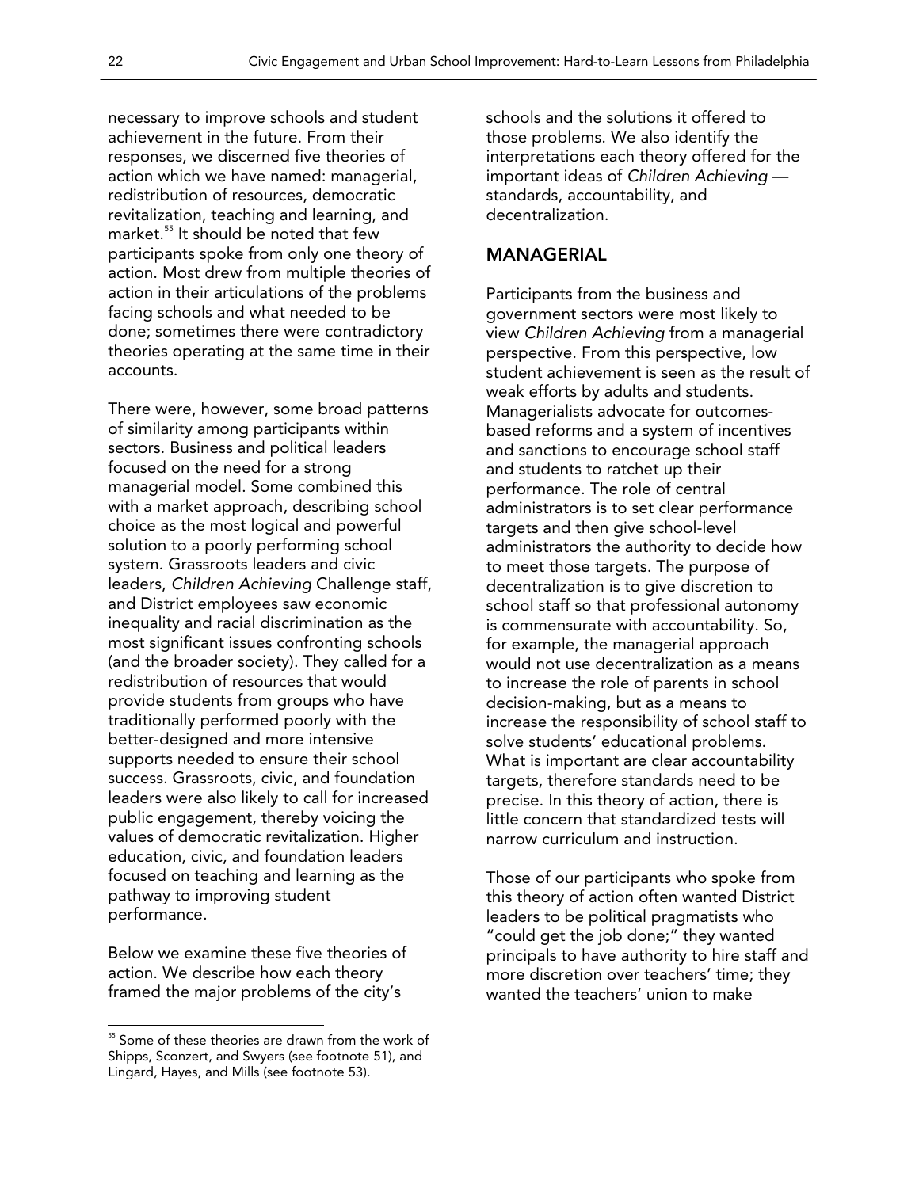necessary to improve schools and student achievement in the future. From their responses, we discerned five theories of action which we have named: managerial, redistribution of resources, democratic revitalization, teaching and learning, and market.[55] It should be noted that few participants spoke from only one theory of action. Most drew from multiple theories of action in their articulations of the problems facing schools and what needed to be done; sometimes there were contradictory theories operating at the same time in their accounts.

There were, however, some broad patterns of similarity among participants within sectors. Business and political leaders focused on the need for a strong managerial model. Some combined this with a market approach, describing school choice as the most logical and powerful solution to a poorly performing school system. Grassroots leaders and civic leaders, *Children Achieving* Challenge staff, and District employees saw economic inequality and racial discrimination as the most significant issues confronting schools (and the broader society). They called for a redistribution of resources that would provide students from groups who have traditionally performed poorly with the better-designed and more intensive supports needed to ensure their school success. Grassroots, civic, and foundation leaders were also likely to call for increased public engagement, thereby voicing the values of democratic revitalization. Higher education, civic, and foundation leaders focused on teaching and learning as the pathway to improving student performance.

Below we examine these five theories of action. We describe how each theory framed the major problems of the city's schools and the solutions it offered to those problems. We also identify the interpretations each theory offered for the important ideas of *Children Achieving* — standards, accountability, and decentralization.

## MANAGERIAL

Participants from the business and government sectors were most likely to view *Children Achieving* from a managerial perspective. From this perspective, low student achievement is seen as the result of weak efforts by adults and students. Managerialists advocate for outcomes-based reforms and a system of incentives and sanctions to encourage school staff and students to ratchet up their performance. The role of central administrators is to set clear performance targets and then give school-level administrators the authority to decide how to meet those targets. The purpose of decentralization is to give discretion to school staff so that professional autonomy is commensurate with accountability. So, for example, the managerial approach would not use decentralization as a means to increase the role of parents in school decision-making, but as a means to increase the responsibility of school staff to solve students' educational problems. What is important are clear accountability targets, therefore standards need to be precise. In this theory of action, there is little concern that standardized tests will narrow curriculum and instruction.

Those of our participants who spoke from this theory of action often wanted District leaders to be political pragmatists who "could get the job done;" they wanted principals to have authority to hire staff and more discretion over teachers' time; they wanted the teachers' union to make

[55] Some of these theories are drawn from the work of Shipps, Sconzert, and Swyers (see footnote 51), and Lingard, Hayes, and Mills (see footnote 53).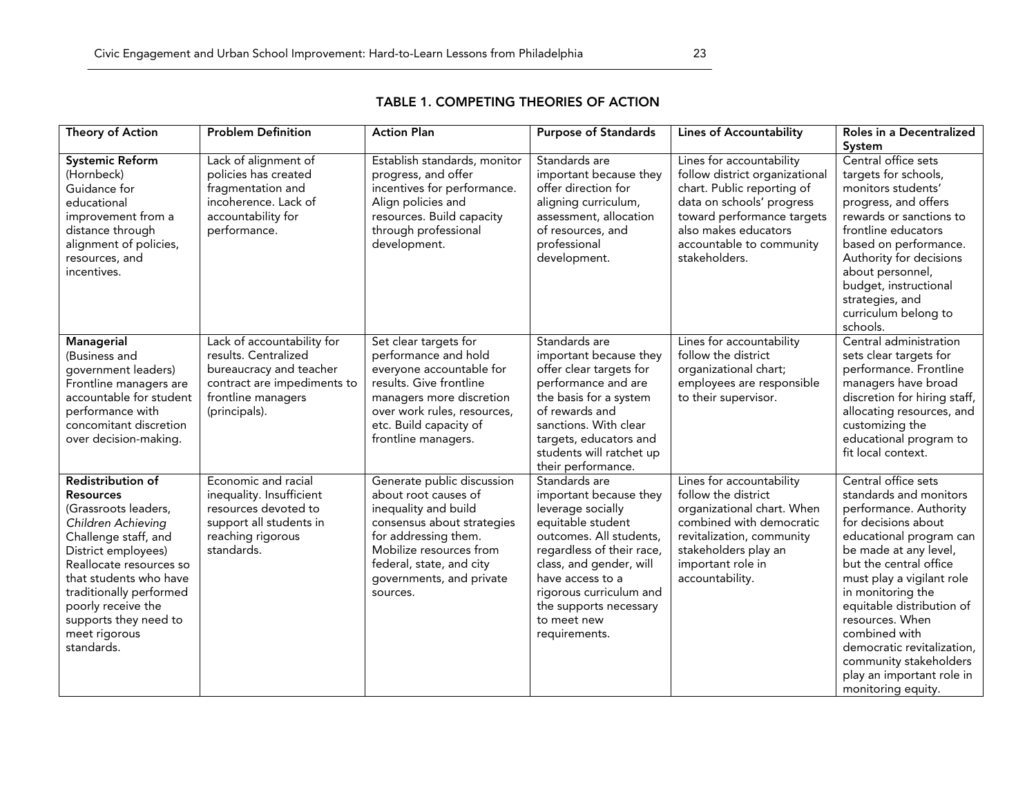## TABLE 1. COMPETING THEORIES OF ACTION

| Theory of Action | Problem Definition | Action Plan | Purpose of Standards | Lines of Accountability | Roles in a Decentralized System |
|---|---|---|---|---|---|
| **Systemic Reform** (Hornbeck) Guidance for educational improvement from a distance through alignment of policies, resources, and incentives. | Lack of alignment of policies has created fragmentation and incoherence. Lack of accountability for performance. | Establish standards, monitor progress, and offer incentives for performance. Align policies and resources. Build capacity through professional development. | Standards are important because they offer direction for aligning curriculum, assessment, allocation of resources, and professional development. | Lines for accountability follow district organizational chart. Public reporting of data on schools' progress toward performance targets also makes educators accountable to community stakeholders. | Central office sets targets for schools, monitors students' progress, and offers rewards or sanctions to frontline educators based on performance. Authority for decisions about personnel, budget, instructional strategies, and curriculum belong to schools. |
| **Managerial** (Business and government leaders) Frontline managers are accountable for student performance with concomitant discretion over decision-making. | Lack of accountability for results. Centralized bureaucracy and teacher contract are impediments to frontline managers (principals). | Set clear targets for performance and hold everyone accountable for results. Give frontline managers more discretion over work rules, resources, etc. Build capacity of frontline managers. | Standards are important because they offer clear targets for performance and are the basis for a system of rewards and sanctions. With clear targets, educators and students will ratchet up their performance. | Lines for accountability follow the district organizational chart; employees are responsible to their supervisor. | Central administration sets clear targets for performance. Frontline managers have broad discretion for hiring staff, allocating resources, and customizing the educational program to fit local context. |
| **Redistribution of Resources** (Grassroots leaders, *Children Achieving* Challenge staff, and District employees) Reallocate resources so that students who have traditionally performed poorly receive the supports they need to meet rigorous standards. | Economic and racial inequality. Insufficient resources devoted to support all students in reaching rigorous standards. | Generate public discussion about root causes of inequality and build consensus about strategies for addressing them. Mobilize resources from federal, state, and city governments, and private sources. | Standards are important because they leverage socially equitable student outcomes. All students, regardless of their race, class, and gender, will have access to a rigorous curriculum and the supports necessary to meet new requirements. | Lines for accountability follow the district organizational chart. When combined with democratic revitalization, community stakeholders play an important role in accountability. | Central office sets standards and monitors performance. Authority for decisions about educational program can be made at any level, but the central office must play a vigilant role in monitoring the equitable distribution of resources. When combined with democratic revitalization, community stakeholders play an important role in monitoring equity. |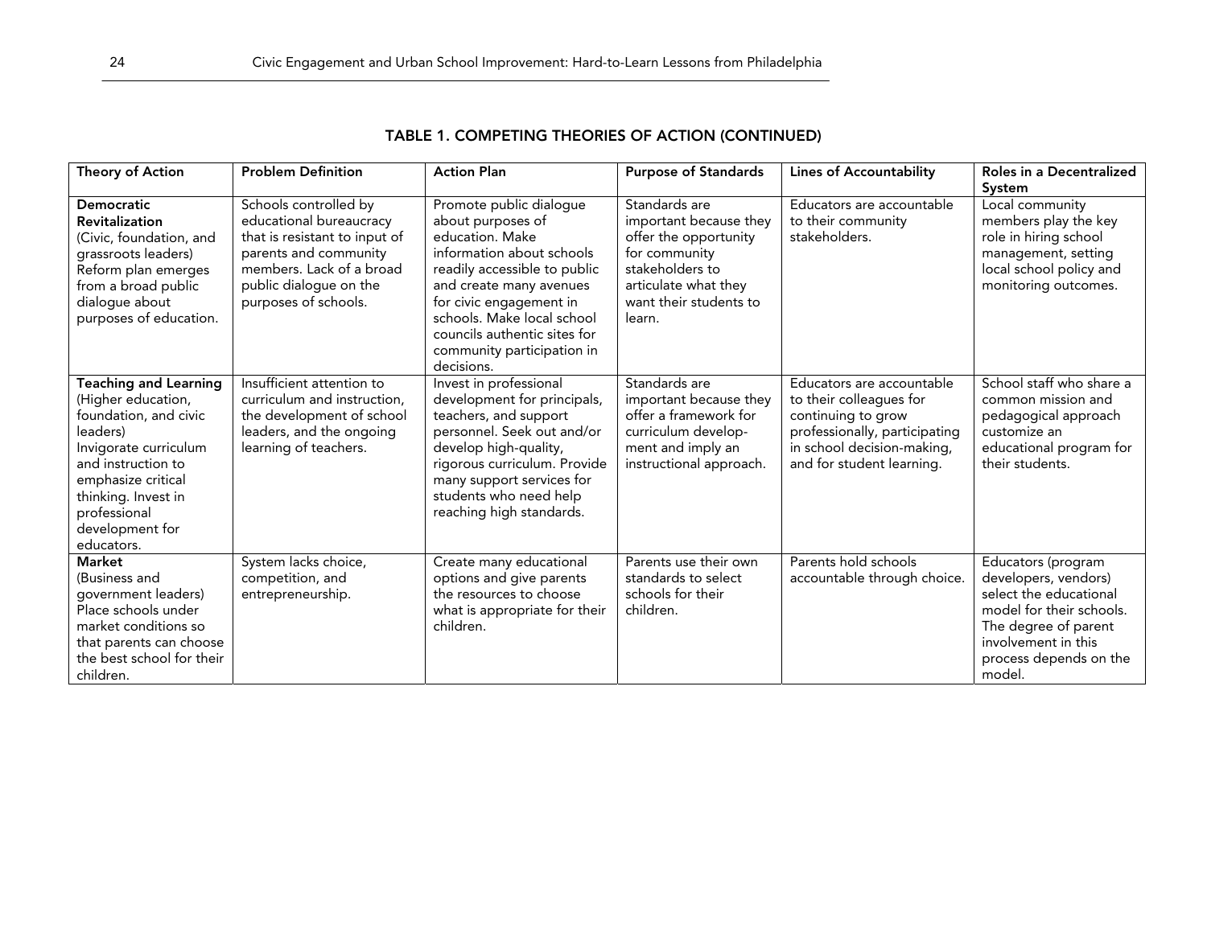## TABLE 1. COMPETING THEORIES OF ACTION (CONTINUED)

| Theory of Action | Problem Definition | Action Plan | Purpose of Standards | Lines of Accountability | Roles in a Decentralized System |
|---|---|---|---|---|---|
| **Democratic Revitalization** (Civic, foundation, and grassroots leaders) Reform plan emerges from a broad public dialogue about purposes of education. | Schools controlled by educational bureaucracy that is resistant to input of parents and community members. Lack of a broad public dialogue on the purposes of schools. | Promote public dialogue about purposes of education. Make information about schools readily accessible to public and create many avenues for civic engagement in schools. Make local school councils authentic sites for community participation in decisions. | Standards are important because they offer the opportunity for community stakeholders to articulate what they want their students to learn. | Educators are accountable to their community stakeholders. | Local community members play the key role in hiring school management, setting local school policy and monitoring outcomes. |
| **Teaching and Learning** (Higher education, foundation, and civic leaders) Invigorate curriculum and instruction to emphasize critical thinking. Invest in professional development for educators. | Insufficient attention to curriculum and instruction, the development of school leaders, and the ongoing learning of teachers. | Invest in professional development for principals, teachers, and support personnel. Seek out and/or develop high-quality, rigorous curriculum. Provide many support services for students who need help reaching high standards. | Standards are important because they offer a framework for curriculum development and imply an instructional approach. | Educators are accountable to their colleagues for continuing to grow professionally, participating in school decision-making, and for student learning. | School staff who share a common mission and pedagogical approach customize an educational program for their students. |
| **Market** (Business and government leaders) Place schools under market conditions so that parents can choose the best school for their children. | System lacks choice, competition, and entrepreneurship. | Create many educational options and give parents the resources to choose what is appropriate for their children. | Parents use their own standards to select schools for their children. | Parents hold schools accountable through choice. | Educators (program developers, vendors) select the educational model for their schools. The degree of parent involvement in this process depends on the model. |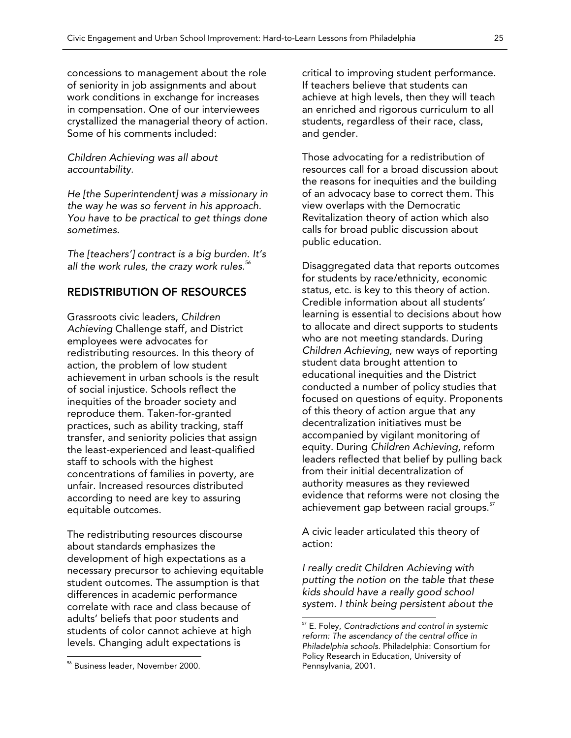concessions to management about the role of seniority in job assignments and about work conditions in exchange for increases in compensation. One of our interviewees crystallized the managerial theory of action. Some of his comments included:

*Children Achieving was all about accountability.*

*He [the Superintendent] was a missionary in the way he was so fervent in his approach. You have to be practical to get things done sometimes.*

*The [teachers'] contract is a big burden. It's all the work rules, the crazy work rules.*[56]

## REDISTRIBUTION OF RESOURCES

Grassroots civic leaders, *Children Achieving* Challenge staff, and District employees were advocates for redistributing resources. In this theory of action, the problem of low student achievement in urban schools is the result of social injustice. Schools reflect the inequities of the broader society and reproduce them. Taken-for-granted practices, such as ability tracking, staff transfer, and seniority policies that assign the least-experienced and least-qualified staff to schools with the highest concentrations of families in poverty, are unfair. Increased resources distributed according to need are key to assuring equitable outcomes.

The redistributing resources discourse about standards emphasizes the development of high expectations as a necessary precursor to achieving equitable student outcomes. The assumption is that differences in academic performance correlate with race and class because of adults' beliefs that poor students and students of color cannot achieve at high levels. Changing adult expectations is critical to improving student performance. If teachers believe that students can achieve at high levels, then they will teach an enriched and rigorous curriculum to all students, regardless of their race, class, and gender.

Those advocating for a redistribution of resources call for a broad discussion about the reasons for inequities and the building of an advocacy base to correct them. This view overlaps with the Democratic Revitalization theory of action which also calls for broad public discussion about public education.

Disaggregated data that reports outcomes for students by race/ethnicity, economic status, etc. is key to this theory of action. Credible information about all students' learning is essential to decisions about how to allocate and direct supports to students who are not meeting standards. During *Children Achieving,* new ways of reporting student data brought attention to educational inequities and the District conducted a number of policy studies that focused on questions of equity. Proponents of this theory of action argue that any decentralization initiatives must be accompanied by vigilant monitoring of equity. During *Children Achieving*, reform leaders reflected that belief by pulling back from their initial decentralization of authority measures as they reviewed evidence that reforms were not closing the achievement gap between racial groups.[57]

A civic leader articulated this theory of action:

*I really credit Children Achieving with putting the notion on the table that these kids should have a really good school system. I think being persistent about the*

---

[56] Business leader, November 2000.

[57] E. Foley, *Contradictions and control in systemic reform: The ascendancy of the central office in Philadelphia schools.* Philadelphia: Consortium for Policy Research in Education, University of Pennsylvania, 2001.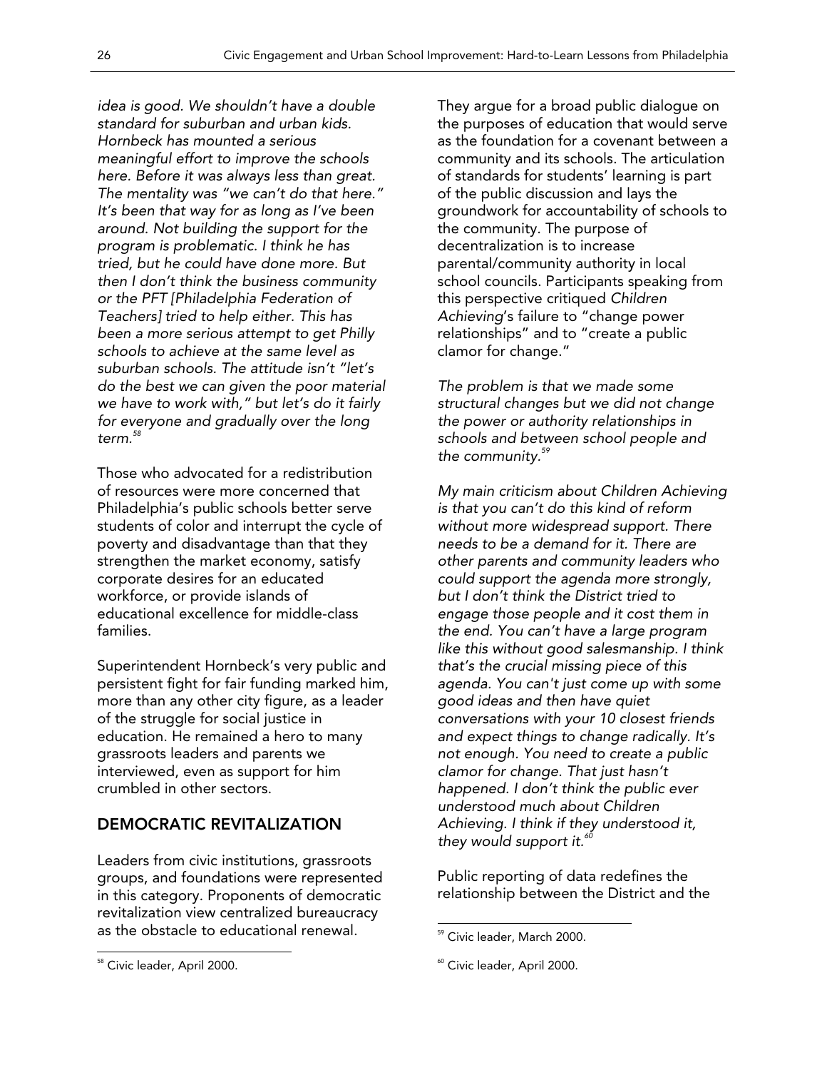*idea is good. We shouldn't have a double standard for suburban and urban kids. Hornbeck has mounted a serious meaningful effort to improve the schools here. Before it was always less than great. The mentality was "we can't do that here." It's been that way for as long as I've been around. Not building the support for the program is problematic. I think he has tried, but he could have done more. But then I don't think the business community or the PFT [Philadelphia Federation of Teachers] tried to help either. This has been a more serious attempt to get Philly schools to achieve at the same level as suburban schools. The attitude isn't "let's do the best we can given the poor material we have to work with," but let's do it fairly for everyone and gradually over the long term.*[58]

Those who advocated for a redistribution of resources were more concerned that Philadelphia's public schools better serve students of color and interrupt the cycle of poverty and disadvantage than that they strengthen the market economy, satisfy corporate desires for an educated workforce, or provide islands of educational excellence for middle-class families.

Superintendent Hornbeck's very public and persistent fight for fair funding marked him, more than any other city figure, as a leader of the struggle for social justice in education. He remained a hero to many grassroots leaders and parents we interviewed, even as support for him crumbled in other sectors.

## DEMOCRATIC REVITALIZATION

Leaders from civic institutions, grassroots groups, and foundations were represented in this category. Proponents of democratic revitalization view centralized bureaucracy as the obstacle to educational renewal. They argue for a broad public dialogue on the purposes of education that would serve as the foundation for a covenant between a community and its schools. The articulation of standards for students' learning is part of the public discussion and lays the groundwork for accountability of schools to the community. The purpose of decentralization is to increase parental/community authority in local school councils. Participants speaking from this perspective critiqued *Children Achieving*'s failure to "change power relationships" and to "create a public clamor for change."

*The problem is that we made some structural changes but we did not change the power or authority relationships in schools and between school people and the community.*[59]

*My main criticism about Children Achieving is that you can't do this kind of reform without more widespread support. There needs to be a demand for it. There are other parents and community leaders who could support the agenda more strongly, but I don't think the District tried to engage those people and it cost them in the end. You can't have a large program like this without good salesmanship. I think that's the crucial missing piece of this agenda. You can't just come up with some good ideas and then have quiet conversations with your 10 closest friends and expect things to change radically. It's not enough. You need to create a public clamor for change. That just hasn't happened. I don't think the public ever understood much about Children Achieving. I think if they understood it, they would support it.*[60]

Public reporting of data redefines the relationship between the District and the

---

[58] Civic leader, April 2000.

[59] Civic leader, March 2000.

[60] Civic leader, April 2000.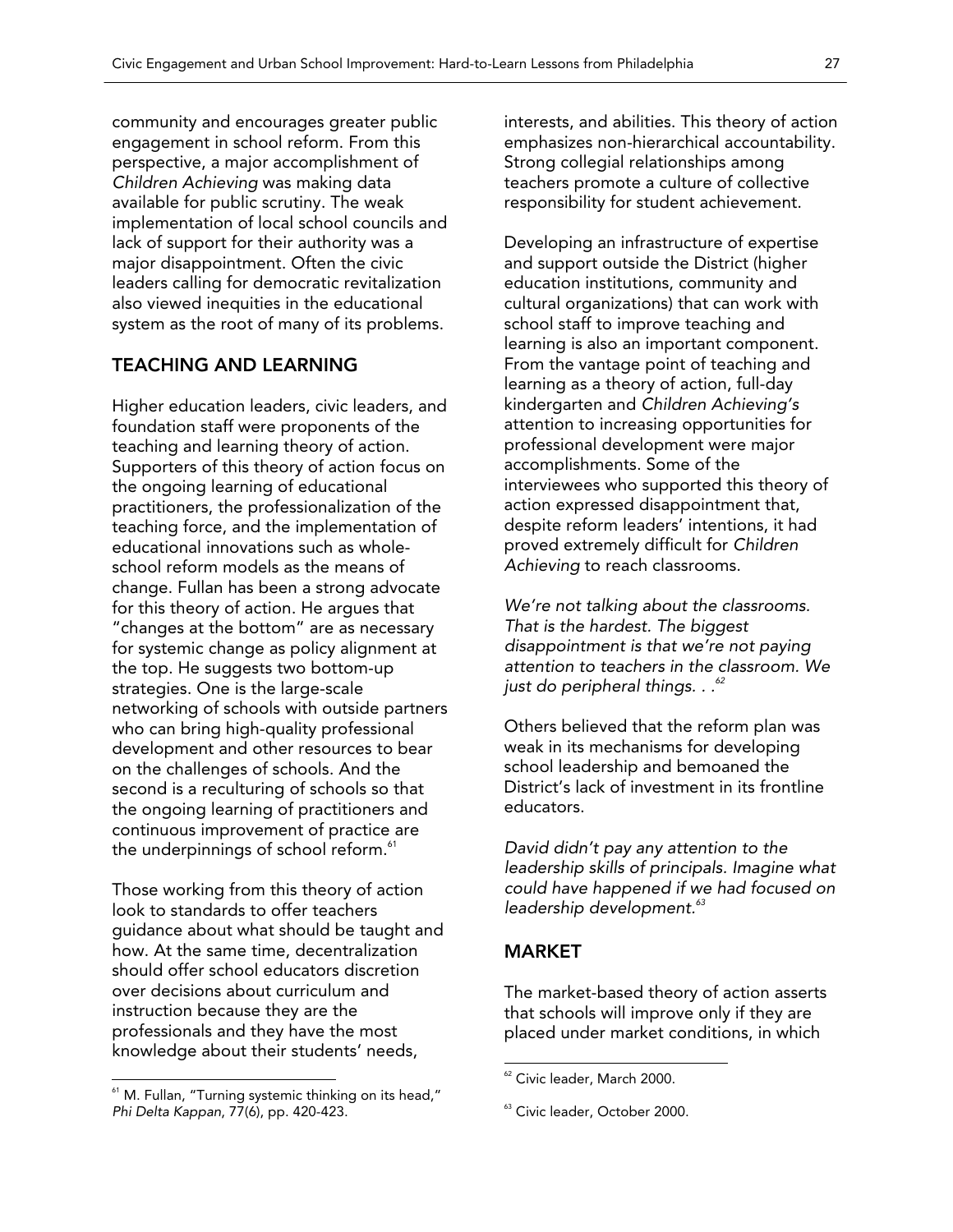community and encourages greater public engagement in school reform. From this perspective, a major accomplishment of *Children Achieving* was making data available for public scrutiny. The weak implementation of local school councils and lack of support for their authority was a major disappointment. Often the civic leaders calling for democratic revitalization also viewed inequities in the educational system as the root of many of its problems.

## TEACHING AND LEARNING

Higher education leaders, civic leaders, and foundation staff were proponents of the teaching and learning theory of action. Supporters of this theory of action focus on the ongoing learning of educational practitioners, the professionalization of the teaching force, and the implementation of educational innovations such as whole-school reform models as the means of change. Fullan has been a strong advocate for this theory of action. He argues that "changes at the bottom" are as necessary for systemic change as policy alignment at the top. He suggests two bottom-up strategies. One is the large-scale networking of schools with outside partners who can bring high-quality professional development and other resources to bear on the challenges of schools. And the second is a reculturing of schools so that the ongoing learning of practitioners and continuous improvement of practice are the underpinnings of school reform.[61]

Those working from this theory of action look to standards to offer teachers guidance about what should be taught and how. At the same time, decentralization should offer school educators discretion over decisions about curriculum and instruction because they are the professionals and they have the most knowledge about their students' needs, interests, and abilities. This theory of action emphasizes non-hierarchical accountability. Strong collegial relationships among teachers promote a culture of collective responsibility for student achievement.

Developing an infrastructure of expertise and support outside the District (higher education institutions, community and cultural organizations) that can work with school staff to improve teaching and learning is also an important component. From the vantage point of teaching and learning as a theory of action, full-day kindergarten and *Children Achieving's* attention to increasing opportunities for professional development were major accomplishments. Some of the interviewees who supported this theory of action expressed disappointment that, despite reform leaders' intentions, it had proved extremely difficult for *Children Achieving* to reach classrooms.

*We're not talking about the classrooms. That is the hardest. The biggest disappointment is that we're not paying attention to teachers in the classroom. We just do peripheral things. . .*[62]

Others believed that the reform plan was weak in its mechanisms for developing school leadership and bemoaned the District's lack of investment in its frontline educators.

*David didn't pay any attention to the leadership skills of principals. Imagine what could have happened if we had focused on leadership development.*[63]

## MARKET

The market-based theory of action asserts that schools will improve only if they are placed under market conditions, in which

---

[61] M. Fullan, "Turning systemic thinking on its head," *Phi Delta Kappan*, 77(6), pp. 420-423.

[62] Civic leader, March 2000.

[63] Civic leader, October 2000.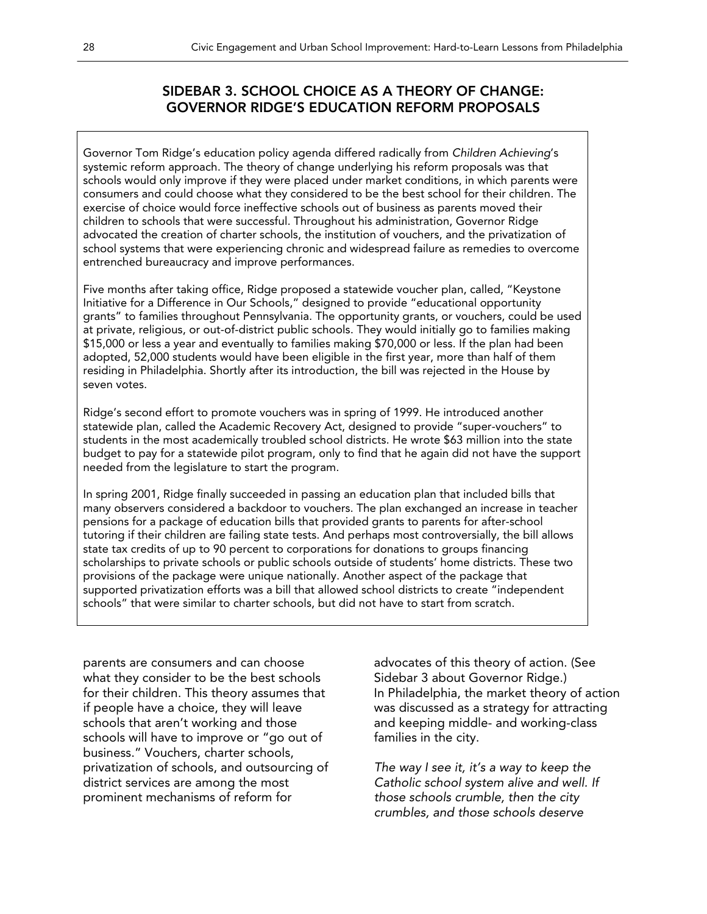## SIDEBAR 3. SCHOOL CHOICE AS A THEORY OF CHANGE: GOVERNOR RIDGE'S EDUCATION REFORM PROPOSALS

Governor Tom Ridge's education policy agenda differed radically from *Children Achieving*'s systemic reform approach. The theory of change underlying his reform proposals was that schools would only improve if they were placed under market conditions, in which parents were consumers and could choose what they considered to be the best school for their children. The exercise of choice would force ineffective schools out of business as parents moved their children to schools that were successful. Throughout his administration, Governor Ridge advocated the creation of charter schools, the institution of vouchers, and the privatization of school systems that were experiencing chronic and widespread failure as remedies to overcome entrenched bureaucracy and improve performances.

Five months after taking office, Ridge proposed a statewide voucher plan, called, "Keystone Initiative for a Difference in Our Schools," designed to provide "educational opportunity grants" to families throughout Pennsylvania. The opportunity grants, or vouchers, could be used at private, religious, or out-of-district public schools. They would initially go to families making $15,000 or less a year and eventually to families making $70,000 or less. If the plan had been adopted, 52,000 students would have been eligible in the first year, more than half of them residing in Philadelphia. Shortly after its introduction, the bill was rejected in the House by seven votes.

Ridge's second effort to promote vouchers was in spring of 1999. He introduced another statewide plan, called the Academic Recovery Act, designed to provide "super-vouchers" to students in the most academically troubled school districts. He wrote $63 million into the state budget to pay for a statewide pilot program, only to find that he again did not have the support needed from the legislature to start the program.

In spring 2001, Ridge finally succeeded in passing an education plan that included bills that many observers considered a backdoor to vouchers. The plan exchanged an increase in teacher pensions for a package of education bills that provided grants to parents for after-school tutoring if their children are failing state tests. And perhaps most controversially, the bill allows state tax credits of up to 90 percent to corporations for donations to groups financing scholarships to private schools or public schools outside of students' home districts. These two provisions of the package were unique nationally. Another aspect of the package that supported privatization efforts was a bill that allowed school districts to create "independent schools" that were similar to charter schools, but did not have to start from scratch.

---

parents are consumers and can choose what they consider to be the best schools for their children. This theory assumes that if people have a choice, they will leave schools that aren't working and those schools will have to improve or "go out of business." Vouchers, charter schools, privatization of schools, and outsourcing of district services are among the most prominent mechanisms of reform for advocates of this theory of action. (See Sidebar 3 about Governor Ridge.)

In Philadelphia, the market theory of action was discussed as a strategy for attracting and keeping middle- and working-class families in the city.

*The way I see it, it's a way to keep the Catholic school system alive and well. If those schools crumble, then the city crumbles, and those schools deserve*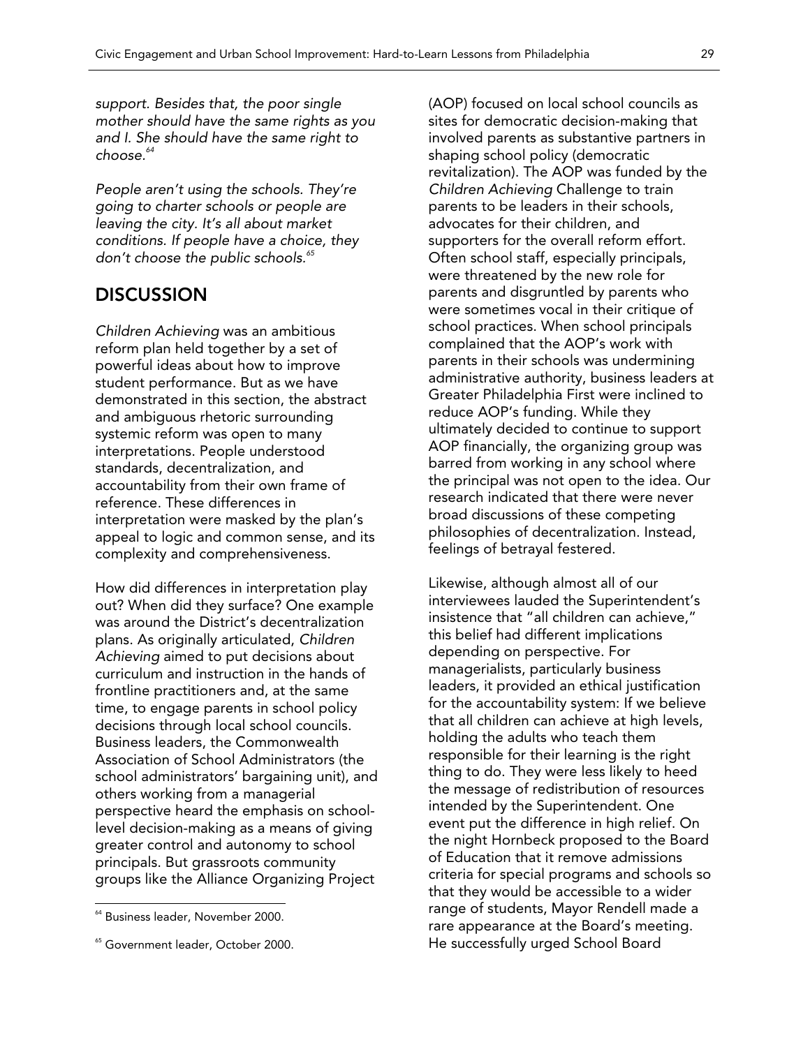*support. Besides that, the poor single mother should have the same rights as you and I. She should have the same right to choose.*[64]

*People aren't using the schools. They're going to charter schools or people are leaving the city. It's all about market conditions. If people have a choice, they don't choose the public schools.*[65]

## DISCUSSION

*Children Achieving* was an ambitious reform plan held together by a set of powerful ideas about how to improve student performance. But as we have demonstrated in this section, the abstract and ambiguous rhetoric surrounding systemic reform was open to many interpretations. People understood standards, decentralization, and accountability from their own frame of reference. These differences in interpretation were masked by the plan's appeal to logic and common sense, and its complexity and comprehensiveness.

How did differences in interpretation play out? When did they surface? One example was around the District's decentralization plans. As originally articulated, *Children Achieving* aimed to put decisions about curriculum and instruction in the hands of frontline practitioners and, at the same time, to engage parents in school policy decisions through local school councils. Business leaders, the Commonwealth Association of School Administrators (the school administrators' bargaining unit), and others working from a managerial perspective heard the emphasis on school-level decision-making as a means of giving greater control and autonomy to school principals. But grassroots community groups like the Alliance Organizing Project (AOP) focused on local school councils as sites for democratic decision-making that involved parents as substantive partners in shaping school policy (democratic revitalization). The AOP was funded by the *Children Achieving* Challenge to train parents to be leaders in their schools, advocates for their children, and supporters for the overall reform effort. Often school staff, especially principals, were threatened by the new role for parents and disgruntled by parents who were sometimes vocal in their critique of school practices. When school principals complained that the AOP's work with parents in their schools was undermining administrative authority, business leaders at Greater Philadelphia First were inclined to reduce AOP's funding. While they ultimately decided to continue to support AOP financially, the organizing group was barred from working in any school where the principal was not open to the idea. Our research indicated that there were never broad discussions of these competing philosophies of decentralization. Instead, feelings of betrayal festered.

Likewise, although almost all of our interviewees lauded the Superintendent's insistence that "all children can achieve," this belief had different implications depending on perspective. For managerialists, particularly business leaders, it provided an ethical justification for the accountability system: If we believe that all children can achieve at high levels, holding the adults who teach them responsible for their learning is the right thing to do. They were less likely to heed the message of redistribution of resources intended by the Superintendent. One event put the difference in high relief. On the night Hornbeck proposed to the Board of Education that it remove admissions criteria for special programs and schools so that they would be accessible to a wider range of students, Mayor Rendell made a rare appearance at the Board's meeting. He successfully urged School Board

[64] Business leader, November 2000.

[65] Government leader, October 2000.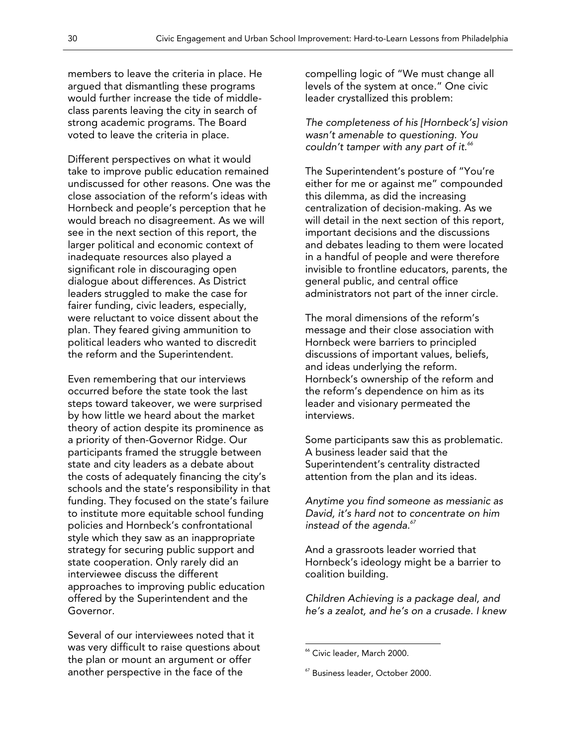members to leave the criteria in place. He argued that dismantling these programs would further increase the tide of middle-class parents leaving the city in search of strong academic programs. The Board voted to leave the criteria in place.

Different perspectives on what it would take to improve public education remained undiscussed for other reasons. One was the close association of the reform's ideas with Hornbeck and people's perception that he would breach no disagreement. As we will see in the next section of this report, the larger political and economic context of inadequate resources also played a significant role in discouraging open dialogue about differences. As District leaders struggled to make the case for fairer funding, civic leaders, especially, were reluctant to voice dissent about the plan. They feared giving ammunition to political leaders who wanted to discredit the reform and the Superintendent.

Even remembering that our interviews occurred before the state took the last steps toward takeover, we were surprised by how little we heard about the market theory of action despite its prominence as a priority of then-Governor Ridge. Our participants framed the struggle between state and city leaders as a debate about the costs of adequately financing the city's schools and the state's responsibility in that funding. They focused on the state's failure to institute more equitable school funding policies and Hornbeck's confrontational style which they saw as an inappropriate strategy for securing public support and state cooperation. Only rarely did an interviewee discuss the different approaches to improving public education offered by the Superintendent and the Governor.

Several of our interviewees noted that it was very difficult to raise questions about the plan or mount an argument or offer another perspective in the face of the compelling logic of "We must change all levels of the system at once." One civic leader crystallized this problem:

*The completeness of his [Hornbeck's] vision wasn't amenable to questioning. You couldn't tamper with any part of it.*[66]

The Superintendent's posture of "You're either for me or against me" compounded this dilemma, as did the increasing centralization of decision-making. As we will detail in the next section of this report, important decisions and the discussions and debates leading to them were located in a handful of people and were therefore invisible to frontline educators, parents, the general public, and central office administrators not part of the inner circle.

The moral dimensions of the reform's message and their close association with Hornbeck were barriers to principled discussions of important values, beliefs, and ideas underlying the reform. Hornbeck's ownership of the reform and the reform's dependence on him as its leader and visionary permeated the interviews.

Some participants saw this as problematic. A business leader said that the Superintendent's centrality distracted attention from the plan and its ideas.

*Anytime you find someone as messianic as David, it's hard not to concentrate on him instead of the agenda.*[67]

And a grassroots leader worried that Hornbeck's ideology might be a barrier to coalition building.

*Children Achieving is a package deal, and he's a zealot, and he's on a crusade. I knew*

---

[66] Civic leader, March 2000.

[67] Business leader, October 2000.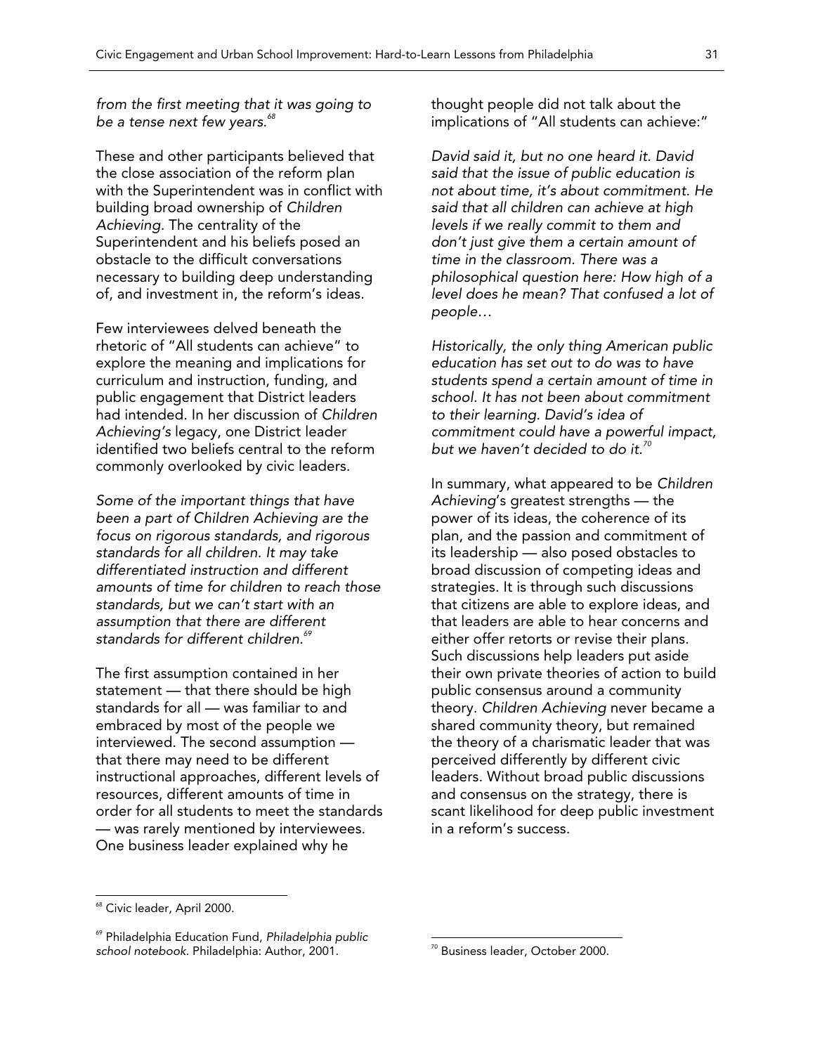*from the first meeting that it was going to be a tense next few years.*[68]

These and other participants believed that the close association of the reform plan with the Superintendent was in conflict with building broad ownership of *Children Achieving*. The centrality of the Superintendent and his beliefs posed an obstacle to the difficult conversations necessary to building deep understanding of, and investment in, the reform's ideas.

Few interviewees delved beneath the rhetoric of "All students can achieve" to explore the meaning and implications for curriculum and instruction, funding, and public engagement that District leaders had intended. In her discussion of *Children Achieving's* legacy, one District leader identified two beliefs central to the reform commonly overlooked by civic leaders.

*Some of the important things that have been a part of Children Achieving are the focus on rigorous standards, and rigorous standards for all children. It may take differentiated instruction and different amounts of time for children to reach those standards, but we can't start with an assumption that there are different standards for different children.*[69]

The first assumption contained in her statement — that there should be high standards for all — was familiar to and embraced by most of the people we interviewed. The second assumption — that there may need to be different instructional approaches, different levels of resources, different amounts of time in order for all students to meet the standards — was rarely mentioned by interviewees. One business leader explained why he thought people did not talk about the implications of "All students can achieve:"

*David said it, but no one heard it. David said that the issue of public education is not about time, it's about commitment. He said that all children can achieve at high levels if we really commit to them and don't just give them a certain amount of time in the classroom. There was a philosophical question here: How high of a level does he mean? That confused a lot of people…*

*Historically, the only thing American public education has set out to do was to have students spend a certain amount of time in school. It has not been about commitment to their learning. David's idea of commitment could have a powerful impact, but we haven't decided to do it.*[70]

In summary, what appeared to be *Children Achieving*'s greatest strengths — the power of its ideas, the coherence of its plan, and the passion and commitment of its leadership — also posed obstacles to broad discussion of competing ideas and strategies. It is through such discussions that citizens are able to explore ideas, and that leaders are able to hear concerns and either offer retorts or revise their plans. Such discussions help leaders put aside their own private theories of action to build public consensus around a community theory. *Children Achieving* never became a shared community theory, but remained the theory of a charismatic leader that was perceived differently by different civic leaders. Without broad public discussions and consensus on the strategy, there is scant likelihood for deep public investment in a reform's success.

---

[68] Civic leader, April 2000.

[69] Philadelphia Education Fund, *Philadelphia public school notebook.* Philadelphia: Author, 2001.

[70] Business leader, October 2000.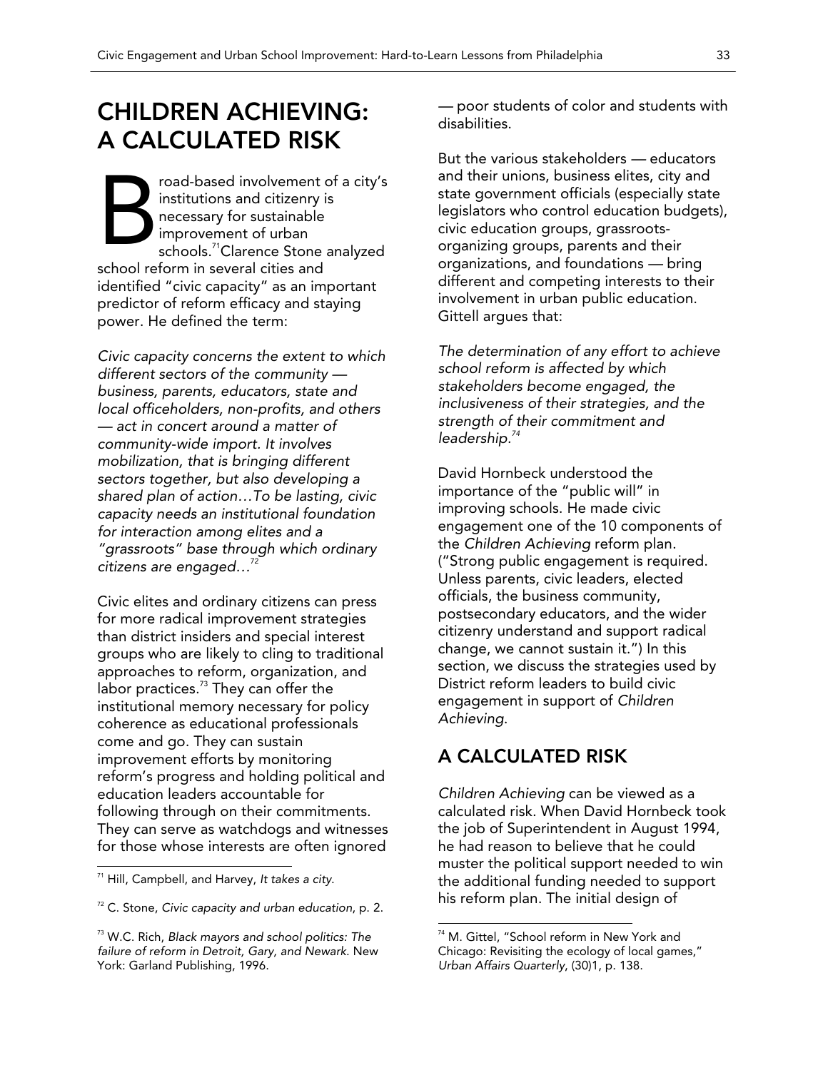# CHILDREN ACHIEVING: A CALCULATED RISK

Broad-based involvement of a city's institutions and citizenry is necessary for sustainable improvement of urban schools.[71] Clarence Stone analyzed school reform in several cities and identified "civic capacity" as an important predictor of reform efficacy and staying power. He defined the term:

*Civic capacity concerns the extent to which different sectors of the community — business, parents, educators, state and local officeholders, non-profits, and others — act in concert around a matter of community-wide import. It involves mobilization, that is bringing different sectors together, but also developing a shared plan of action…To be lasting, civic capacity needs an institutional foundation for interaction among elites and a "grassroots" base through which ordinary citizens are engaged…*[72]

Civic elites and ordinary citizens can press for more radical improvement strategies than district insiders and special interest groups who are likely to cling to traditional approaches to reform, organization, and labor practices.[73] They can offer the institutional memory necessary for policy coherence as educational professionals come and go. They can sustain improvement efforts by monitoring reform's progress and holding political and education leaders accountable for following through on their commitments. They can serve as watchdogs and witnesses for those whose interests are often ignored — poor students of color and students with disabilities.

But the various stakeholders — educators and their unions, business elites, city and state government officials (especially state legislators who control education budgets), civic education groups, grassroots-organizing groups, parents and their organizations, and foundations — bring different and competing interests to their involvement in urban public education. Gittell argues that:

*The determination of any effort to achieve school reform is affected by which stakeholders become engaged, the inclusiveness of their strategies, and the strength of their commitment and leadership.*[74]

David Hornbeck understood the importance of the "public will" in improving schools. He made civic engagement one of the 10 components of the *Children Achieving* reform plan. ("Strong public engagement is required. Unless parents, civic leaders, elected officials, the business community, postsecondary educators, and the wider citizenry understand and support radical change, we cannot sustain it.") In this section, we discuss the strategies used by District reform leaders to build civic engagement in support of *Children Achieving*.

## A CALCULATED RISK

*Children Achieving* can be viewed as a calculated risk. When David Hornbeck took the job of Superintendent in August 1994, he had reason to believe that he could muster the political support needed to win the additional funding needed to support his reform plan. The initial design of

---

[71] Hill, Campbell, and Harvey, *It takes a city*.

[72] C. Stone, *Civic capacity and urban education*, p. 2.

[73] W.C. Rich, *Black mayors and school politics: The failure of reform in Detroit, Gary, and Newark.* New York: Garland Publishing, 1996.

[74] M. Gittel, "School reform in New York and Chicago: Revisiting the ecology of local games," *Urban Affairs Quarterly*, (30)1, p. 138.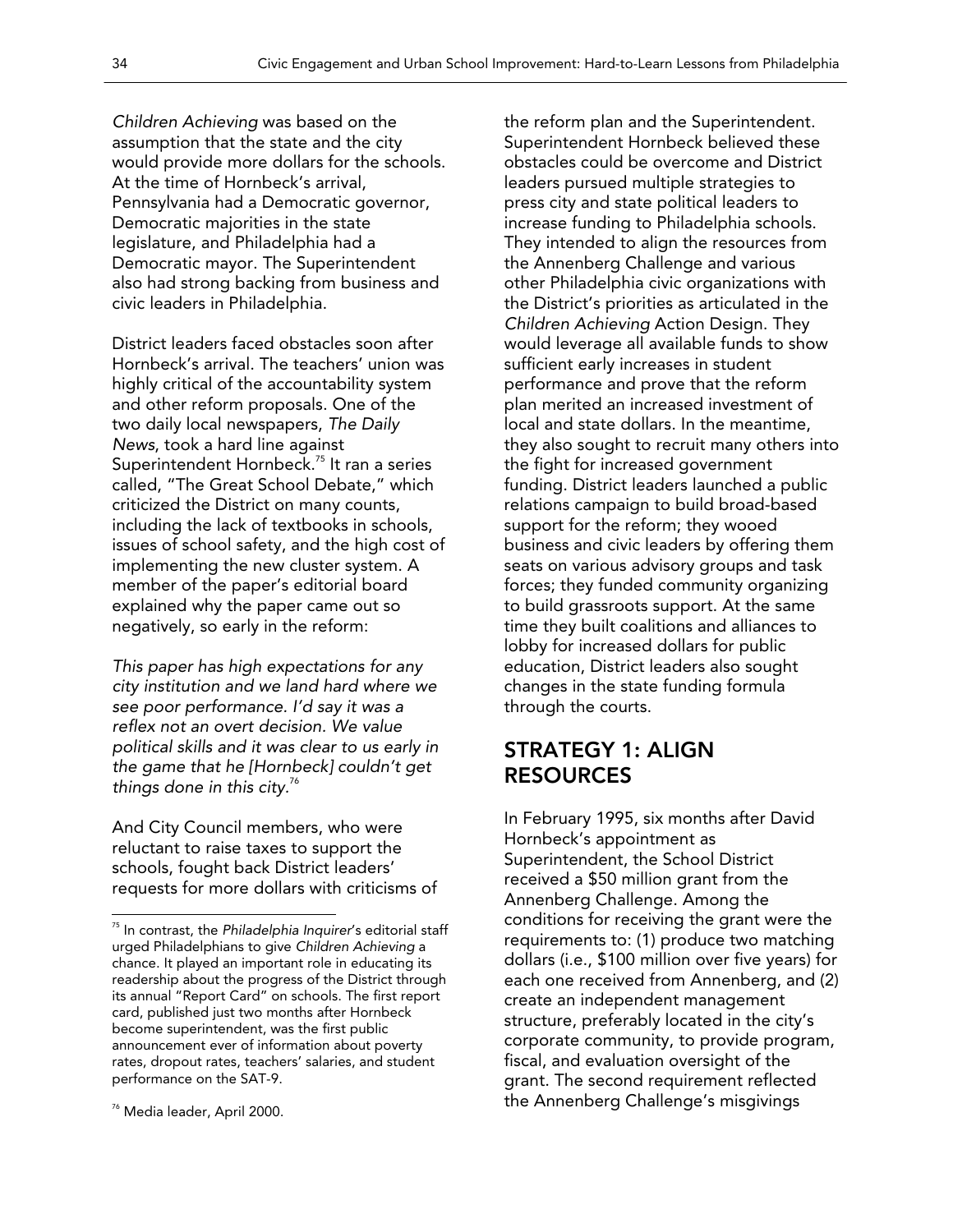*Children Achieving* was based on the assumption that the state and the city would provide more dollars for the schools. At the time of Hornbeck's arrival, Pennsylvania had a Democratic governor, Democratic majorities in the state legislature, and Philadelphia had a Democratic mayor. The Superintendent also had strong backing from business and civic leaders in Philadelphia.

District leaders faced obstacles soon after Hornbeck's arrival. The teachers' union was highly critical of the accountability system and other reform proposals. One of the two daily local newspapers, *The Daily News*, took a hard line against Superintendent Hornbeck.[75] It ran a series called, "The Great School Debate," which criticized the District on many counts, including the lack of textbooks in schools, issues of school safety, and the high cost of implementing the new cluster system. A member of the paper's editorial board explained why the paper came out so negatively, so early in the reform:

*This paper has high expectations for any city institution and we land hard where we see poor performance. I'd say it was a reflex not an overt decision. We value political skills and it was clear to us early in the game that he [Hornbeck] couldn't get things done in this city.*[76]

And City Council members, who were reluctant to raise taxes to support the schools, fought back District leaders' requests for more dollars with criticisms of the reform plan and the Superintendent. Superintendent Hornbeck believed these obstacles could be overcome and District leaders pursued multiple strategies to press city and state political leaders to increase funding to Philadelphia schools. They intended to align the resources from the Annenberg Challenge and various other Philadelphia civic organizations with the District's priorities as articulated in the *Children Achieving* Action Design. They would leverage all available funds to show sufficient early increases in student performance and prove that the reform plan merited an increased investment of local and state dollars. In the meantime, they also sought to recruit many others into the fight for increased government funding. District leaders launched a public relations campaign to build broad-based support for the reform; they wooed business and civic leaders by offering them seats on various advisory groups and task forces; they funded community organizing to build grassroots support. At the same time they built coalitions and alliances to lobby for increased dollars for public education, District leaders also sought changes in the state funding formula through the courts.

## STRATEGY 1: ALIGN RESOURCES

In February 1995, six months after David Hornbeck's appointment as Superintendent, the School District received a $50 million grant from the Annenberg Challenge. Among the conditions for receiving the grant were the requirements to: (1) produce two matching dollars (i.e., $100 million over five years) for each one received from Annenberg, and (2) create an independent management structure, preferably located in the city's corporate community, to provide program, fiscal, and evaluation oversight of the grant. The second requirement reflected the Annenberg Challenge's misgivings

---

[75] In contrast, the *Philadelphia Inquirer*'s editorial staff urged Philadelphians to give *Children Achieving* a chance. It played an important role in educating its readership about the progress of the District through its annual "Report Card" on schools. The first report card, published just two months after Hornbeck become superintendent, was the first public announcement ever of information about poverty rates, dropout rates, teachers' salaries, and student performance on the SAT-9.

[76] Media leader, April 2000.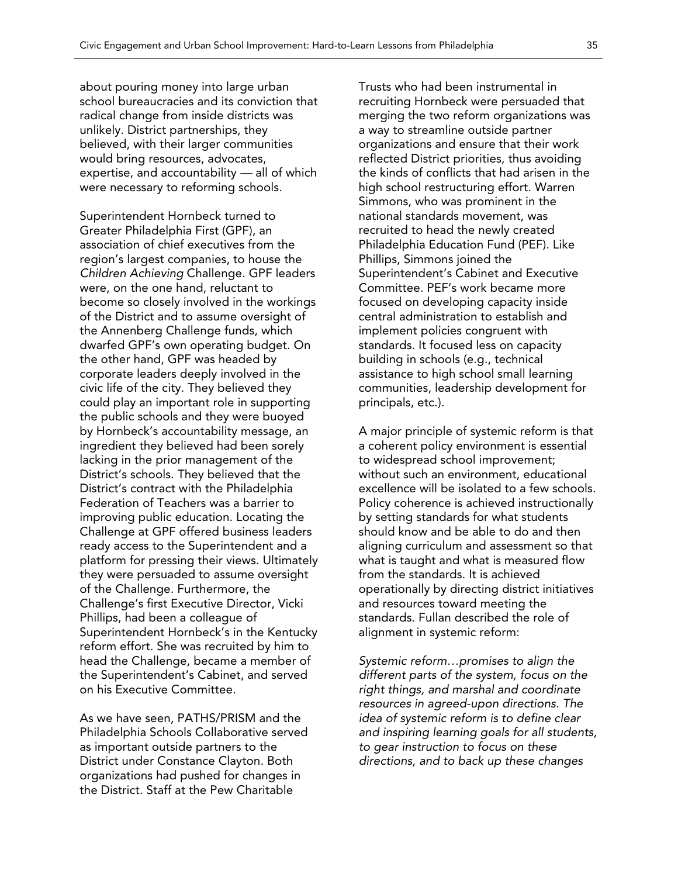about pouring money into large urban school bureaucracies and its conviction that radical change from inside districts was unlikely. District partnerships, they believed, with their larger communities would bring resources, advocates, expertise, and accountability — all of which were necessary to reforming schools.

Superintendent Hornbeck turned to Greater Philadelphia First (GPF), an association of chief executives from the region's largest companies, to house the *Children Achieving* Challenge. GPF leaders were, on the one hand, reluctant to become so closely involved in the workings of the District and to assume oversight of the Annenberg Challenge funds, which dwarfed GPF's own operating budget. On the other hand, GPF was headed by corporate leaders deeply involved in the civic life of the city. They believed they could play an important role in supporting the public schools and they were buoyed by Hornbeck's accountability message, an ingredient they believed had been sorely lacking in the prior management of the District's schools. They believed that the District's contract with the Philadelphia Federation of Teachers was a barrier to improving public education. Locating the Challenge at GPF offered business leaders ready access to the Superintendent and a platform for pressing their views. Ultimately they were persuaded to assume oversight of the Challenge. Furthermore, the Challenge's first Executive Director, Vicki Phillips, had been a colleague of Superintendent Hornbeck's in the Kentucky reform effort. She was recruited by him to head the Challenge, became a member of the Superintendent's Cabinet, and served on his Executive Committee.

As we have seen, PATHS/PRISM and the Philadelphia Schools Collaborative served as important outside partners to the District under Constance Clayton. Both organizations had pushed for changes in the District. Staff at the Pew Charitable Trusts who had been instrumental in recruiting Hornbeck were persuaded that merging the two reform organizations was a way to streamline outside partner organizations and ensure that their work reflected District priorities, thus avoiding the kinds of conflicts that had arisen in the high school restructuring effort. Warren Simmons, who was prominent in the national standards movement, was recruited to head the newly created Philadelphia Education Fund (PEF). Like Phillips, Simmons joined the Superintendent's Cabinet and Executive Committee. PEF's work became more focused on developing capacity inside central administration to establish and implement policies congruent with standards. It focused less on capacity building in schools (e.g., technical assistance to high school small learning communities, leadership development for principals, etc.).

A major principle of systemic reform is that a coherent policy environment is essential to widespread school improvement; without such an environment, educational excellence will be isolated to a few schools. Policy coherence is achieved instructionally by setting standards for what students should know and be able to do and then aligning curriculum and assessment so that what is taught and what is measured flow from the standards. It is achieved operationally by directing district initiatives and resources toward meeting the standards. Fullan described the role of alignment in systemic reform:

*Systemic reform…promises to align the different parts of the system, focus on the right things, and marshal and coordinate resources in agreed-upon directions. The idea of systemic reform is to define clear and inspiring learning goals for all students, to gear instruction to focus on these directions, and to back up these changes*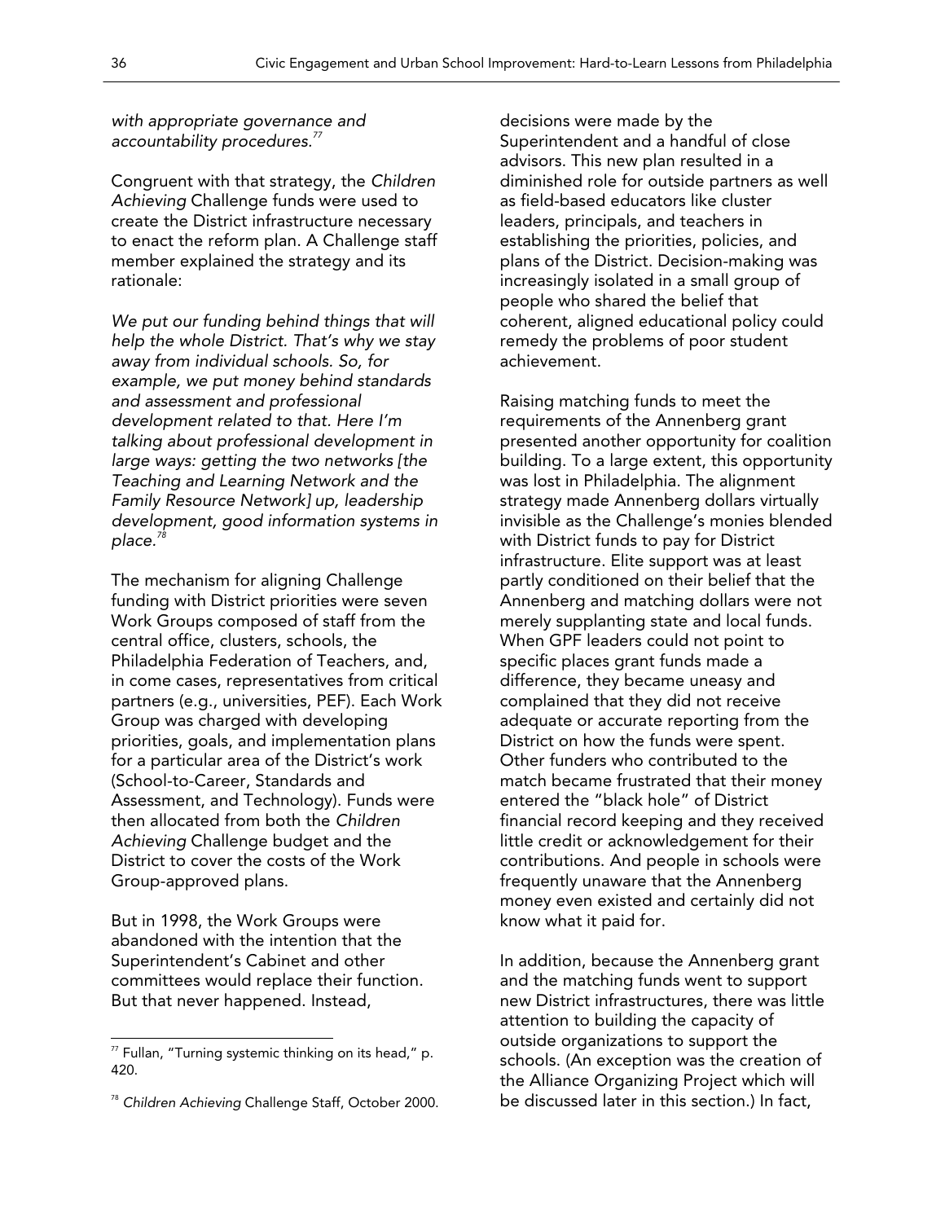*with appropriate governance and accountability procedures.*[77]

Congruent with that strategy, the *Children Achieving* Challenge funds were used to create the District infrastructure necessary to enact the reform plan. A Challenge staff member explained the strategy and its rationale:

*We put our funding behind things that will help the whole District. That's why we stay away from individual schools. So, for example, we put money behind standards and assessment and professional development related to that. Here I'm talking about professional development in large ways: getting the two networks [the Teaching and Learning Network and the Family Resource Network] up, leadership development, good information systems in place.*[78]

The mechanism for aligning Challenge funding with District priorities were seven Work Groups composed of staff from the central office, clusters, schools, the Philadelphia Federation of Teachers, and, in come cases, representatives from critical partners (e.g., universities, PEF). Each Work Group was charged with developing priorities, goals, and implementation plans for a particular area of the District's work (School-to-Career, Standards and Assessment, and Technology). Funds were then allocated from both the *Children Achieving* Challenge budget and the District to cover the costs of the Work Group-approved plans.

But in 1998, the Work Groups were abandoned with the intention that the Superintendent's Cabinet and other committees would replace their function. But that never happened. Instead, decisions were made by the Superintendent and a handful of close advisors. This new plan resulted in a diminished role for outside partners as well as field-based educators like cluster leaders, principals, and teachers in establishing the priorities, policies, and plans of the District. Decision-making was increasingly isolated in a small group of people who shared the belief that coherent, aligned educational policy could remedy the problems of poor student achievement.

Raising matching funds to meet the requirements of the Annenberg grant presented another opportunity for coalition building. To a large extent, this opportunity was lost in Philadelphia. The alignment strategy made Annenberg dollars virtually invisible as the Challenge's monies blended with District funds to pay for District infrastructure. Elite support was at least partly conditioned on their belief that the Annenberg and matching dollars were not merely supplanting state and local funds. When GPF leaders could not point to specific places grant funds made a difference, they became uneasy and complained that they did not receive adequate or accurate reporting from the District on how the funds were spent. Other funders who contributed to the match became frustrated that their money entered the "black hole" of District financial record keeping and they received little credit or acknowledgement for their contributions. And people in schools were frequently unaware that the Annenberg money even existed and certainly did not know what it paid for.

In addition, because the Annenberg grant and the matching funds went to support new District infrastructures, there was little attention to building the capacity of outside organizations to support the schools. (An exception was the creation of the Alliance Organizing Project which will be discussed later in this section.) In fact,

[77] Fullan, "Turning systemic thinking on its head," p. 420.

[78] *Children Achieving* Challenge Staff, October 2000.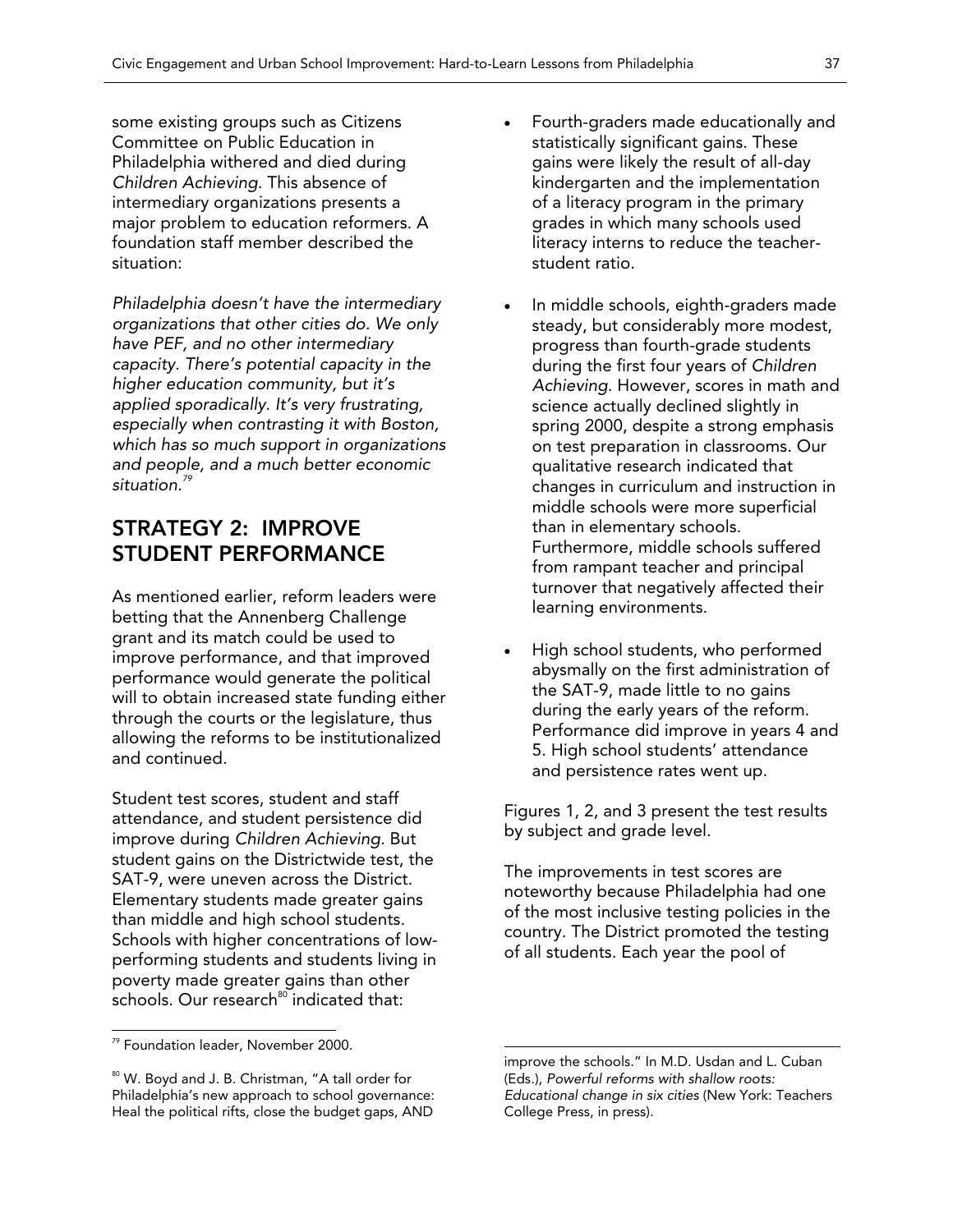some existing groups such as Citizens Committee on Public Education in Philadelphia withered and died during *Children Achieving*. This absence of intermediary organizations presents a major problem to education reformers. A foundation staff member described the situation:

*Philadelphia doesn't have the intermediary organizations that other cities do. We only have PEF, and no other intermediary capacity. There's potential capacity in the higher education community, but it's applied sporadically. It's very frustrating, especially when contrasting it with Boston, which has so much support in organizations and people, and a much better economic situation.*[79]

## STRATEGY 2: IMPROVE STUDENT PERFORMANCE

As mentioned earlier, reform leaders were betting that the Annenberg Challenge grant and its match could be used to improve performance, and that improved performance would generate the political will to obtain increased state funding either through the courts or the legislature, thus allowing the reforms to be institutionalized and continued.

Student test scores, student and staff attendance, and student persistence did improve during *Children Achieving*. But student gains on the Districtwide test, the SAT-9, were uneven across the District. Elementary students made greater gains than middle and high school students. Schools with higher concentrations of low-performing students and students living in poverty made greater gains than other schools. Our research[80] indicated that:

- Fourth-graders made educationally and statistically significant gains. These gains were likely the result of all-day kindergarten and the implementation of a literacy program in the primary grades in which many schools used literacy interns to reduce the teacher-student ratio.
- In middle schools, eighth-graders made steady, but considerably more modest, progress than fourth-grade students during the first four years of *Children Achieving*. However, scores in math and science actually declined slightly in spring 2000, despite a strong emphasis on test preparation in classrooms. Our qualitative research indicated that changes in curriculum and instruction in middle schools were more superficial than in elementary schools. Furthermore, middle schools suffered from rampant teacher and principal turnover that negatively affected their learning environments.
- High school students, who performed abysmally on the first administration of the SAT-9, made little to no gains during the early years of the reform. Performance did improve in years 4 and 5. High school students' attendance and persistence rates went up.

Figures 1, 2, and 3 present the test results by subject and grade level.

The improvements in test scores are noteworthy because Philadelphia had one of the most inclusive testing policies in the country. The District promoted the testing of all students. Each year the pool of

---

[79] Foundation leader, November 2000.

[80] W. Boyd and J. B. Christman, "A tall order for Philadelphia's new approach to school governance: Heal the political rifts, close the budget gaps, AND improve the schools." In M.D. Usdan and L. Cuban (Eds.), *Powerful reforms with shallow roots: Educational change in six cities* (New York: Teachers College Press, in press).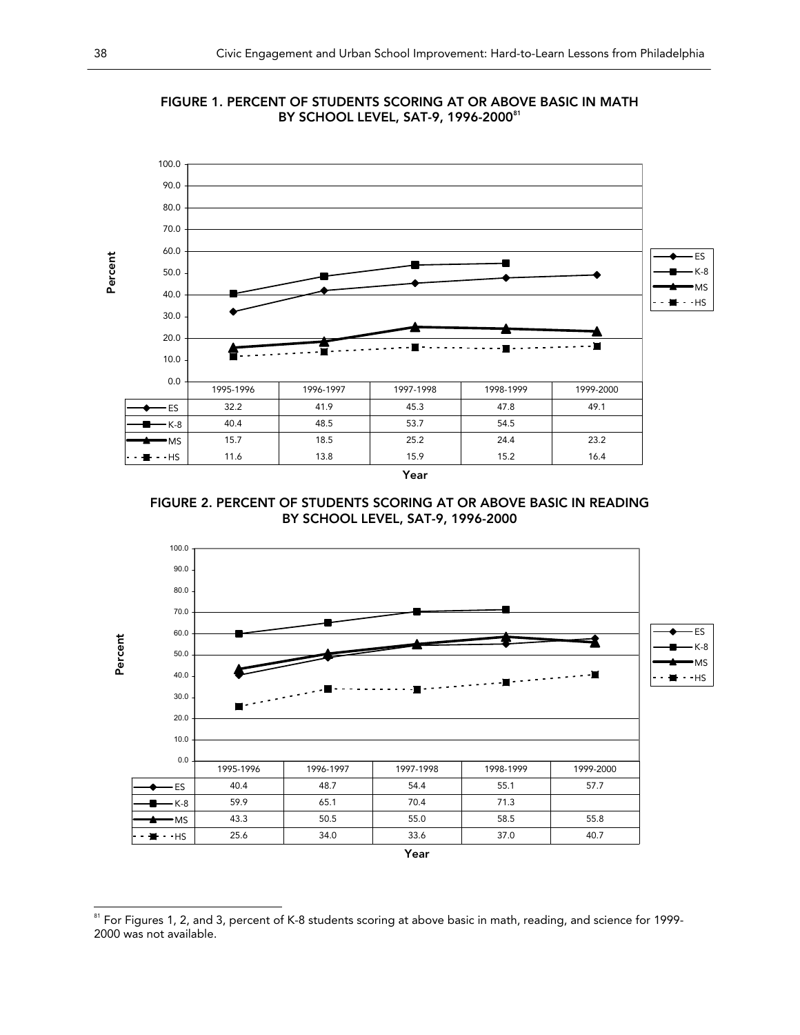**FIGURE 1. PERCENT OF STUDENTS SCORING AT OR ABOVE BASIC IN MATH BY SCHOOL LEVEL, SAT-9, 1996-2000**[81]

| | 1995-1996 | 1996-1997 | 1997-1998 | 1998-1999 | 1999-2000 |
|---|---|---|---|---|---|
| ES | 32.2 | 41.9 | 45.3 | 47.8 | 49.1 |
| K-8 | 40.4 | 48.5 | 53.7 | 54.5 | |
| MS | 15.7 | 18.5 | 25.2 | 24.4 | 23.2 |
| HS | 11.6 | 13.8 | 15.9 | 15.2 | 16.4 |

**FIGURE 2. PERCENT OF STUDENTS SCORING AT OR ABOVE BASIC IN READING BY SCHOOL LEVEL, SAT-9, 1996-2000**

| | 1995-1996 | 1996-1997 | 1997-1998 | 1998-1999 | 1999-2000 |
|---|---|---|---|---|---|
| ES | 40.4 | 48.7 | 54.4 | 55.1 | 57.7 |
| K-8 | 59.9 | 65.1 | 70.4 | 71.3 | |
| MS | 43.3 | 50.5 | 55.0 | 58.5 | 55.8 |
| HS | 25.6 | 34.0 | 33.6 | 37.0 | 40.7 |

[81] For Figures 1, 2, and 3, percent of K-8 students scoring at above basic in math, reading, and science for 1999-2000 was not available.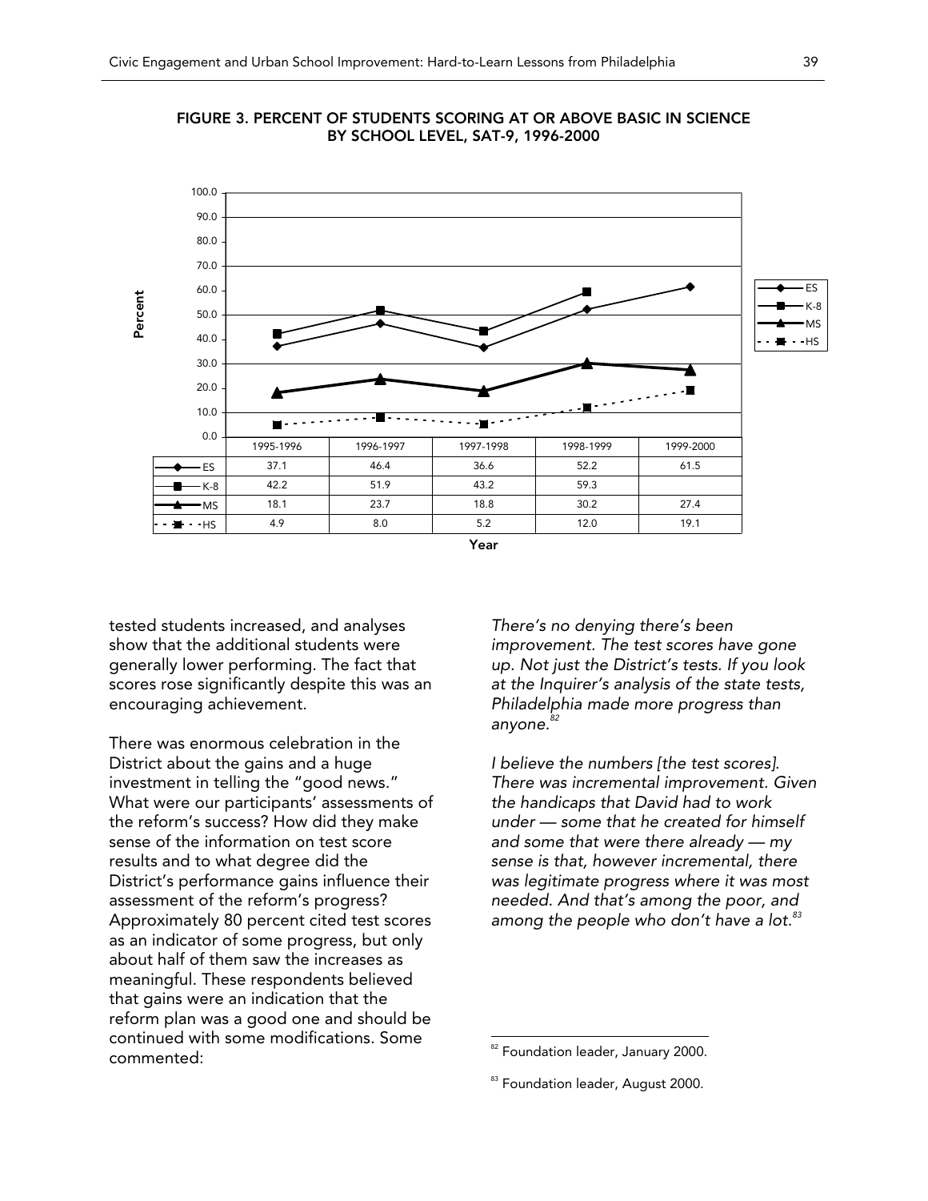**FIGURE 3. PERCENT OF STUDENTS SCORING AT OR ABOVE BASIC IN SCIENCE BY SCHOOL LEVEL, SAT-9, 1996-2000**

| | 1995-1996 | 1996-1997 | 1997-1998 | 1998-1999 | 1999-2000 |
|---|---|---|---|---|---|
| ES | 37.1 | 46.4 | 36.6 | 52.2 | 61.5 |
| K-8 | 42.2 | 51.9 | 43.2 | 59.3 | |
| MS | 18.1 | 23.7 | 18.8 | 30.2 | 27.4 |
| HS | 4.9 | 8.0 | 5.2 | 12.0 | 19.1 |

tested students increased, and analyses show that the additional students were generally lower performing. The fact that scores rose significantly despite this was an encouraging achievement.

There was enormous celebration in the District about the gains and a huge investment in telling the "good news." What were our participants' assessments of the reform's success? How did they make sense of the information on test score results and to what degree did the District's performance gains influence their assessment of the reform's progress? Approximately 80 percent cited test scores as an indicator of some progress, but only about half of them saw the increases as meaningful. These respondents believed that gains were an indication that the reform plan was a good one and should be continued with some modifications. Some commented:

*There's no denying there's been improvement. The test scores have gone up. Not just the District's tests. If you look at the Inquirer's analysis of the state tests, Philadelphia made more progress than anyone.*[82]

*I believe the numbers [the test scores]. There was incremental improvement. Given the handicaps that David had to work under — some that he created for himself and some that were there already — my sense is that, however incremental, there was legitimate progress where it was most needed. And that's among the poor, and among the people who don't have a lot.*[83]

[82] Foundation leader, January 2000.

[83] Foundation leader, August 2000.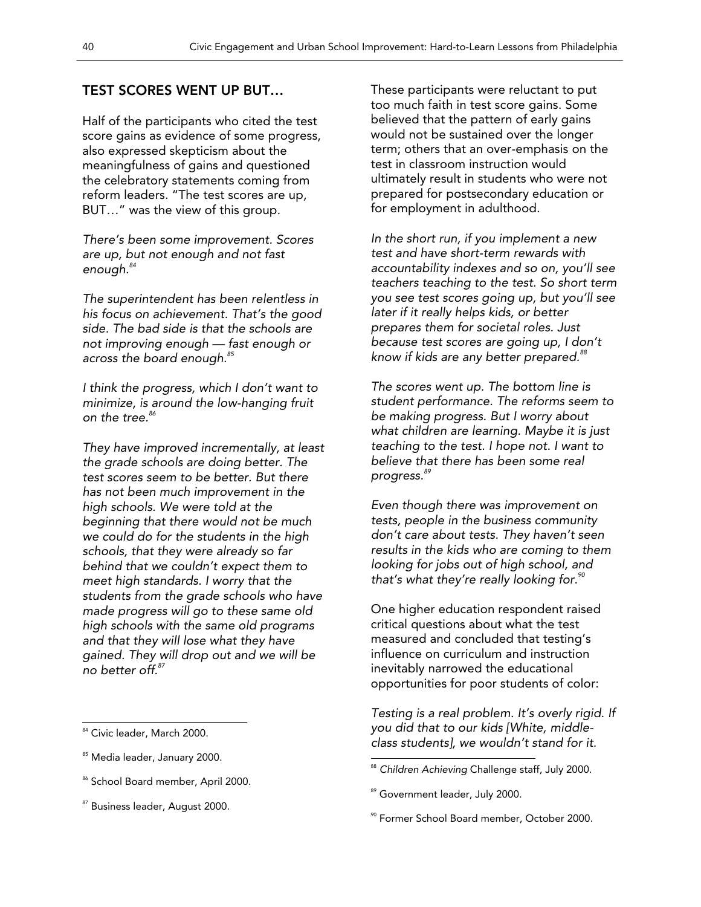## TEST SCORES WENT UP BUT…

Half of the participants who cited the test score gains as evidence of some progress, also expressed skepticism about the meaningfulness of gains and questioned the celebratory statements coming from reform leaders. "The test scores are up, BUT…" was the view of this group.

*There's been some improvement. Scores are up, but not enough and not fast enough.*[84]

*The superintendent has been relentless in his focus on achievement. That's the good side. The bad side is that the schools are not improving enough — fast enough or across the board enough.*[85]

*I think the progress, which I don't want to minimize, is around the low-hanging fruit on the tree.*[86]

*They have improved incrementally, at least the grade schools are doing better. The test scores seem to be better. But there has not been much improvement in the high schools. We were told at the beginning that there would not be much we could do for the students in the high schools, that they were already so far behind that we couldn't expect them to meet high standards. I worry that the students from the grade schools who have made progress will go to these same old high schools with the same old programs and that they will lose what they have gained. They will drop out and we will be no better off.*[87]

These participants were reluctant to put too much faith in test score gains. Some believed that the pattern of early gains would not be sustained over the longer term; others that an over-emphasis on the test in classroom instruction would ultimately result in students who were not prepared for postsecondary education or for employment in adulthood.

*In the short run, if you implement a new test and have short-term rewards with accountability indexes and so on, you'll see teachers teaching to the test. So short term you see test scores going up, but you'll see later if it really helps kids, or better prepares them for societal roles. Just because test scores are going up, I don't know if kids are any better prepared.*[88]

*The scores went up. The bottom line is student performance. The reforms seem to be making progress. But I worry about what children are learning. Maybe it is just teaching to the test. I hope not. I want to believe that there has been some real progress.*[89]

*Even though there was improvement on tests, people in the business community don't care about tests. They haven't seen results in the kids who are coming to them looking for jobs out of high school, and that's what they're really looking for.*[90]

One higher education respondent raised critical questions about what the test measured and concluded that testing's influence on curriculum and instruction inevitably narrowed the educational opportunities for poor students of color:

*Testing is a real problem. It's overly rigid. If you did that to our kids [White, middle-class students], we wouldn't stand for it.*

---

[84] Civic leader, March 2000.

[85] Media leader, January 2000.

[86] School Board member, April 2000.

[87] Business leader, August 2000.

[88] *Children Achieving* Challenge staff, July 2000.

[89] Government leader, July 2000.

[90] Former School Board member, October 2000.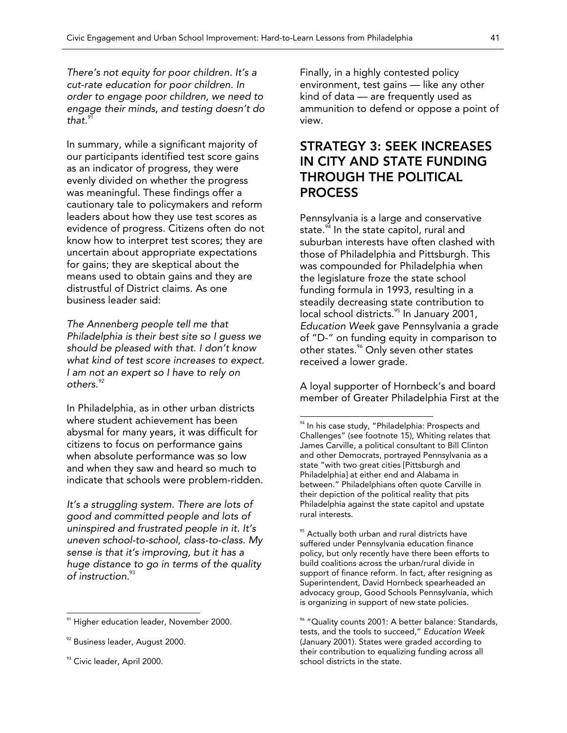*There's not equity for poor children. It's a cut-rate education for poor children. In order to engage poor children, we need to engage their minds, and testing doesn't do that.*[91]

In summary, while a significant majority of our participants identified test score gains as an indicator of progress, they were evenly divided on whether the progress was meaningful. These findings offer a cautionary tale to policymakers and reform leaders about how they use test scores as evidence of progress. Citizens often do not know how to interpret test scores; they are uncertain about appropriate expectations for gains; they are skeptical about the means used to obtain gains and they are distrustful of District claims. As one business leader said:

*The Annenberg people tell me that Philadelphia is their best site so I guess we should be pleased with that. I don't know what kind of test score increases to expect. I am not an expert so I have to rely on others.*[92]

In Philadelphia, as in other urban districts where student achievement has been abysmal for many years, it was difficult for citizens to focus on performance gains when absolute performance was so low and when they saw and heard so much to indicate that schools were problem-ridden.

*It's a struggling system. There are lots of good and committed people and lots of uninspired and frustrated people in it. It's uneven school-to-school, class-to-class. My sense is that it's improving, but it has a huge distance to go in terms of the quality of instruction.*[93]

Finally, in a highly contested policy environment, test gains — like any other kind of data — are frequently used as ammunition to defend or oppose a point of view.

## STRATEGY 3: SEEK INCREASES IN CITY AND STATE FUNDING THROUGH THE POLITICAL PROCESS

Pennsylvania is a large and conservative state.[94] In the state capitol, rural and suburban interests have often clashed with those of Philadelphia and Pittsburgh. This was compounded for Philadelphia when the legislature froze the state school funding formula in 1993, resulting in a steadily decreasing state contribution to local school districts.[95] In January 2001, *Education Week* gave Pennsylvania a grade of "D-" on funding equity in comparison to other states.[96] Only seven other states received a lower grade.

A loyal supporter of Hornbeck's and board member of Greater Philadelphia First at the

---

[91] Higher education leader, November 2000.

[92] Business leader, August 2000.

[93] Civic leader, April 2000.

[94] In his case study, "Philadelphia: Prospects and Challenges" (see footnote 15), Whiting relates that James Carville, a political consultant to Bill Clinton and other Democrats, portrayed Pennsylvania as a state "with two great cities [Pittsburgh and Philadelphia] at either end and Alabama in between." Philadelphians often quote Carville in their depiction of the political reality that pits Philadelphia against the state capitol and upstate rural interests.

[95] Actually both urban and rural districts have suffered under Pennsylvania education finance policy, but only recently have there been efforts to build coalitions across the urban/rural divide in support of finance reform. In fact, after resigning as Superintendent, David Hornbeck spearheaded an advocacy group, Good Schools Pennsylvania, which is organizing in support of new state policies.

[96] "Quality counts 2001: A better balance: Standards, tests, and the tools to succeed," *Education Week* (January 2001). States were graded according to their contribution to equalizing funding across all school districts in the state.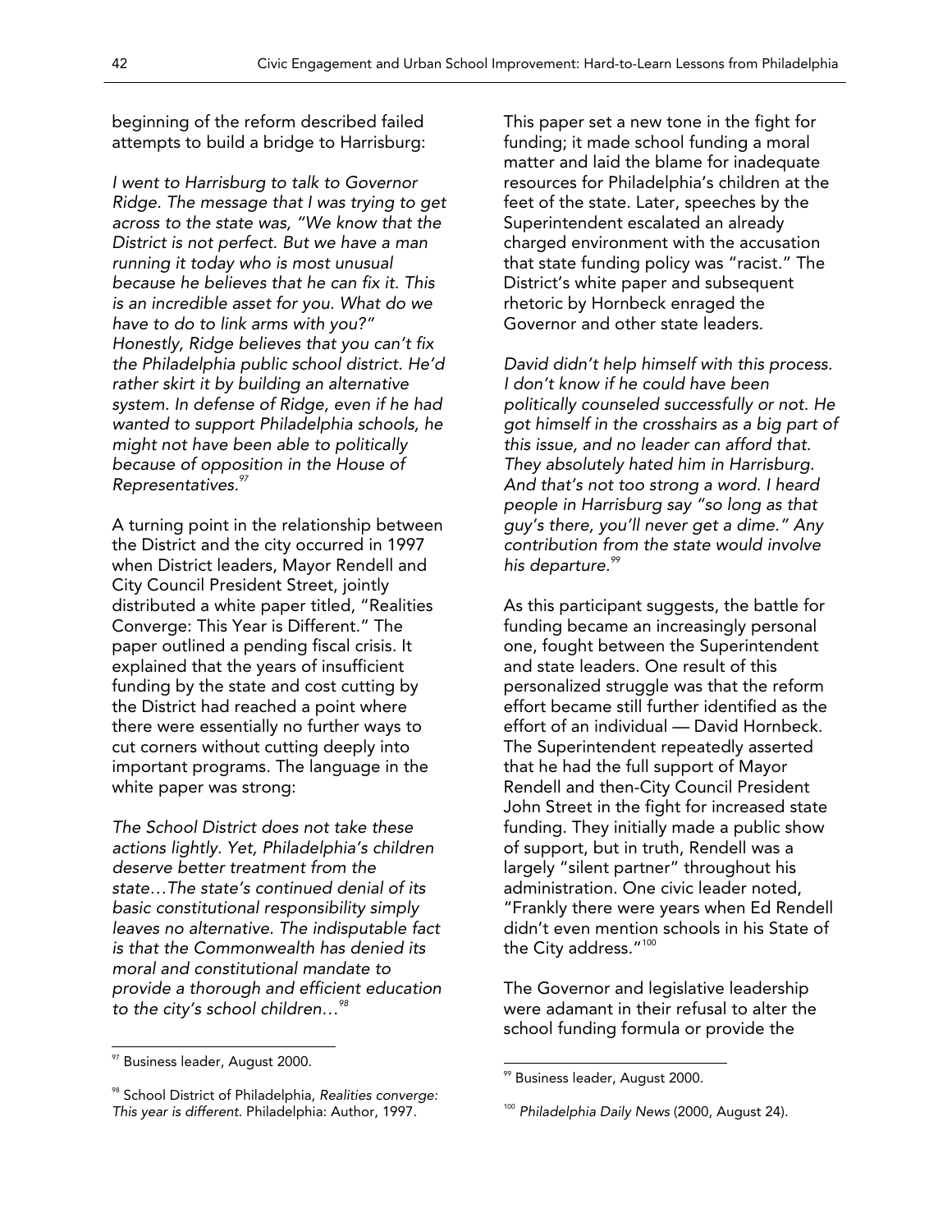beginning of the reform described failed attempts to build a bridge to Harrisburg:

*I went to Harrisburg to talk to Governor Ridge. The message that I was trying to get across to the state was, "We know that the District is not perfect. But we have a man running it today who is most unusual because he believes that he can fix it. This is an incredible asset for you. What do we have to do to link arms with you?" Honestly, Ridge believes that you can't fix the Philadelphia public school district. He'd rather skirt it by building an alternative system. In defense of Ridge, even if he had wanted to support Philadelphia schools, he might not have been able to politically because of opposition in the House of Representatives.*[97]

A turning point in the relationship between the District and the city occurred in 1997 when District leaders, Mayor Rendell and City Council President Street, jointly distributed a white paper titled, "Realities Converge: This Year is Different." The paper outlined a pending fiscal crisis. It explained that the years of insufficient funding by the state and cost cutting by the District had reached a point where there were essentially no further ways to cut corners without cutting deeply into important programs. The language in the white paper was strong:

*The School District does not take these actions lightly. Yet, Philadelphia's children deserve better treatment from the state…The state's continued denial of its basic constitutional responsibility simply leaves no alternative. The indisputable fact is that the Commonwealth has denied its moral and constitutional mandate to provide a thorough and efficient education to the city's school children…*[98]

This paper set a new tone in the fight for funding; it made school funding a moral matter and laid the blame for inadequate resources for Philadelphia's children at the feet of the state. Later, speeches by the Superintendent escalated an already charged environment with the accusation that state funding policy was "racist." The District's white paper and subsequent rhetoric by Hornbeck enraged the Governor and other state leaders.

*David didn't help himself with this process. I don't know if he could have been politically counseled successfully or not. He got himself in the crosshairs as a big part of this issue, and no leader can afford that. They absolutely hated him in Harrisburg. And that's not too strong a word. I heard people in Harrisburg say "so long as that guy's there, you'll never get a dime." Any contribution from the state would involve his departure.*[99]

As this participant suggests, the battle for funding became an increasingly personal one, fought between the Superintendent and state leaders. One result of this personalized struggle was that the reform effort became still further identified as the effort of an individual — David Hornbeck. The Superintendent repeatedly asserted that he had the full support of Mayor Rendell and then-City Council President John Street in the fight for increased state funding. They initially made a public show of support, but in truth, Rendell was a largely "silent partner" throughout his administration. One civic leader noted, "Frankly there were years when Ed Rendell didn't even mention schools in his State of the City address."[100]

The Governor and legislative leadership were adamant in their refusal to alter the school funding formula or provide the

---

[97] Business leader, August 2000.

[98] School District of Philadelphia, *Realities converge: This year is different*. Philadelphia: Author, 1997.

[99] Business leader, August 2000.

[100] *Philadelphia Daily News* (2000, August 24).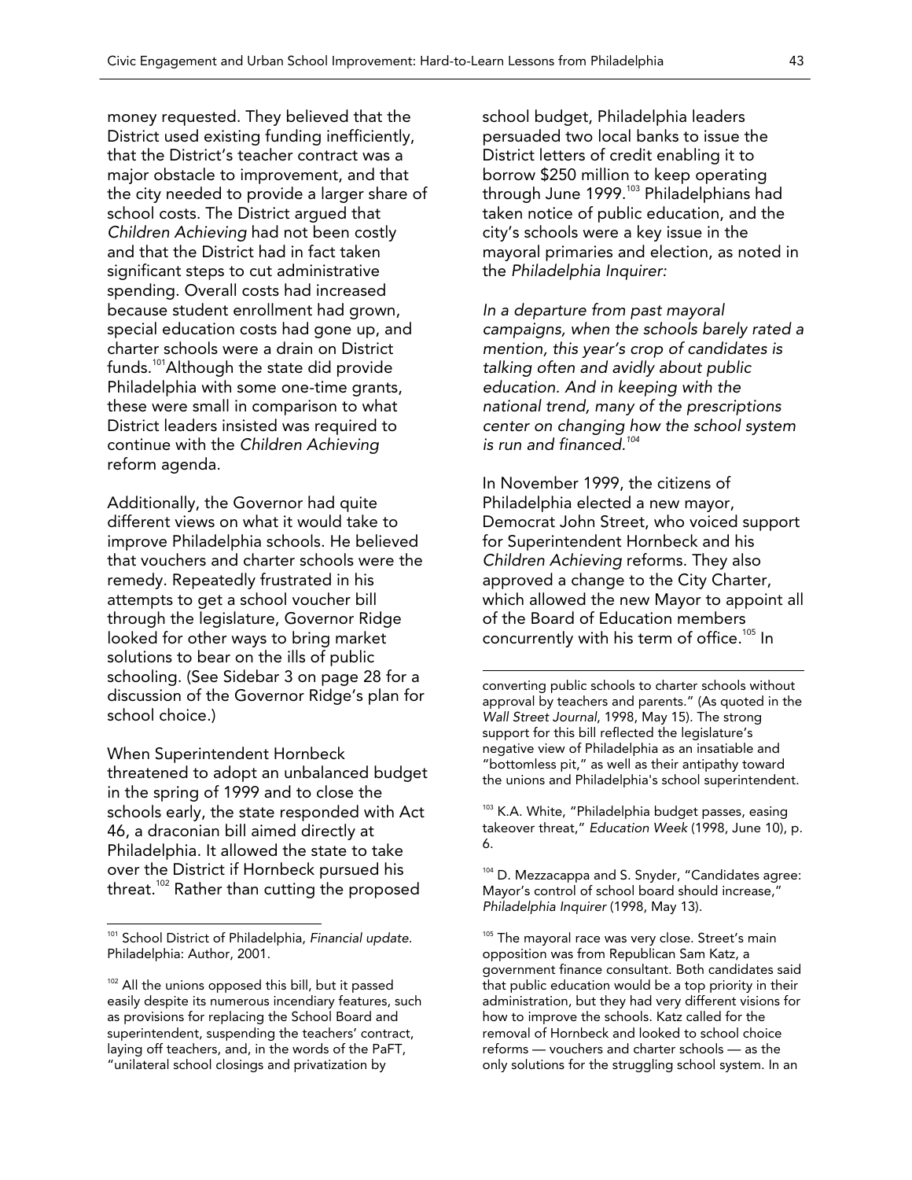money requested. They believed that the District used existing funding inefficiently, that the District's teacher contract was a major obstacle to improvement, and that the city needed to provide a larger share of school costs. The District argued that *Children Achieving* had not been costly and that the District had in fact taken significant steps to cut administrative spending. Overall costs had increased because student enrollment had grown, special education costs had gone up, and charter schools were a drain on District funds.[101] Although the state did provide Philadelphia with some one-time grants, these were small in comparison to what District leaders insisted was required to continue with the *Children Achieving* reform agenda.

Additionally, the Governor had quite different views on what it would take to improve Philadelphia schools. He believed that vouchers and charter schools were the remedy. Repeatedly frustrated in his attempts to get a school voucher bill through the legislature, Governor Ridge looked for other ways to bring market solutions to bear on the ills of public schooling. (See Sidebar 3 on page 28 for a discussion of the Governor Ridge's plan for school choice.)

When Superintendent Hornbeck threatened to adopt an unbalanced budget in the spring of 1999 and to close the schools early, the state responded with Act 46, a draconian bill aimed directly at Philadelphia. It allowed the state to take over the District if Hornbeck pursued his threat.[102] Rather than cutting the proposed school budget, Philadelphia leaders persuaded two local banks to issue the District letters of credit enabling it to borrow $250 million to keep operating through June 1999.[103] Philadelphians had taken notice of public education, and the city's schools were a key issue in the mayoral primaries and election, as noted in the *Philadelphia Inquirer:*

*In a departure from past mayoral campaigns, when the schools barely rated a mention, this year's crop of candidates is talking often and avidly about public education. And in keeping with the national trend, many of the prescriptions center on changing how the school system is run and financed.*[104]

In November 1999, the citizens of Philadelphia elected a new mayor, Democrat John Street, who voiced support for Superintendent Hornbeck and his *Children Achieving* reforms. They also approved a change to the City Charter, which allowed the new Mayor to appoint all of the Board of Education members concurrently with his term of office.[105] In

---

[101] School District of Philadelphia, *Financial update*. Philadelphia: Author, 2001.

[102] All the unions opposed this bill, but it passed easily despite its numerous incendiary features, such as provisions for replacing the School Board and superintendent, suspending the teachers' contract, laying off teachers, and, in the words of the PaFT, "unilateral school closings and privatization by converting public schools to charter schools without approval by teachers and parents." (As quoted in the *Wall Street Journal*, 1998, May 15). The strong support for this bill reflected the legislature's negative view of Philadelphia as an insatiable and "bottomless pit," as well as their antipathy toward the unions and Philadelphia's school superintendent.

[103] K.A. White, "Philadelphia budget passes, easing takeover threat," *Education Week* (1998, June 10), p. 6.

[104] D. Mezzacappa and S. Snyder, "Candidates agree: Mayor's control of school board should increase," *Philadelphia Inquirer* (1998, May 13).

[105] The mayoral race was very close. Street's main opposition was from Republican Sam Katz, a government finance consultant. Both candidates said that public education would be a top priority in their administration, but they had very different visions for how to improve the schools. Katz called for the removal of Hornbeck and looked to school choice reforms — vouchers and charter schools — as the only solutions for the struggling school system. In an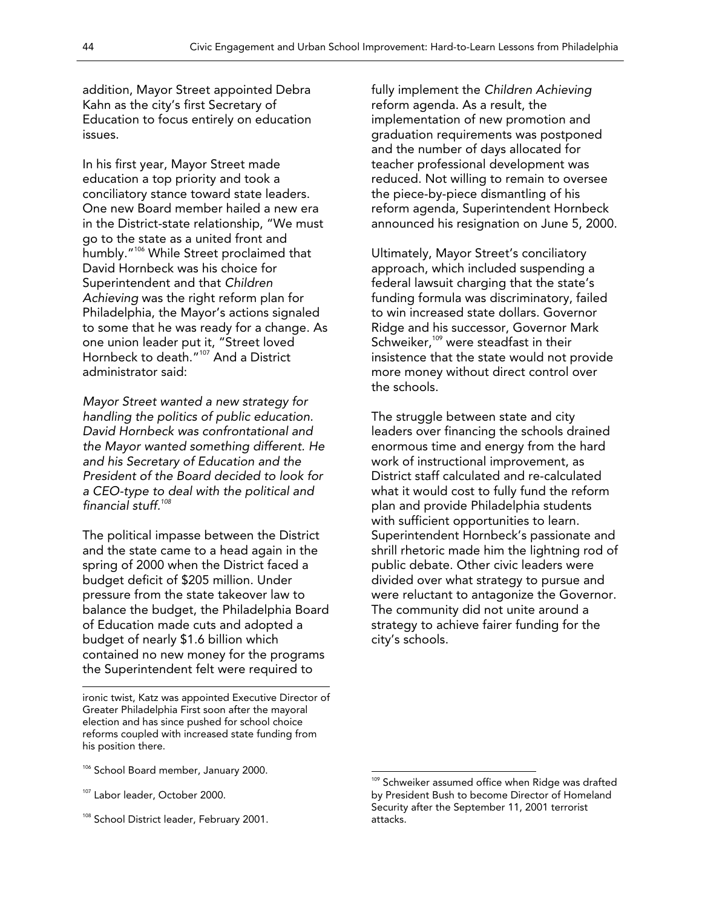addition, Mayor Street appointed Debra Kahn as the city's first Secretary of Education to focus entirely on education issues.

In his first year, Mayor Street made education a top priority and took a conciliatory stance toward state leaders. One new Board member hailed a new era in the District-state relationship, "We must go to the state as a united front and humbly."[106] While Street proclaimed that David Hornbeck was his choice for Superintendent and that *Children Achieving* was the right reform plan for Philadelphia, the Mayor's actions signaled to some that he was ready for a change. As one union leader put it, "Street loved Hornbeck to death."[107] And a District administrator said:

*Mayor Street wanted a new strategy for handling the politics of public education. David Hornbeck was confrontational and the Mayor wanted something different. He and his Secretary of Education and the President of the Board decided to look for a CEO-type to deal with the political and financial stuff.*[108]

The political impasse between the District and the state came to a head again in the spring of 2000 when the District faced a budget deficit of $205 million. Under pressure from the state takeover law to balance the budget, the Philadelphia Board of Education made cuts and adopted a budget of nearly $1.6 billion which contained no new money for the programs the Superintendent felt were required to fully implement the *Children Achieving* reform agenda. As a result, the implementation of new promotion and graduation requirements was postponed and the number of days allocated for teacher professional development was reduced. Not willing to remain to oversee the piece-by-piece dismantling of his reform agenda, Superintendent Hornbeck announced his resignation on June 5, 2000.

Ultimately, Mayor Street's conciliatory approach, which included suspending a federal lawsuit charging that the state's funding formula was discriminatory, failed to win increased state dollars. Governor Ridge and his successor, Governor Mark Schweiker,[109] were steadfast in their insistence that the state would not provide more money without direct control over the schools.

The struggle between state and city leaders over financing the schools drained enormous time and energy from the hard work of instructional improvement, as District staff calculated and re-calculated what it would cost to fully fund the reform plan and provide Philadelphia students with sufficient opportunities to learn. Superintendent Hornbeck's passionate and shrill rhetoric made him the lightning rod of public debate. Other civic leaders were divided over what strategy to pursue and were reluctant to antagonize the Governor. The community did not unite around a strategy to achieve fairer funding for the city's schools.

---

ironic twist, Katz was appointed Executive Director of Greater Philadelphia First soon after the mayoral election and has since pushed for school choice reforms coupled with increased state funding from his position there.

[106] School Board member, January 2000.

[107] Labor leader, October 2000.

[108] School District leader, February 2001.

[109] Schweiker assumed office when Ridge was drafted by President Bush to become Director of Homeland Security after the September 11, 2001 terrorist attacks.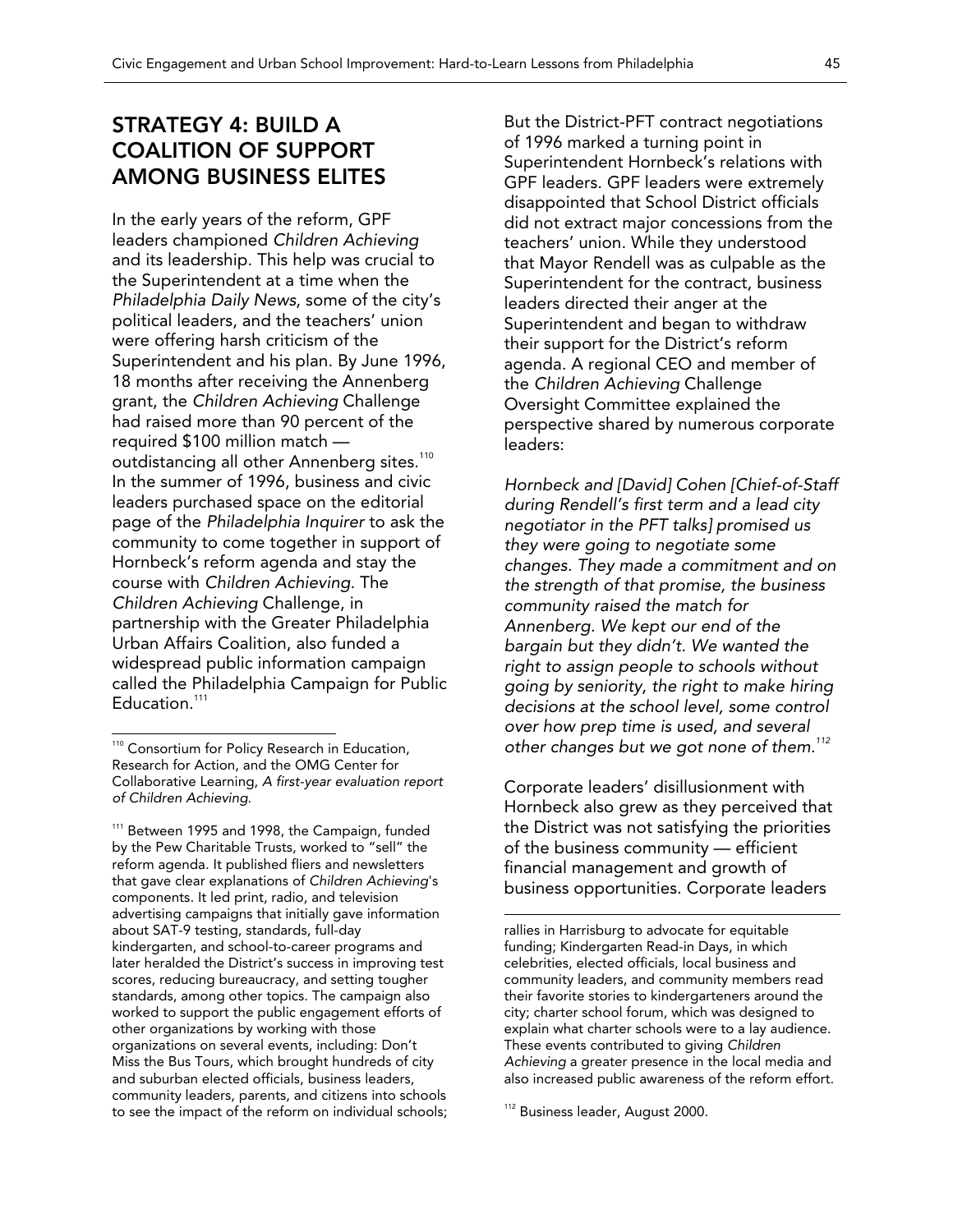## STRATEGY 4: BUILD A COALITION OF SUPPORT AMONG BUSINESS ELITES

In the early years of the reform, GPF leaders championed *Children Achieving* and its leadership. This help was crucial to the Superintendent at a time when the *Philadelphia Daily News*, some of the city's political leaders, and the teachers' union were offering harsh criticism of the Superintendent and his plan. By June 1996, 18 months after receiving the Annenberg grant, the *Children Achieving* Challenge had raised more than 90 percent of the required $100 million match — outdistancing all other Annenberg sites.[110] In the summer of 1996, business and civic leaders purchased space on the editorial page of the *Philadelphia Inquirer* to ask the community to come together in support of Hornbeck's reform agenda and stay the course with *Children Achieving*. The *Children Achieving* Challenge, in partnership with the Greater Philadelphia Urban Affairs Coalition, also funded a widespread public information campaign called the Philadelphia Campaign for Public Education.[111]

But the District-PFT contract negotiations of 1996 marked a turning point in Superintendent Hornbeck's relations with GPF leaders. GPF leaders were extremely disappointed that School District officials did not extract major concessions from the teachers' union. While they understood that Mayor Rendell was as culpable as the Superintendent for the contract, business leaders directed their anger at the Superintendent and began to withdraw their support for the District's reform agenda. A regional CEO and member of the *Children Achieving* Challenge Oversight Committee explained the perspective shared by numerous corporate leaders:

*Hornbeck and [David] Cohen [Chief-of-Staff during Rendell's first term and a lead city negotiator in the PFT talks] promised us they were going to negotiate some changes. They made a commitment and on the strength of that promise, the business community raised the match for Annenberg. We kept our end of the bargain but they didn't. We wanted the right to assign people to schools without going by seniority, the right to make hiring decisions at the school level, some control over how prep time is used, and several other changes but we got none of them.*[112]

Corporate leaders' disillusionment with Hornbeck also grew as they perceived that the District was not satisfying the priorities of the business community — efficient financial management and growth of business opportunities. Corporate leaders

---

[110] Consortium for Policy Research in Education, Research for Action, and the OMG Center for Collaborative Learning, *A first-year evaluation report of Children Achieving.*

[111] Between 1995 and 1998, the Campaign, funded by the Pew Charitable Trusts, worked to "sell" the reform agenda. It published fliers and newsletters that gave clear explanations of *Children Achieving*'s components. It led print, radio, and television advertising campaigns that initially gave information about SAT-9 testing, standards, full-day kindergarten, and school-to-career programs and later heralded the District's success in improving test scores, reducing bureaucracy, and setting tougher standards, among other topics. The campaign also worked to support the public engagement efforts of other organizations by working with those organizations on several events, including: Don't Miss the Bus Tours, which brought hundreds of city and suburban elected officials, business leaders, community leaders, parents, and citizens into schools to see the impact of the reform on individual schools; rallies in Harrisburg to advocate for equitable funding; Kindergarten Read-in Days, in which celebrities, elected officials, local business and community leaders, and community members read their favorite stories to kindergarteners around the city; charter school forum, which was designed to explain what charter schools were to a lay audience. These events contributed to giving *Children Achieving* a greater presence in the local media and also increased public awareness of the reform effort.

[112] Business leader, August 2000.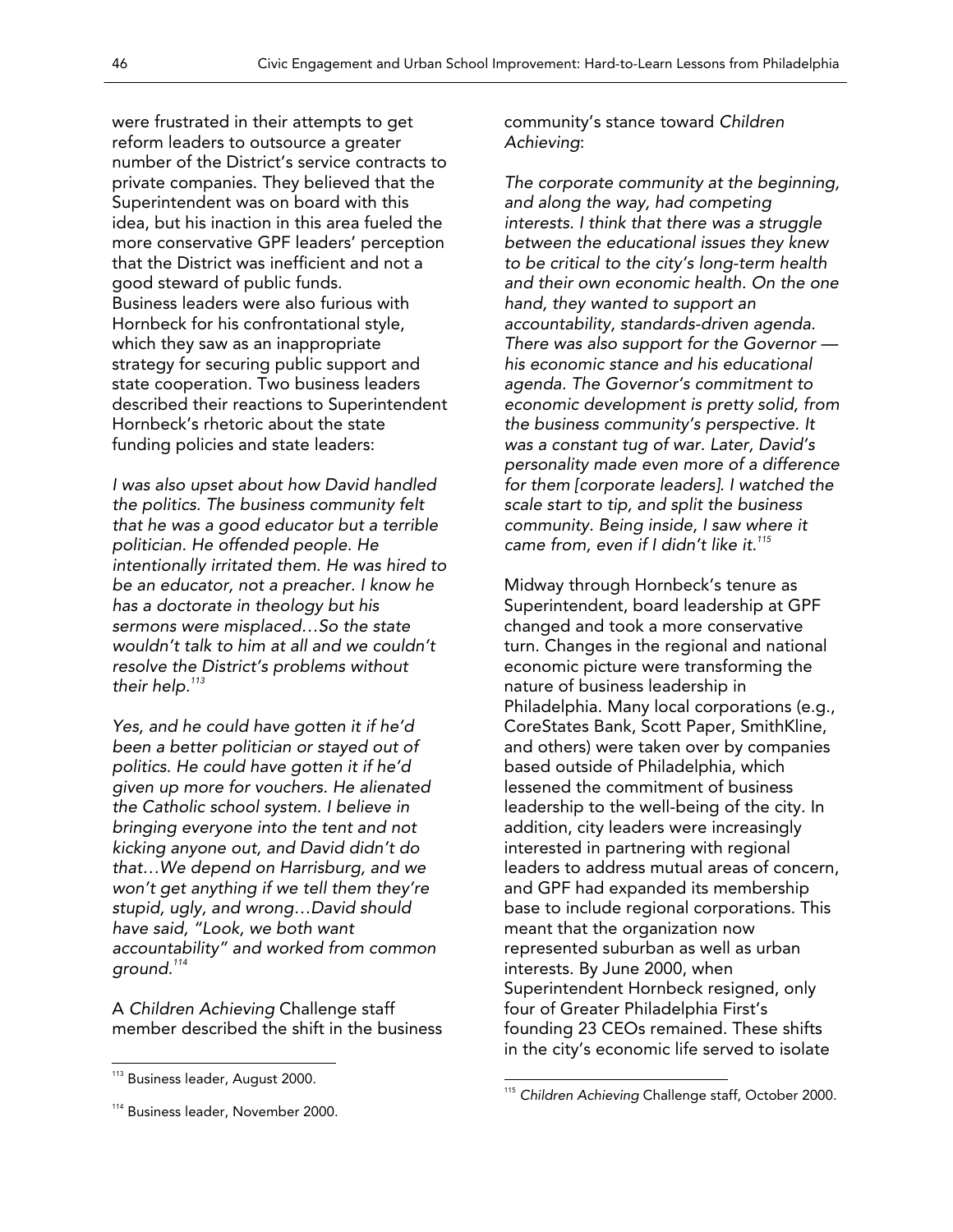were frustrated in their attempts to get reform leaders to outsource a greater number of the District's service contracts to private companies. They believed that the Superintendent was on board with this idea, but his inaction in this area fueled the more conservative GPF leaders' perception that the District was inefficient and not a good steward of public funds. Business leaders were also furious with Hornbeck for his confrontational style, which they saw as an inappropriate strategy for securing public support and state cooperation. Two business leaders described their reactions to Superintendent Hornbeck's rhetoric about the state funding policies and state leaders:

*I was also upset about how David handled the politics. The business community felt that he was a good educator but a terrible politician. He offended people. He intentionally irritated them. He was hired to be an educator, not a preacher. I know he has a doctorate in theology but his sermons were misplaced…So the state wouldn't talk to him at all and we couldn't resolve the District's problems without their help.*[113]

*Yes, and he could have gotten it if he'd been a better politician or stayed out of politics. He could have gotten it if he'd given up more for vouchers. He alienated the Catholic school system. I believe in bringing everyone into the tent and not kicking anyone out, and David didn't do that…We depend on Harrisburg, and we won't get anything if we tell them they're stupid, ugly, and wrong…David should have said, "Look, we both want accountability" and worked from common ground.*[114]

A *Children Achieving* Challenge staff member described the shift in the business community's stance toward *Children Achieving*:

*The corporate community at the beginning, and along the way, had competing interests. I think that there was a struggle between the educational issues they knew to be critical to the city's long-term health and their own economic health. On the one hand, they wanted to support an accountability, standards-driven agenda. There was also support for the Governor — his economic stance and his educational agenda. The Governor's commitment to economic development is pretty solid, from the business community's perspective. It was a constant tug of war. Later, David's personality made even more of a difference for them [corporate leaders]. I watched the scale start to tip, and split the business community. Being inside, I saw where it came from, even if I didn't like it.*[115]

Midway through Hornbeck's tenure as Superintendent, board leadership at GPF changed and took a more conservative turn. Changes in the regional and national economic picture were transforming the nature of business leadership in Philadelphia. Many local corporations (e.g., CoreStates Bank, Scott Paper, SmithKline, and others) were taken over by companies based outside of Philadelphia, which lessened the commitment of business leadership to the well-being of the city. In addition, city leaders were increasingly interested in partnering with regional leaders to address mutual areas of concern, and GPF had expanded its membership base to include regional corporations. This meant that the organization now represented suburban as well as urban interests. By June 2000, when Superintendent Hornbeck resigned, only four of Greater Philadelphia First's founding 23 CEOs remained. These shifts in the city's economic life served to isolate

---

[113] Business leader, August 2000.

[114] Business leader, November 2000.

[115] *Children Achieving* Challenge staff, October 2000.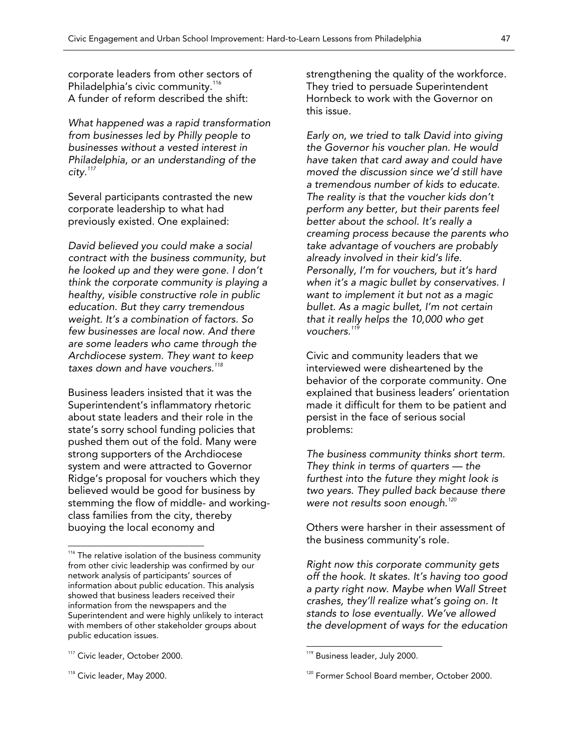corporate leaders from other sectors of Philadelphia's civic community.[116] A funder of reform described the shift:

*What happened was a rapid transformation from businesses led by Philly people to businesses without a vested interest in Philadelphia, or an understanding of the city.*[117]

Several participants contrasted the new corporate leadership to what had previously existed. One explained:

*David believed you could make a social contract with the business community, but he looked up and they were gone. I don't think the corporate community is playing a healthy, visible constructive role in public education. But they carry tremendous weight. It's a combination of factors. So few businesses are local now. And there are some leaders who came through the Archdiocese system. They want to keep taxes down and have vouchers.*[118]

Business leaders insisted that it was the Superintendent's inflammatory rhetoric about state leaders and their role in the state's sorry school funding policies that pushed them out of the fold. Many were strong supporters of the Archdiocese system and were attracted to Governor Ridge's proposal for vouchers which they believed would be good for business by stemming the flow of middle- and working-class families from the city, thereby buoying the local economy and strengthening the quality of the workforce. They tried to persuade Superintendent Hornbeck to work with the Governor on this issue.

*Early on, we tried to talk David into giving the Governor his voucher plan. He would have taken that card away and could have moved the discussion since we'd still have a tremendous number of kids to educate. The reality is that the voucher kids don't perform any better, but their parents feel better about the school. It's really a creaming process because the parents who take advantage of vouchers are probably already involved in their kid's life. Personally, I'm for vouchers, but it's hard when it's a magic bullet by conservatives. I want to implement it but not as a magic bullet. As a magic bullet, I'm not certain that it really helps the 10,000 who get vouchers.*[119]

Civic and community leaders that we interviewed were disheartened by the behavior of the corporate community. One explained that business leaders' orientation made it difficult for them to be patient and persist in the face of serious social problems:

*The business community thinks short term. They think in terms of quarters — the furthest into the future they might look is two years. They pulled back because there were not results soon enough.*[120]

Others were harsher in their assessment of the business community's role.

*Right now this corporate community gets off the hook. It skates. It's having too good a party right now. Maybe when Wall Street crashes, they'll realize what's going on. It stands to lose eventually. We've allowed the development of ways for the education*

---

[116] The relative isolation of the business community from other civic leadership was confirmed by our network analysis of participants' sources of information about public education. This analysis showed that business leaders received their information from the newspapers and the Superintendent and were highly unlikely to interact with members of other stakeholder groups about public education issues.

[117] Civic leader, October 2000.

[118] Civic leader, May 2000.

[119] Business leader, July 2000.

[120] Former School Board member, October 2000.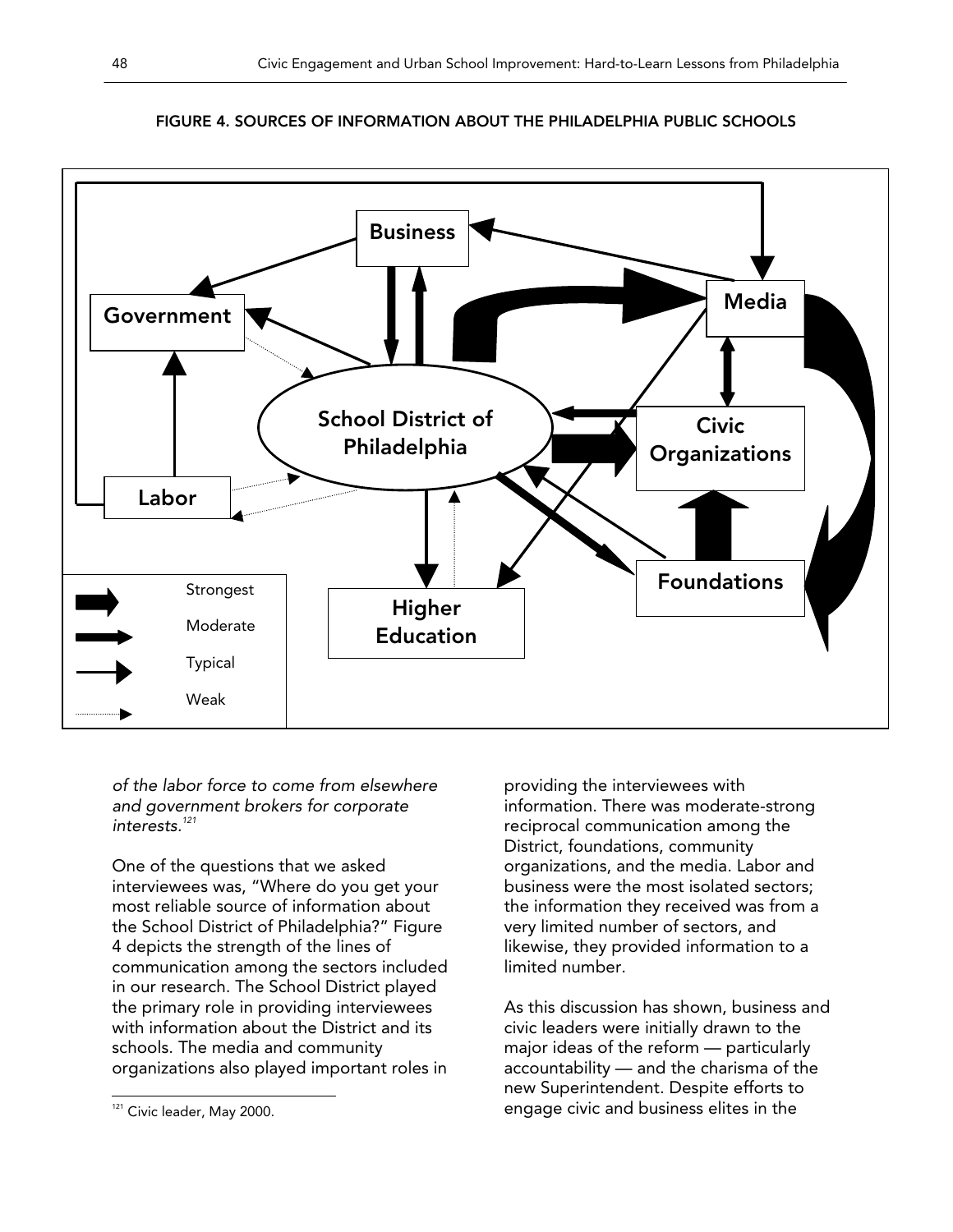**FIGURE 4. SOURCES OF INFORMATION ABOUT THE PHILADELPHIA PUBLIC SCHOOLS**

*of the labor force to come from elsewhere and government brokers for corporate interests.*[121]

One of the questions that we asked interviewees was, "Where do you get your most reliable source of information about the School District of Philadelphia?" Figure 4 depicts the strength of the lines of communication among the sectors included in our research. The School District played the primary role in providing interviewees with information about the District and its schools. The media and community organizations also played important roles in providing the interviewees with information. There was moderate-strong reciprocal communication among the District, foundations, community organizations, and the media. Labor and business were the most isolated sectors; the information they received was from a very limited number of sectors, and likewise, they provided information to a limited number.

As this discussion has shown, business and civic leaders were initially drawn to the major ideas of the reform — particularly accountability — and the charisma of the new Superintendent. Despite efforts to engage civic and business elites in the

[121] Civic leader, May 2000.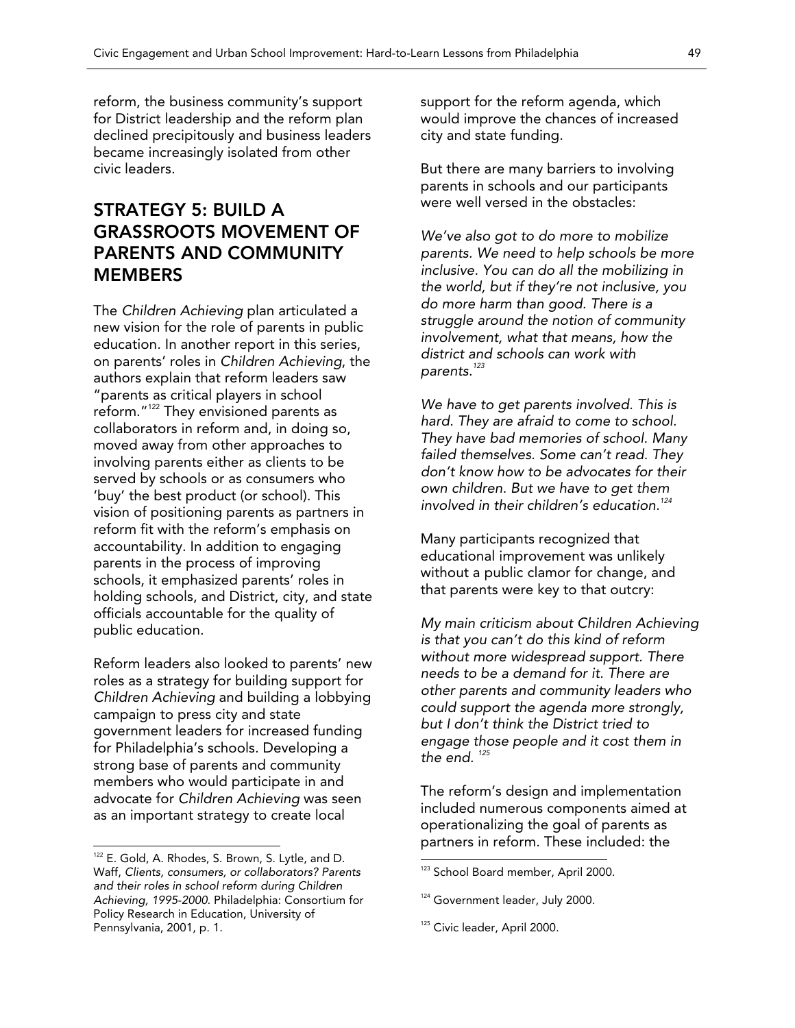reform, the business community's support for District leadership and the reform plan declined precipitously and business leaders became increasingly isolated from other civic leaders.

## STRATEGY 5: BUILD A GRASSROOTS MOVEMENT OF PARENTS AND COMMUNITY MEMBERS

The *Children Achieving* plan articulated a new vision for the role of parents in public education. In another report in this series, on parents' roles in *Children Achieving*, the authors explain that reform leaders saw "parents as critical players in school reform."[122] They envisioned parents as collaborators in reform and, in doing so, moved away from other approaches to involving parents either as clients to be served by schools or as consumers who 'buy' the best product (or school). This vision of positioning parents as partners in reform fit with the reform's emphasis on accountability. In addition to engaging parents in the process of improving schools, it emphasized parents' roles in holding schools, and District, city, and state officials accountable for the quality of public education.

Reform leaders also looked to parents' new roles as a strategy for building support for *Children Achieving* and building a lobbying campaign to press city and state government leaders for increased funding for Philadelphia's schools. Developing a strong base of parents and community members who would participate in and advocate for *Children Achieving* was seen as an important strategy to create local support for the reform agenda, which would improve the chances of increased city and state funding.

But there are many barriers to involving parents in schools and our participants were well versed in the obstacles:

*We've also got to do more to mobilize parents. We need to help schools be more inclusive. You can do all the mobilizing in the world, but if they're not inclusive, you do more harm than good. There is a struggle around the notion of community involvement, what that means, how the district and schools can work with parents.*[123]

*We have to get parents involved. This is hard. They are afraid to come to school. They have bad memories of school. Many failed themselves. Some can't read. They don't know how to be advocates for their own children. But we have to get them involved in their children's education.*[124]

Many participants recognized that educational improvement was unlikely without a public clamor for change, and that parents were key to that outcry:

*My main criticism about Children Achieving is that you can't do this kind of reform without more widespread support. There needs to be a demand for it. There are other parents and community leaders who could support the agenda more strongly, but I don't think the District tried to engage those people and it cost them in the end.*[125]

The reform's design and implementation included numerous components aimed at operationalizing the goal of parents as partners in reform. These included: the

---

[122] E. Gold, A. Rhodes, S. Brown, S. Lytle, and D. Waff, *Clients, consumers, or collaborators? Parents and their roles in school reform during Children Achieving, 1995-2000*. Philadelphia: Consortium for Policy Research in Education, University of Pennsylvania, 2001, p. 1.

[123] School Board member, April 2000.

[124] Government leader, July 2000.

[125] Civic leader, April 2000.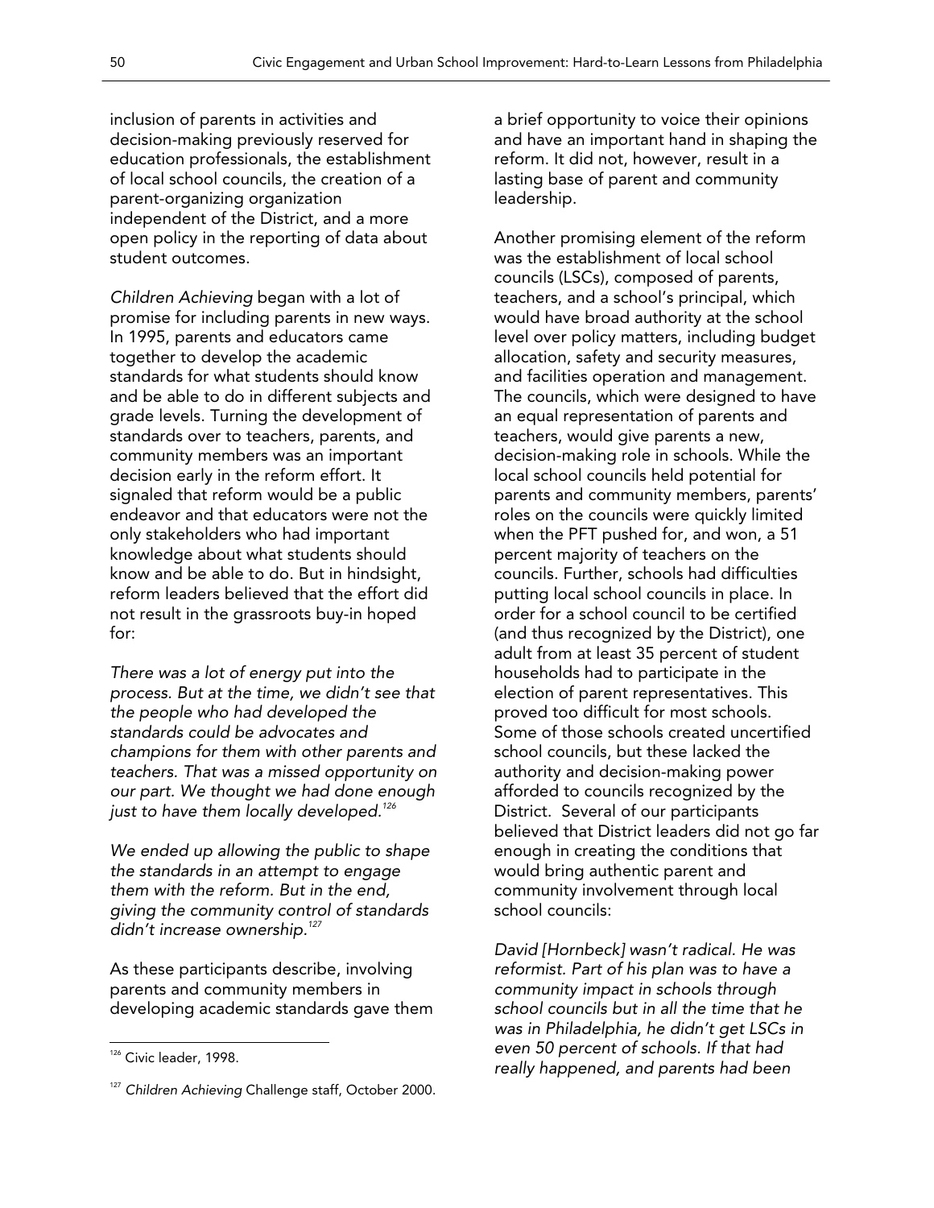inclusion of parents in activities and decision-making previously reserved for education professionals, the establishment of local school councils, the creation of a parent-organizing organization independent of the District, and a more open policy in the reporting of data about student outcomes.

*Children Achieving* began with a lot of promise for including parents in new ways. In 1995, parents and educators came together to develop the academic standards for what students should know and be able to do in different subjects and grade levels. Turning the development of standards over to teachers, parents, and community members was an important decision early in the reform effort. It signaled that reform would be a public endeavor and that educators were not the only stakeholders who had important knowledge about what students should know and be able to do. But in hindsight, reform leaders believed that the effort did not result in the grassroots buy-in hoped for:

*There was a lot of energy put into the process. But at the time, we didn't see that the people who had developed the standards could be advocates and champions for them with other parents and teachers. That was a missed opportunity on our part. We thought we had done enough just to have them locally developed.*[126]

*We ended up allowing the public to shape the standards in an attempt to engage them with the reform. But in the end, giving the community control of standards didn't increase ownership.*[127]

As these participants describe, involving parents and community members in developing academic standards gave them a brief opportunity to voice their opinions and have an important hand in shaping the reform. It did not, however, result in a lasting base of parent and community leadership.

Another promising element of the reform was the establishment of local school councils (LSCs), composed of parents, teachers, and a school's principal, which would have broad authority at the school level over policy matters, including budget allocation, safety and security measures, and facilities operation and management. The councils, which were designed to have an equal representation of parents and teachers, would give parents a new, decision-making role in schools. While the local school councils held potential for parents and community members, parents' roles on the councils were quickly limited when the PFT pushed for, and won, a 51 percent majority of teachers on the councils. Further, schools had difficulties putting local school councils in place. In order for a school council to be certified (and thus recognized by the District), one adult from at least 35 percent of student households had to participate in the election of parent representatives. This proved too difficult for most schools. Some of those schools created uncertified school councils, but these lacked the authority and decision-making power afforded to councils recognized by the District. Several of our participants believed that District leaders did not go far enough in creating the conditions that would bring authentic parent and community involvement through local school councils:

*David [Hornbeck] wasn't radical. He was reformist. Part of his plan was to have a community impact in schools through school councils but in all the time that he was in Philadelphia, he didn't get LSCs in even 50 percent of schools. If that had really happened, and parents had been*

---

[126] Civic leader, 1998.

[127] *Children Achieving* Challenge staff, October 2000.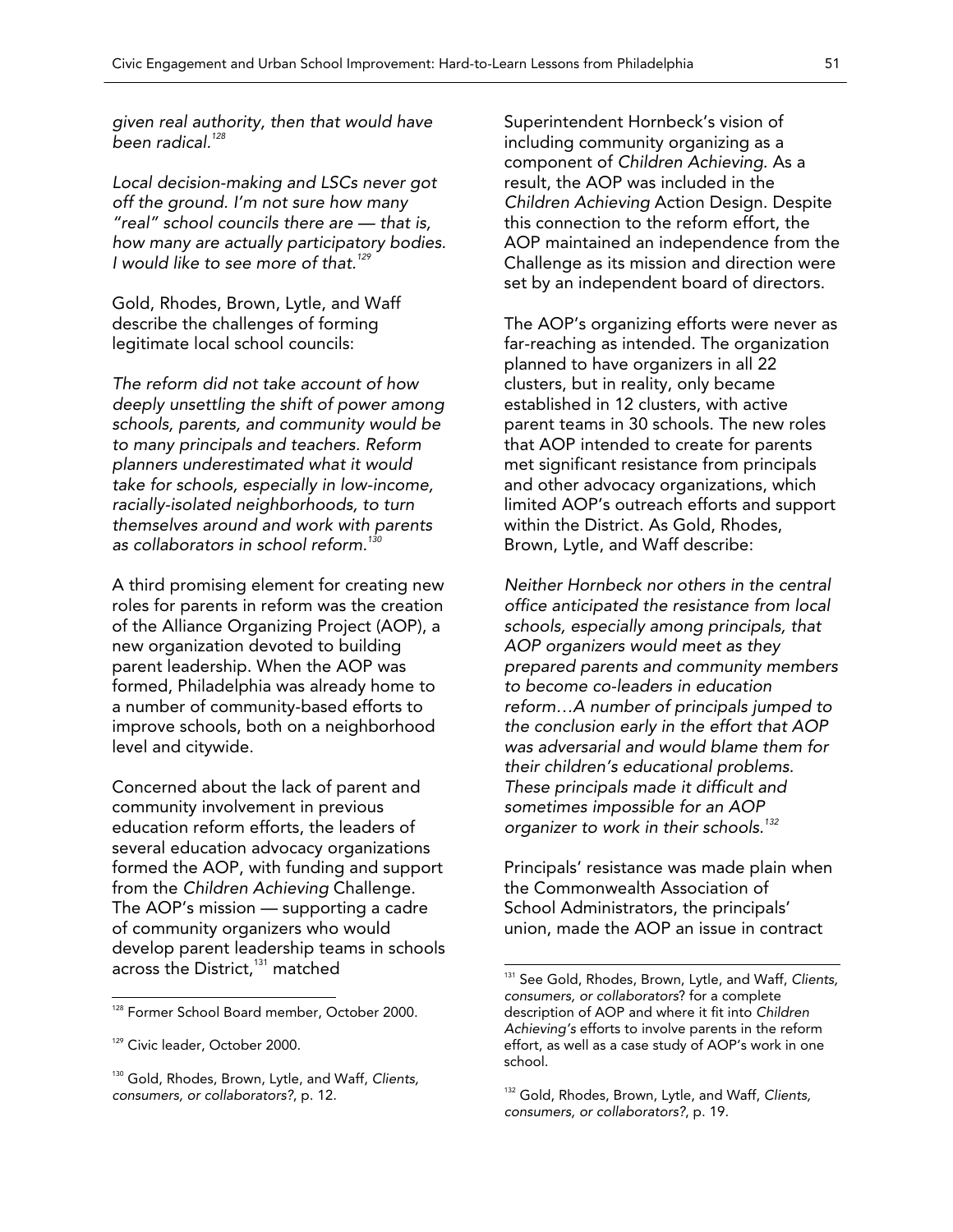*given real authority, then that would have been radical.*[128]

*Local decision-making and LSCs never got off the ground. I'm not sure how many "real" school councils there are — that is, how many are actually participatory bodies. I would like to see more of that.*[129]

Gold, Rhodes, Brown, Lytle, and Waff describe the challenges of forming legitimate local school councils:

*The reform did not take account of how deeply unsettling the shift of power among schools, parents, and community would be to many principals and teachers. Reform planners underestimated what it would take for schools, especially in low-income, racially-isolated neighborhoods, to turn themselves around and work with parents as collaborators in school reform.*[130]

A third promising element for creating new roles for parents in reform was the creation of the Alliance Organizing Project (AOP), a new organization devoted to building parent leadership. When the AOP was formed, Philadelphia was already home to a number of community-based efforts to improve schools, both on a neighborhood level and citywide.

Concerned about the lack of parent and community involvement in previous education reform efforts, the leaders of several education advocacy organizations formed the AOP, with funding and support from the *Children Achieving* Challenge. The AOP's mission — supporting a cadre of community organizers who would develop parent leadership teams in schools across the District,[131] matched Superintendent Hornbeck's vision of including community organizing as a component of *Children Achieving*. As a result, the AOP was included in the *Children Achieving* Action Design. Despite this connection to the reform effort, the AOP maintained an independence from the Challenge as its mission and direction were set by an independent board of directors.

The AOP's organizing efforts were never as far-reaching as intended. The organization planned to have organizers in all 22 clusters, but in reality, only became established in 12 clusters, with active parent teams in 30 schools. The new roles that AOP intended to create for parents met significant resistance from principals and other advocacy organizations, which limited AOP's outreach efforts and support within the District. As Gold, Rhodes, Brown, Lytle, and Waff describe:

*Neither Hornbeck nor others in the central office anticipated the resistance from local schools, especially among principals, that AOP organizers would meet as they prepared parents and community members to become co-leaders in education reform…A number of principals jumped to the conclusion early in the effort that AOP was adversarial and would blame them for their children's educational problems. These principals made it difficult and sometimes impossible for an AOP organizer to work in their schools.*[132]

Principals' resistance was made plain when the Commonwealth Association of School Administrators, the principals' union, made the AOP an issue in contract

---

[128] Former School Board member, October 2000.

[129] Civic leader, October 2000.

[130] Gold, Rhodes, Brown, Lytle, and Waff, *Clients, consumers, or collaborators?*, p. 12.

[131] See Gold, Rhodes, Brown, Lytle, and Waff, *Clients, consumers, or collaborators*? for a complete description of AOP and where it fit into *Children Achieving's* efforts to involve parents in the reform effort, as well as a case study of AOP's work in one school.

[132] Gold, Rhodes, Brown, Lytle, and Waff, *Clients, consumers, or collaborators?*, p. 19.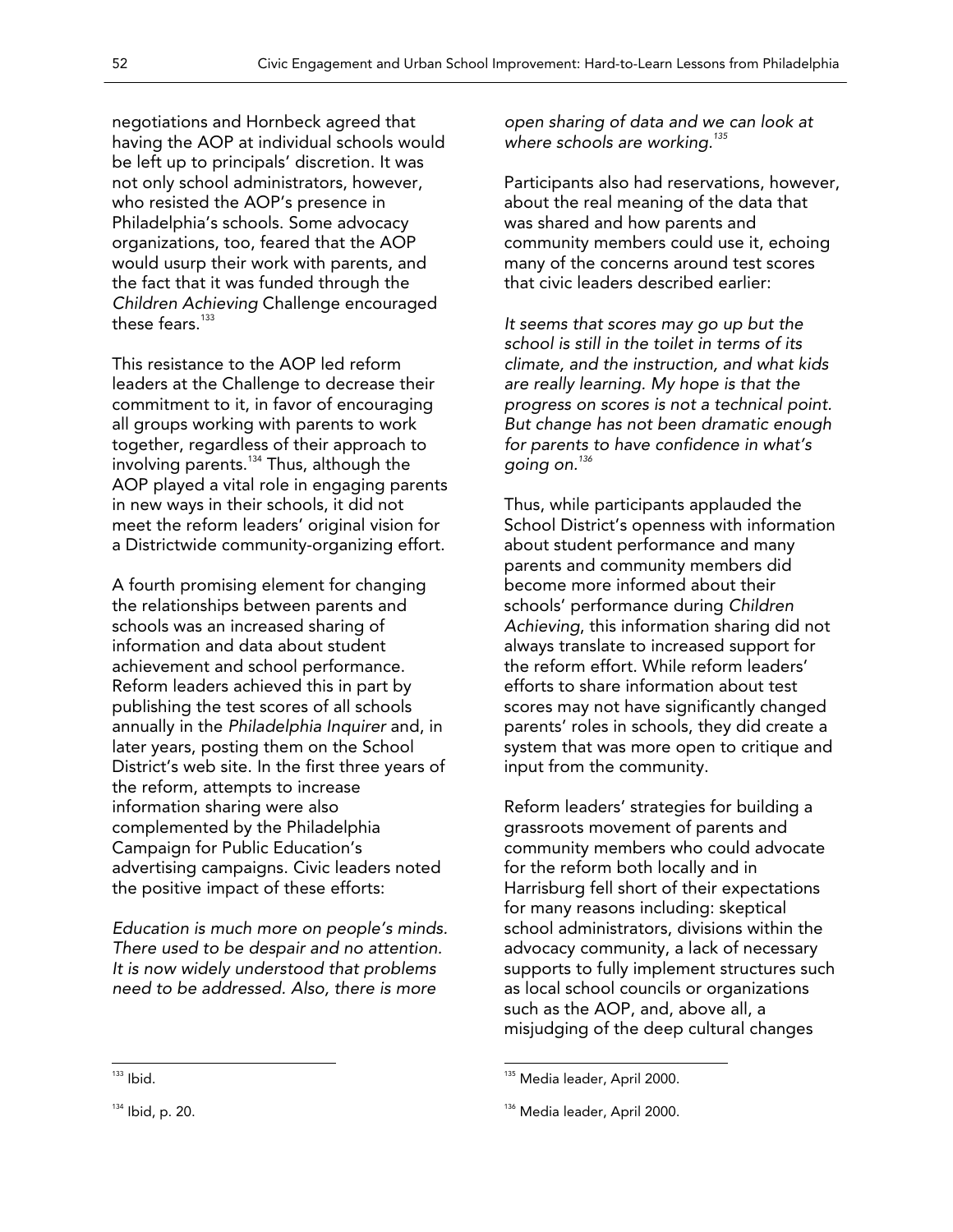negotiations and Hornbeck agreed that having the AOP at individual schools would be left up to principals' discretion. It was not only school administrators, however, who resisted the AOP's presence in Philadelphia's schools. Some advocacy organizations, too, feared that the AOP would usurp their work with parents, and the fact that it was funded through the *Children Achieving* Challenge encouraged these fears.[133]

This resistance to the AOP led reform leaders at the Challenge to decrease their commitment to it, in favor of encouraging all groups working with parents to work together, regardless of their approach to involving parents.[134] Thus, although the AOP played a vital role in engaging parents in new ways in their schools, it did not meet the reform leaders' original vision for a Districtwide community-organizing effort.

A fourth promising element for changing the relationships between parents and schools was an increased sharing of information and data about student achievement and school performance. Reform leaders achieved this in part by publishing the test scores of all schools annually in the *Philadelphia Inquirer* and, in later years, posting them on the School District's web site. In the first three years of the reform, attempts to increase information sharing were also complemented by the Philadelphia Campaign for Public Education's advertising campaigns. Civic leaders noted the positive impact of these efforts:

*Education is much more on people's minds. There used to be despair and no attention. It is now widely understood that problems need to be addressed. Also, there is more open sharing of data and we can look at where schools are working.*[135]

Participants also had reservations, however, about the real meaning of the data that was shared and how parents and community members could use it, echoing many of the concerns around test scores that civic leaders described earlier:

*It seems that scores may go up but the school is still in the toilet in terms of its climate, and the instruction, and what kids are really learning. My hope is that the progress on scores is not a technical point. But change has not been dramatic enough for parents to have confidence in what's going on.*[136]

Thus, while participants applauded the School District's openness with information about student performance and many parents and community members did become more informed about their schools' performance during *Children Achieving*, this information sharing did not always translate to increased support for the reform effort. While reform leaders' efforts to share information about test scores may not have significantly changed parents' roles in schools, they did create a system that was more open to critique and input from the community.

Reform leaders' strategies for building a grassroots movement of parents and community members who could advocate for the reform both locally and in Harrisburg fell short of their expectations for many reasons including: skeptical school administrators, divisions within the advocacy community, a lack of necessary supports to fully implement structures such as local school councils or organizations such as the AOP, and, above all, a misjudging of the deep cultural changes

---

[133] Ibid.

[134] Ibid, p. 20.

[135] Media leader, April 2000.

[136] Media leader, April 2000.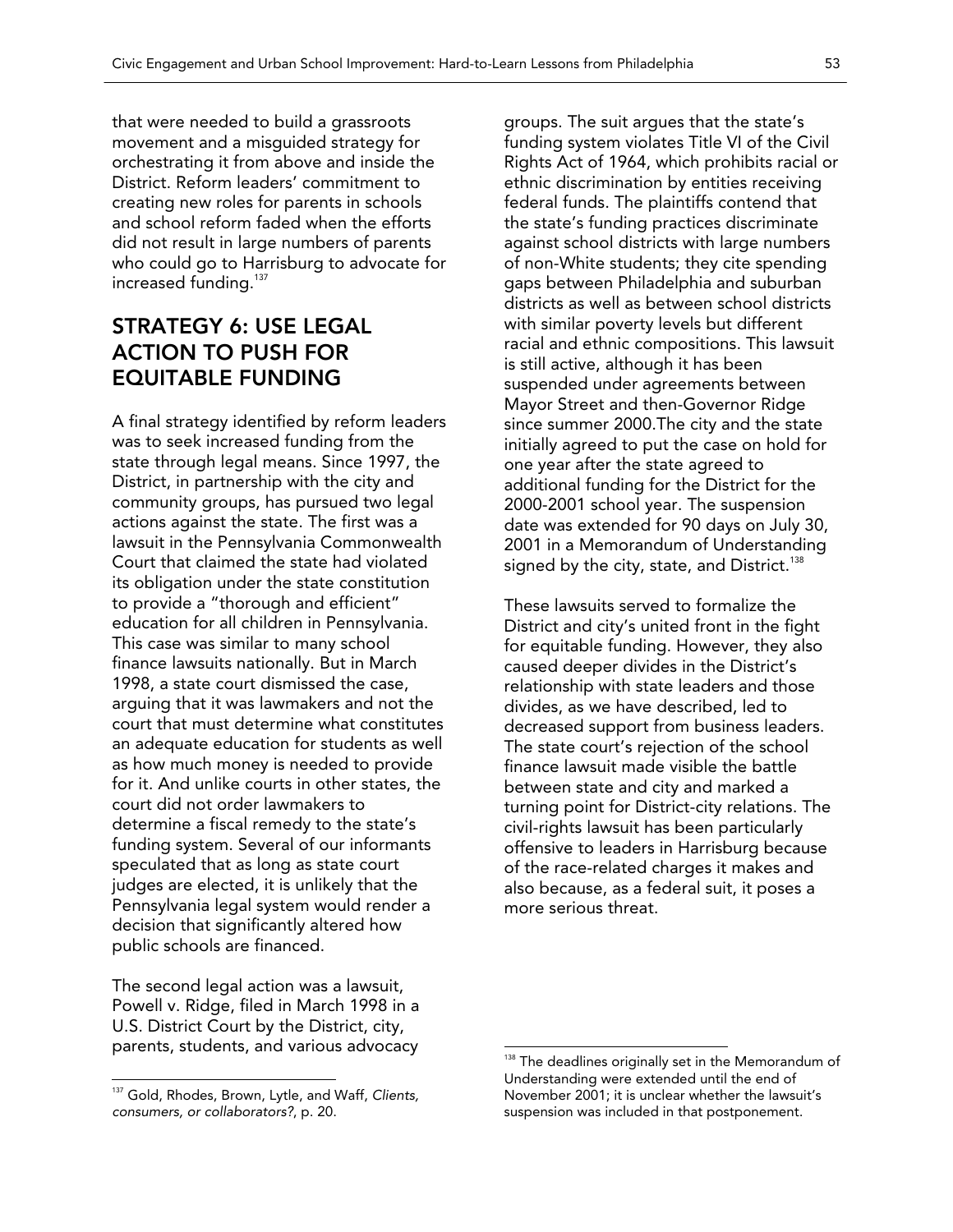that were needed to build a grassroots movement and a misguided strategy for orchestrating it from above and inside the District. Reform leaders' commitment to creating new roles for parents in schools and school reform faded when the efforts did not result in large numbers of parents who could go to Harrisburg to advocate for increased funding.[137]

## STRATEGY 6: USE LEGAL ACTION TO PUSH FOR EQUITABLE FUNDING

A final strategy identified by reform leaders was to seek increased funding from the state through legal means. Since 1997, the District, in partnership with the city and community groups, has pursued two legal actions against the state. The first was a lawsuit in the Pennsylvania Commonwealth Court that claimed the state had violated its obligation under the state constitution to provide a "thorough and efficient" education for all children in Pennsylvania. This case was similar to many school finance lawsuits nationally. But in March 1998, a state court dismissed the case, arguing that it was lawmakers and not the court that must determine what constitutes an adequate education for students as well as how much money is needed to provide for it. And unlike courts in other states, the court did not order lawmakers to determine a fiscal remedy to the state's funding system. Several of our informants speculated that as long as state court judges are elected, it is unlikely that the Pennsylvania legal system would render a decision that significantly altered how public schools are financed.

The second legal action was a lawsuit, Powell v. Ridge, filed in March 1998 in a U.S. District Court by the District, city, parents, students, and various advocacy groups. The suit argues that the state's funding system violates Title VI of the Civil Rights Act of 1964, which prohibits racial or ethnic discrimination by entities receiving federal funds. The plaintiffs contend that the state's funding practices discriminate against school districts with large numbers of non-White students; they cite spending gaps between Philadelphia and suburban districts as well as between school districts with similar poverty levels but different racial and ethnic compositions. This lawsuit is still active, although it has been suspended under agreements between Mayor Street and then-Governor Ridge since summer 2000.The city and the state initially agreed to put the case on hold for one year after the state agreed to additional funding for the District for the 2000-2001 school year. The suspension date was extended for 90 days on July 30, 2001 in a Memorandum of Understanding signed by the city, state, and District.[138]

These lawsuits served to formalize the District and city's united front in the fight for equitable funding. However, they also caused deeper divides in the District's relationship with state leaders and those divides, as we have described, led to decreased support from business leaders. The state court's rejection of the school finance lawsuit made visible the battle between state and city and marked a turning point for District-city relations. The civil-rights lawsuit has been particularly offensive to leaders in Harrisburg because of the race-related charges it makes and also because, as a federal suit, it poses a more serious threat.

---

[137] Gold, Rhodes, Brown, Lytle, and Waff, *Clients, consumers, or collaborators?*, p. 20.

[138] The deadlines originally set in the Memorandum of Understanding were extended until the end of November 2001; it is unclear whether the lawsuit's suspension was included in that postponement.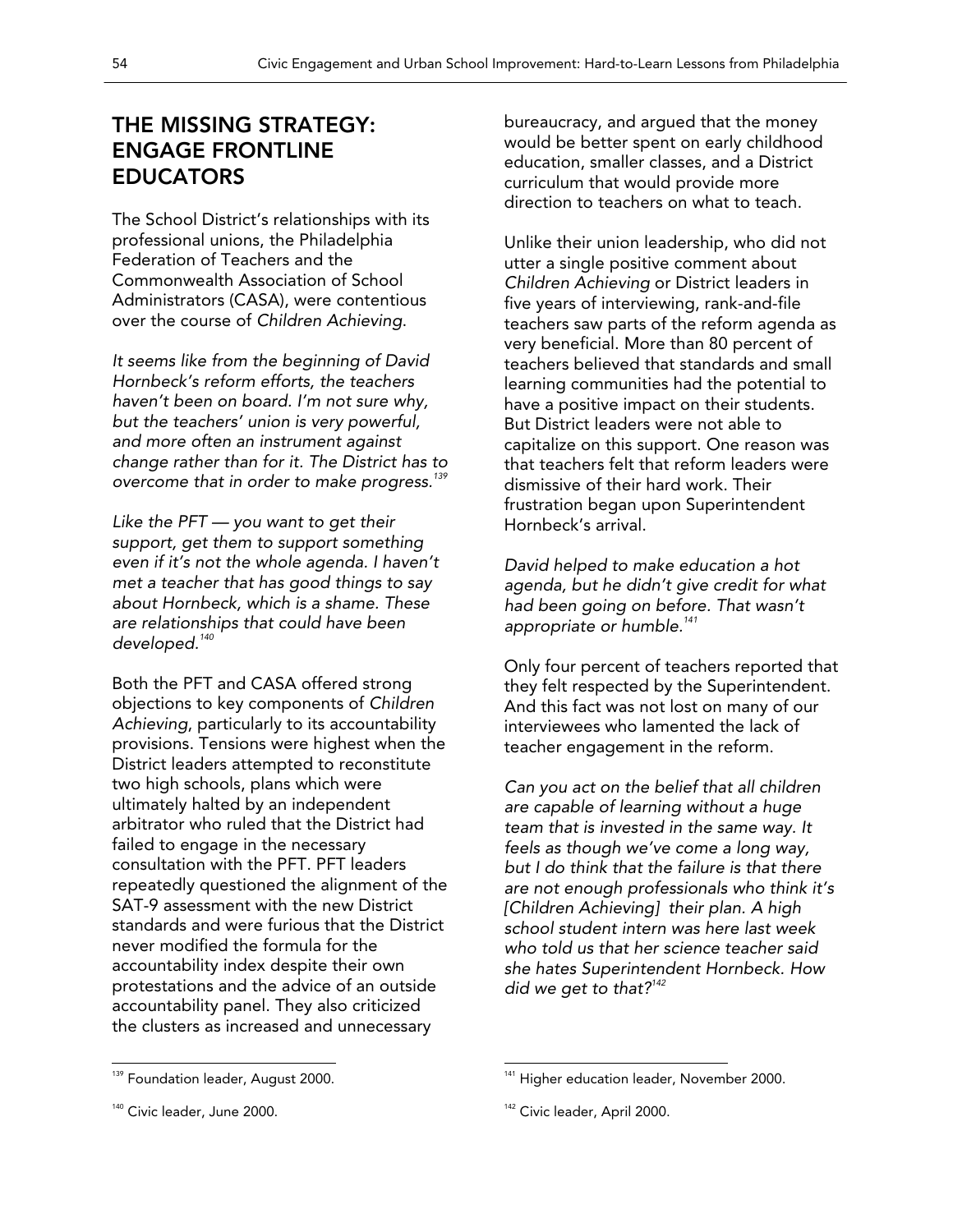## THE MISSING STRATEGY: ENGAGE FRONTLINE EDUCATORS

The School District's relationships with its professional unions, the Philadelphia Federation of Teachers and the Commonwealth Association of School Administrators (CASA), were contentious over the course of *Children Achieving*.

*It seems like from the beginning of David Hornbeck's reform efforts, the teachers haven't been on board. I'm not sure why, but the teachers' union is very powerful, and more often an instrument against change rather than for it. The District has to overcome that in order to make progress.*[139]

*Like the PFT — you want to get their support, get them to support something even if it's not the whole agenda. I haven't met a teacher that has good things to say about Hornbeck, which is a shame. These are relationships that could have been developed.*[140]

Both the PFT and CASA offered strong objections to key components of *Children Achieving*, particularly to its accountability provisions. Tensions were highest when the District leaders attempted to reconstitute two high schools, plans which were ultimately halted by an independent arbitrator who ruled that the District had failed to engage in the necessary consultation with the PFT. PFT leaders repeatedly questioned the alignment of the SAT-9 assessment with the new District standards and were furious that the District never modified the formula for the accountability index despite their own protestations and the advice of an outside accountability panel. They also criticized the clusters as increased and unnecessary bureaucracy, and argued that the money would be better spent on early childhood education, smaller classes, and a District curriculum that would provide more direction to teachers on what to teach.

Unlike their union leadership, who did not utter a single positive comment about *Children Achieving* or District leaders in five years of interviewing, rank-and-file teachers saw parts of the reform agenda as very beneficial. More than 80 percent of teachers believed that standards and small learning communities had the potential to have a positive impact on their students. But District leaders were not able to capitalize on this support. One reason was that teachers felt that reform leaders were dismissive of their hard work. Their frustration began upon Superintendent Hornbeck's arrival.

*David helped to make education a hot agenda, but he didn't give credit for what had been going on before. That wasn't appropriate or humble.*[141]

Only four percent of teachers reported that they felt respected by the Superintendent. And this fact was not lost on many of our interviewees who lamented the lack of teacher engagement in the reform.

*Can you act on the belief that all children are capable of learning without a huge team that is invested in the same way. It feels as though we've come a long way, but I do think that the failure is that there are not enough professionals who think it's [Children Achieving] their plan. A high school student intern was here last week who told us that her science teacher said she hates Superintendent Hornbeck. How did we get to that?*[142]

---

[139] Foundation leader, August 2000.

[140] Civic leader, June 2000.

[141] Higher education leader, November 2000.

[142] Civic leader, April 2000.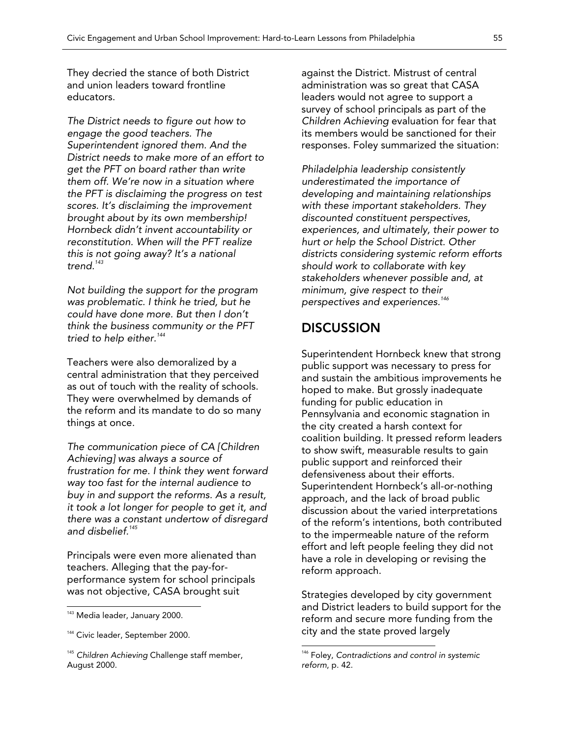They decried the stance of both District and union leaders toward frontline educators.

*The District needs to figure out how to engage the good teachers. The Superintendent ignored them. And the District needs to make more of an effort to get the PFT on board rather than write them off. We're now in a situation where the PFT is disclaiming the progress on test scores. It's disclaiming the improvement brought about by its own membership! Hornbeck didn't invent accountability or reconstitution. When will the PFT realize this is not going away? It's a national trend.*[143]

*Not building the support for the program was problematic. I think he tried, but he could have done more. But then I don't think the business community or the PFT tried to help either.*[144]

Teachers were also demoralized by a central administration that they perceived as out of touch with the reality of schools. They were overwhelmed by demands of the reform and its mandate to do so many things at once.

*The communication piece of CA [Children Achieving] was always a source of frustration for me. I think they went forward way too fast for the internal audience to buy in and support the reforms. As a result, it took a lot longer for people to get it, and there was a constant undertow of disregard and disbelief.*[145]

Principals were even more alienated than teachers. Alleging that the pay-for-performance system for school principals was not objective, CASA brought suit against the District. Mistrust of central administration was so great that CASA leaders would not agree to support a survey of school principals as part of the *Children Achieving* evaluation for fear that its members would be sanctioned for their responses. Foley summarized the situation:

*Philadelphia leadership consistently underestimated the importance of developing and maintaining relationships with these important stakeholders. They discounted constituent perspectives, experiences, and ultimately, their power to hurt or help the School District. Other districts considering systemic reform efforts should work to collaborate with key stakeholders whenever possible and, at minimum, give respect to their perspectives and experiences.*[146]

## DISCUSSION

Superintendent Hornbeck knew that strong public support was necessary to press for and sustain the ambitious improvements he hoped to make. But grossly inadequate funding for public education in Pennsylvania and economic stagnation in the city created a harsh context for coalition building. It pressed reform leaders to show swift, measurable results to gain public support and reinforced their defensiveness about their efforts. Superintendent Hornbeck's all-or-nothing approach, and the lack of broad public discussion about the varied interpretations of the reform's intentions, both contributed to the impermeable nature of the reform effort and left people feeling they did not have a role in developing or revising the reform approach.

Strategies developed by city government and District leaders to build support for the reform and secure more funding from the city and the state proved largely

---

[143] Media leader, January 2000.

[144] Civic leader, September 2000.

[145] *Children Achieving* Challenge staff member, August 2000.

[146] Foley, *Contradictions and control in systemic reform*, p. 42.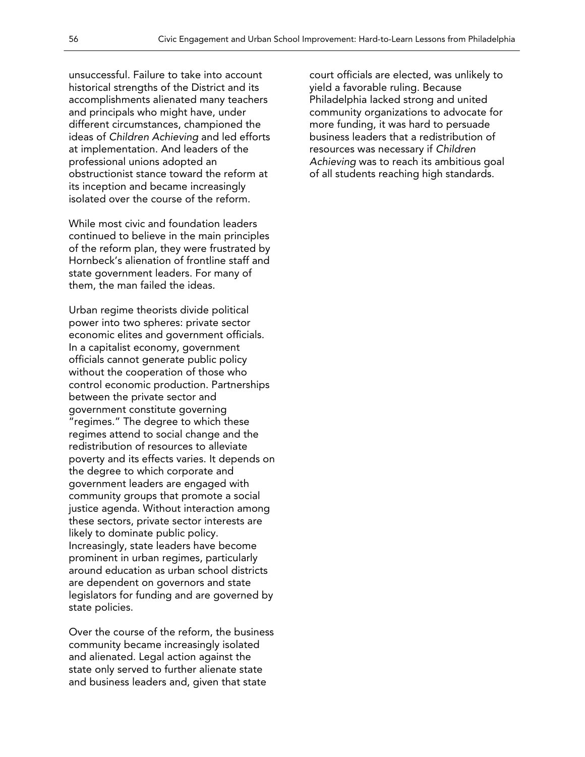unsuccessful. Failure to take into account historical strengths of the District and its accomplishments alienated many teachers and principals who might have, under different circumstances, championed the ideas of *Children Achieving* and led efforts at implementation. And leaders of the professional unions adopted an obstructionist stance toward the reform at its inception and became increasingly isolated over the course of the reform.

While most civic and foundation leaders continued to believe in the main principles of the reform plan, they were frustrated by Hornbeck's alienation of frontline staff and state government leaders. For many of them, the man failed the ideas.

Urban regime theorists divide political power into two spheres: private sector economic elites and government officials. In a capitalist economy, government officials cannot generate public policy without the cooperation of those who control economic production. Partnerships between the private sector and government constitute governing "regimes." The degree to which these regimes attend to social change and the redistribution of resources to alleviate poverty and its effects varies. It depends on the degree to which corporate and government leaders are engaged with community groups that promote a social justice agenda. Without interaction among these sectors, private sector interests are likely to dominate public policy. Increasingly, state leaders have become prominent in urban regimes, particularly around education as urban school districts are dependent on governors and state legislators for funding and are governed by state policies.

Over the course of the reform, the business community became increasingly isolated and alienated. Legal action against the state only served to further alienate state and business leaders and, given that state court officials are elected, was unlikely to yield a favorable ruling. Because Philadelphia lacked strong and united community organizations to advocate for more funding, it was hard to persuade business leaders that a redistribution of resources was necessary if *Children Achieving* was to reach its ambitious goal of all students reaching high standards.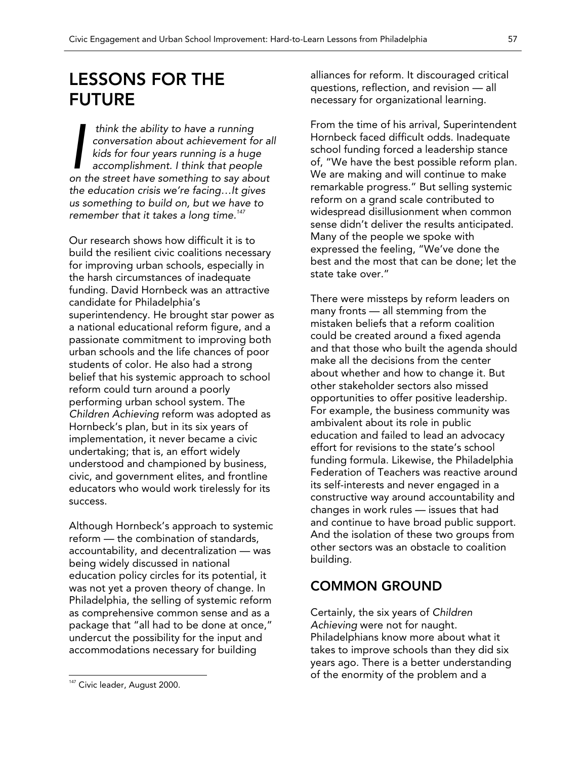# LESSONS FOR THE FUTURE

*I think the ability to have a running conversation about achievement for all kids for four years running is a huge accomplishment. I think that people on the street have something to say about the education crisis we're facing…It gives us something to build on, but we have to remember that it takes a long time.*[147]

Our research shows how difficult it is to build the resilient civic coalitions necessary for improving urban schools, especially in the harsh circumstances of inadequate funding. David Hornbeck was an attractive candidate for Philadelphia's superintendency. He brought star power as a national educational reform figure, and a passionate commitment to improving both urban schools and the life chances of poor students of color. He also had a strong belief that his systemic approach to school reform could turn around a poorly performing urban school system. The *Children Achieving* reform was adopted as Hornbeck's plan, but in its six years of implementation, it never became a civic undertaking; that is, an effort widely understood and championed by business, civic, and government elites, and frontline educators who would work tirelessly for its success.

Although Hornbeck's approach to systemic reform — the combination of standards, accountability, and decentralization — was being widely discussed in national education policy circles for its potential, it was not yet a proven theory of change. In Philadelphia, the selling of systemic reform as comprehensive common sense and as a package that "all had to be done at once," undercut the possibility for the input and accommodations necessary for building alliances for reform. It discouraged critical questions, reflection, and revision — all necessary for organizational learning.

From the time of his arrival, Superintendent Hornbeck faced difficult odds. Inadequate school funding forced a leadership stance of, "We have the best possible reform plan. We are making and will continue to make remarkable progress." But selling systemic reform on a grand scale contributed to widespread disillusionment when common sense didn't deliver the results anticipated. Many of the people we spoke with expressed the feeling, "We've done the best and the most that can be done; let the state take over."

There were missteps by reform leaders on many fronts — all stemming from the mistaken beliefs that a reform coalition could be created around a fixed agenda and that those who built the agenda should make all the decisions from the center about whether and how to change it. But other stakeholder sectors also missed opportunities to offer positive leadership. For example, the business community was ambivalent about its role in public education and failed to lead an advocacy effort for revisions to the state's school funding formula. Likewise, the Philadelphia Federation of Teachers was reactive around its self-interests and never engaged in a constructive way around accountability and changes in work rules — issues that had and continue to have broad public support. And the isolation of these two groups from other sectors was an obstacle to coalition building.

## COMMON GROUND

Certainly, the six years of *Children Achieving* were not for naught. Philadelphians know more about what it takes to improve schools than they did six years ago. There is a better understanding of the enormity of the problem and a

[147] Civic leader, August 2000.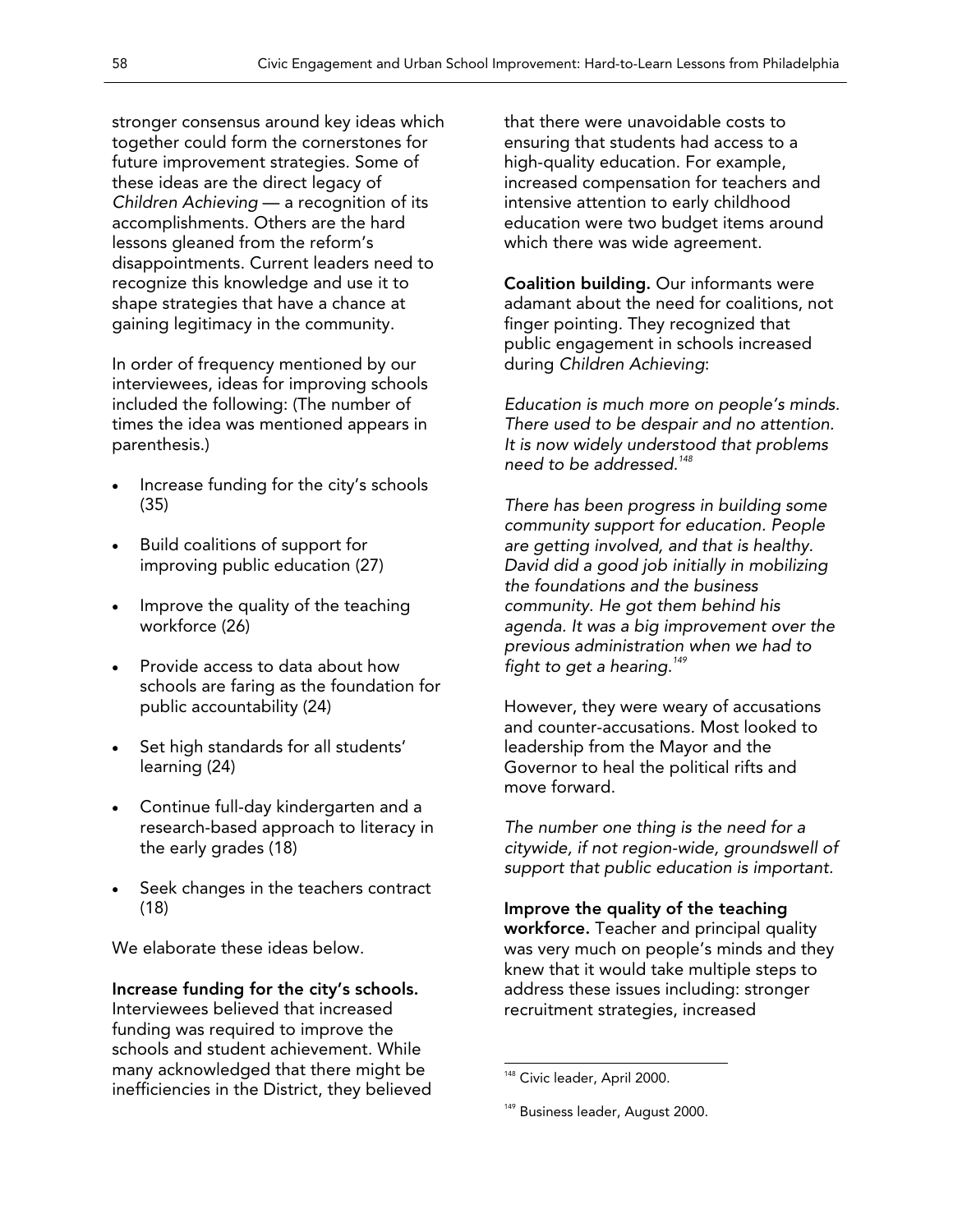stronger consensus around key ideas which together could form the cornerstones for future improvement strategies. Some of these ideas are the direct legacy of *Children Achieving* — a recognition of its accomplishments. Others are the hard lessons gleaned from the reform's disappointments. Current leaders need to recognize this knowledge and use it to shape strategies that have a chance at gaining legitimacy in the community.

In order of frequency mentioned by our interviewees, ideas for improving schools included the following: (The number of times the idea was mentioned appears in parenthesis.)

- Increase funding for the city's schools (35)
- Build coalitions of support for improving public education (27)
- Improve the quality of the teaching workforce (26)
- Provide access to data about how schools are faring as the foundation for public accountability (24)
- Set high standards for all students' learning (24)
- Continue full-day kindergarten and a research-based approach to literacy in the early grades (18)
- Seek changes in the teachers contract (18)

We elaborate these ideas below.

**Increase funding for the city's schools.** Interviewees believed that increased funding was required to improve the schools and student achievement. While many acknowledged that there might be inefficiencies in the District, they believed that there were unavoidable costs to ensuring that students had access to a high-quality education. For example, increased compensation for teachers and intensive attention to early childhood education were two budget items around which there was wide agreement.

**Coalition building.** Our informants were adamant about the need for coalitions, not finger pointing. They recognized that public engagement in schools increased during *Children Achieving*:

*Education is much more on people's minds. There used to be despair and no attention. It is now widely understood that problems need to be addressed.*[148]

*There has been progress in building some community support for education. People are getting involved, and that is healthy. David did a good job initially in mobilizing the foundations and the business community. He got them behind his agenda. It was a big improvement over the previous administration when we had to fight to get a hearing.*[149]

However, they were weary of accusations and counter-accusations. Most looked to leadership from the Mayor and the Governor to heal the political rifts and move forward.

*The number one thing is the need for a citywide, if not region-wide, groundswell of support that public education is important.*

**Improve the quality of the teaching workforce.** Teacher and principal quality was very much on people's minds and they knew that it would take multiple steps to address these issues including: stronger recruitment strategies, increased

[148] Civic leader, April 2000.

[149] Business leader, August 2000.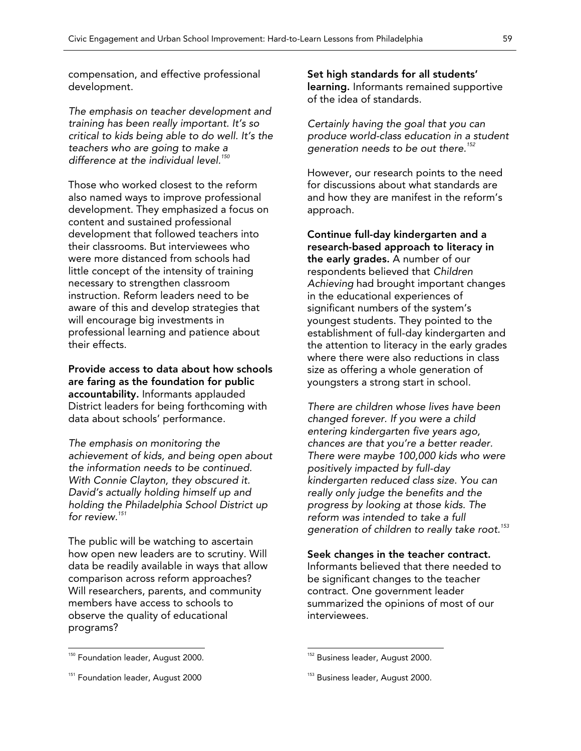compensation, and effective professional development.

*The emphasis on teacher development and training has been really important. It's so critical to kids being able to do well. It's the teachers who are going to make a difference at the individual level.*[150]

Those who worked closest to the reform also named ways to improve professional development. They emphasized a focus on content and sustained professional development that followed teachers into their classrooms. But interviewees who were more distanced from schools had little concept of the intensity of training necessary to strengthen classroom instruction. Reform leaders need to be aware of this and develop strategies that will encourage big investments in professional learning and patience about their effects.

**Provide access to data about how schools are faring as the foundation for public accountability.** Informants applauded District leaders for being forthcoming with data about schools' performance.

*The emphasis on monitoring the achievement of kids, and being open about the information needs to be continued. With Connie Clayton, they obscured it. David's actually holding himself up and holding the Philadelphia School District up for review.*[151]

The public will be watching to ascertain how open new leaders are to scrutiny. Will data be readily available in ways that allow comparison across reform approaches? Will researchers, parents, and community members have access to schools to observe the quality of educational programs?

**Set high standards for all students' learning.** Informants remained supportive of the idea of standards.

*Certainly having the goal that you can produce world-class education in a student generation needs to be out there.*[152]

However, our research points to the need for discussions about what standards are and how they are manifest in the reform's approach.

**Continue full-day kindergarten and a research-based approach to literacy in the early grades.** A number of our respondents believed that *Children Achieving* had brought important changes in the educational experiences of significant numbers of the system's youngest students. They pointed to the establishment of full-day kindergarten and the attention to literacy in the early grades where there were also reductions in class size as offering a whole generation of youngsters a strong start in school.

*There are children whose lives have been changed forever. If you were a child entering kindergarten five years ago, chances are that you're a better reader. There were maybe 100,000 kids who were positively impacted by full-day kindergarten reduced class size. You can really only judge the benefits and the progress by looking at those kids. The reform was intended to take a full generation of children to really take root.*[153]

**Seek changes in the teacher contract.** Informants believed that there needed to be significant changes to the teacher contract. One government leader summarized the opinions of most of our interviewees.

---

[150] Foundation leader, August 2000.

[151] Foundation leader, August 2000

[152] Business leader, August 2000.

[153] Business leader, August 2000.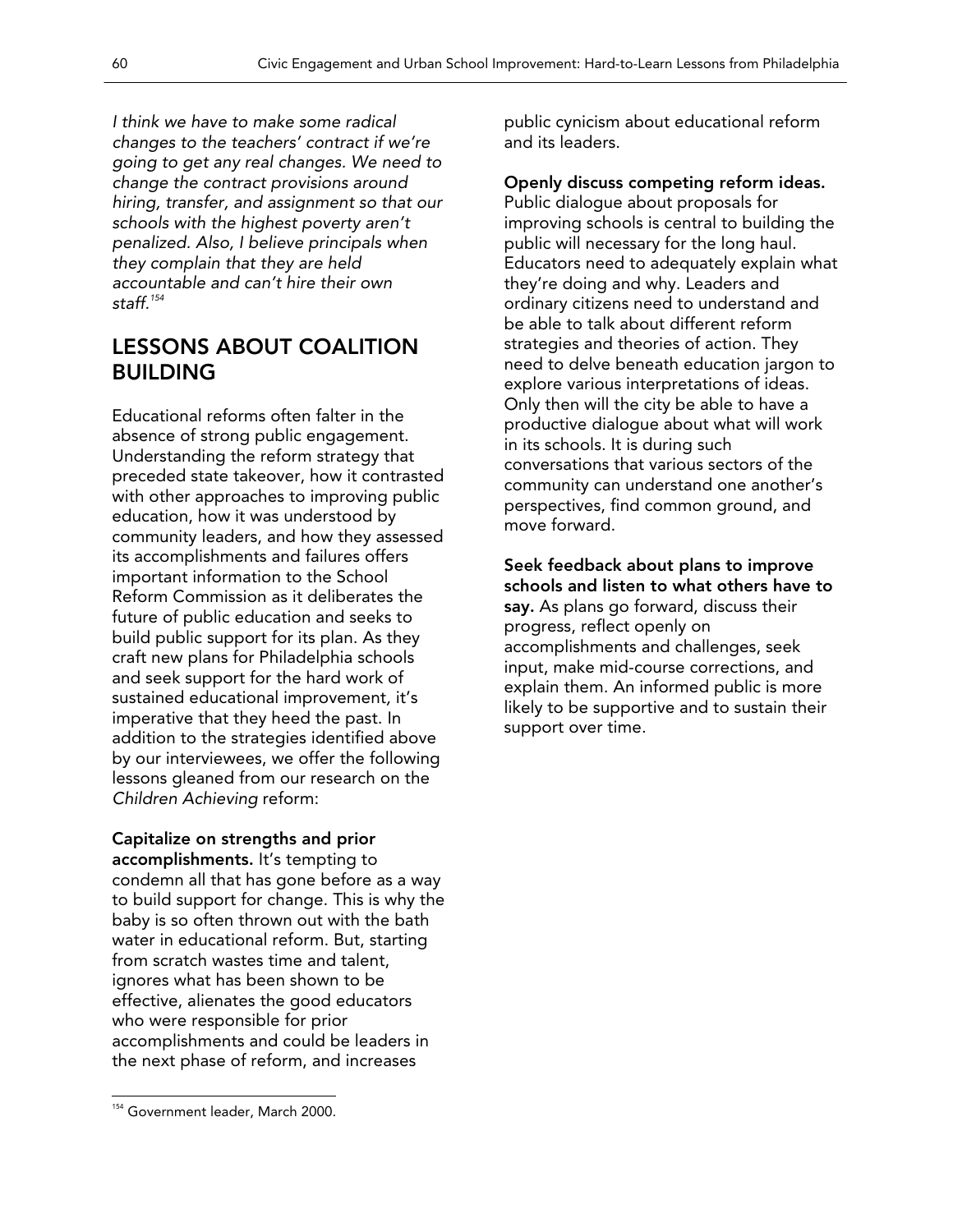*I think we have to make some radical changes to the teachers' contract if we're going to get any real changes. We need to change the contract provisions around hiring, transfer, and assignment so that our schools with the highest poverty aren't penalized. Also, I believe principals when they complain that they are held accountable and can't hire their own staff.*[154]

## LESSONS ABOUT COALITION BUILDING

Educational reforms often falter in the absence of strong public engagement. Understanding the reform strategy that preceded state takeover, how it contrasted with other approaches to improving public education, how it was understood by community leaders, and how they assessed its accomplishments and failures offers important information to the School Reform Commission as it deliberates the future of public education and seeks to build public support for its plan. As they craft new plans for Philadelphia schools and seek support for the hard work of sustained educational improvement, it's imperative that they heed the past. In addition to the strategies identified above by our interviewees, we offer the following lessons gleaned from our research on the *Children Achieving* reform:

**Capitalize on strengths and prior accomplishments.** It's tempting to condemn all that has gone before as a way to build support for change. This is why the baby is so often thrown out with the bath water in educational reform. But, starting from scratch wastes time and talent, ignores what has been shown to be effective, alienates the good educators who were responsible for prior accomplishments and could be leaders in the next phase of reform, and increases public cynicism about educational reform and its leaders.

**Openly discuss competing reform ideas.** Public dialogue about proposals for improving schools is central to building the public will necessary for the long haul. Educators need to adequately explain what they're doing and why. Leaders and ordinary citizens need to understand and be able to talk about different reform strategies and theories of action. They need to delve beneath education jargon to explore various interpretations of ideas. Only then will the city be able to have a productive dialogue about what will work in its schools. It is during such conversations that various sectors of the community can understand one another's perspectives, find common ground, and move forward.

**Seek feedback about plans to improve schools and listen to what others have to say.** As plans go forward, discuss their progress, reflect openly on accomplishments and challenges, seek input, make mid-course corrections, and explain them. An informed public is more likely to be supportive and to sustain their support over time.

[154] Government leader, March 2000.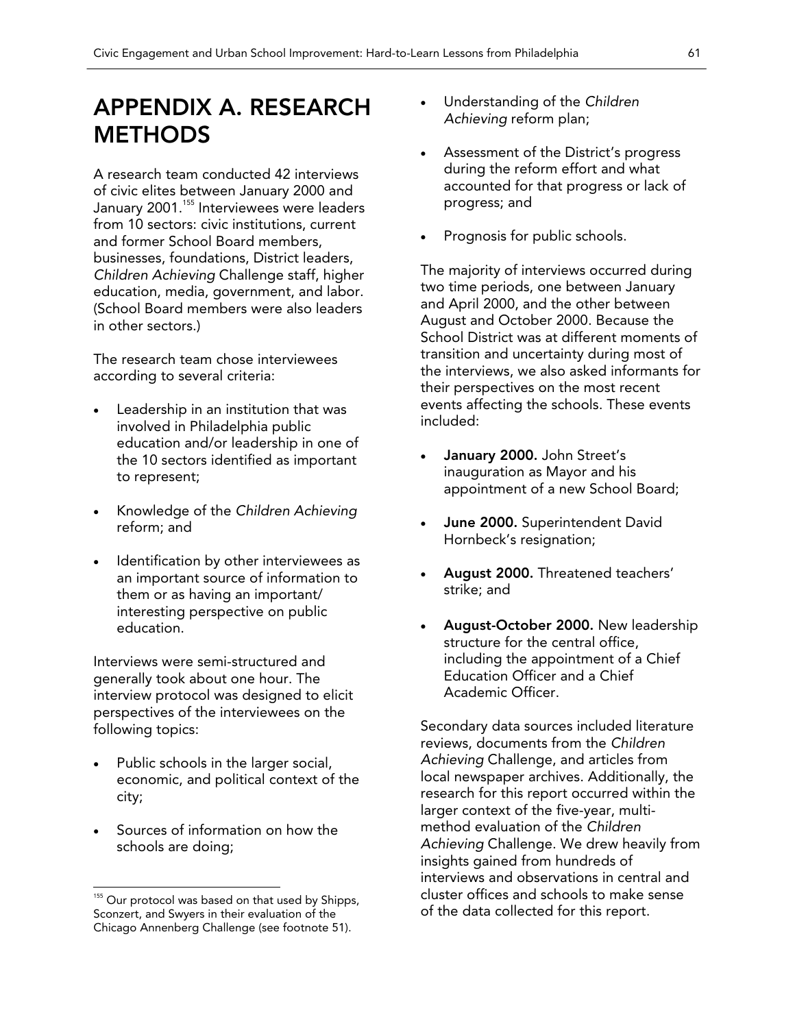# APPENDIX A. RESEARCH METHODS

A research team conducted 42 interviews of civic elites between January 2000 and January 2001.[155] Interviewees were leaders from 10 sectors: civic institutions, current and former School Board members, businesses, foundations, District leaders, *Children Achieving* Challenge staff, higher education, media, government, and labor. (School Board members were also leaders in other sectors.)

The research team chose interviewees according to several criteria:

- Leadership in an institution that was involved in Philadelphia public education and/or leadership in one of the 10 sectors identified as important to represent;
- Knowledge of the *Children Achieving* reform; and
- Identification by other interviewees as an important source of information to them or as having an important/ interesting perspective on public education.

Interviews were semi-structured and generally took about one hour. The interview protocol was designed to elicit perspectives of the interviewees on the following topics:

- Public schools in the larger social, economic, and political context of the city;
- Sources of information on how the schools are doing;
- Understanding of the *Children Achieving* reform plan;
- Assessment of the District's progress during the reform effort and what accounted for that progress or lack of progress; and
- Prognosis for public schools.

The majority of interviews occurred during two time periods, one between January and April 2000, and the other between August and October 2000. Because the School District was at different moments of transition and uncertainty during most of the interviews, we also asked informants for their perspectives on the most recent events affecting the schools. These events included:

- **January 2000.** John Street's inauguration as Mayor and his appointment of a new School Board;
- **June 2000.** Superintendent David Hornbeck's resignation;
- **August 2000.** Threatened teachers' strike; and
- **August-October 2000.** New leadership structure for the central office, including the appointment of a Chief Education Officer and a Chief Academic Officer.

Secondary data sources included literature reviews, documents from the *Children Achieving* Challenge, and articles from local newspaper archives. Additionally, the research for this report occurred within the larger context of the five-year, multi-method evaluation of the *Children Achieving* Challenge. We drew heavily from insights gained from hundreds of interviews and observations in central and cluster offices and schools to make sense of the data collected for this report.

---

[155] Our protocol was based on that used by Shipps, Sconzert, and Swyers in their evaluation of the Chicago Annenberg Challenge (see footnote 51).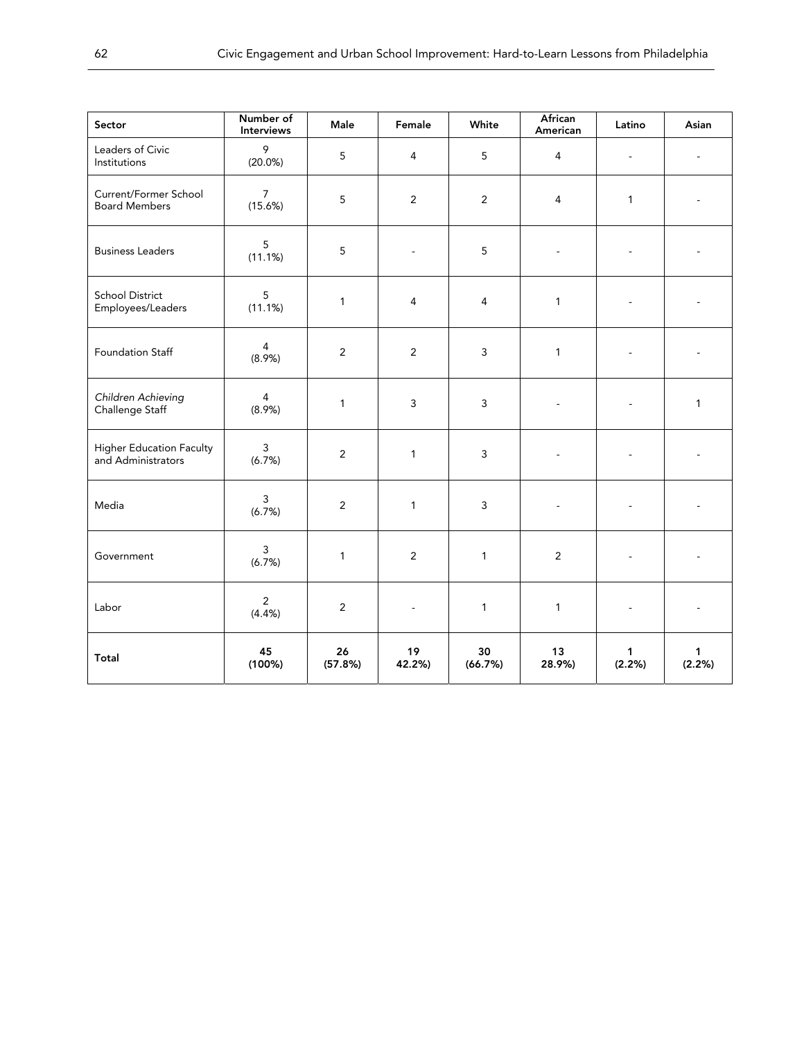| Sector | Number of Interviews | Male | Female | White | African American | Latino | Asian |
|---|---|---|---|---|---|---|---|
| Leaders of Civic Institutions | 9 (20.0%) | 5 | 4 | 5 | 4 | - | - |
| Current/Former School Board Members | 7 (15.6%) | 5 | 2 | 2 | 4 | 1 | - |
| Business Leaders | 5 (11.1%) | 5 | - | 5 | - | - | - |
| School District Employees/Leaders | 5 (11.1%) | 1 | 4 | 4 | 1 | - | - |
| Foundation Staff | 4 (8.9%) | 2 | 2 | 3 | 1 | - | - |
| *Children Achieving* Challenge Staff | 4 (8.9%) | 1 | 3 | 3 | - | - | 1 |
| Higher Education Faculty and Administrators | 3 (6.7%) | 2 | 1 | 3 | - | - | - |
| Media | 3 (6.7%) | 2 | 1 | 3 | - | - | - |
| Government | 3 (6.7%) | 1 | 2 | 1 | 2 | - | - |
| Labor | 2 (4.4%) | 2 | - | 1 | 1 | - | - |
| **Total** | **45 (100%)** | **26 (57.8%)** | **19 42.2%)** | **30 (66.7%)** | **13 28.9%)** | **1 (2.2%)** | **1 (2.2%)** |